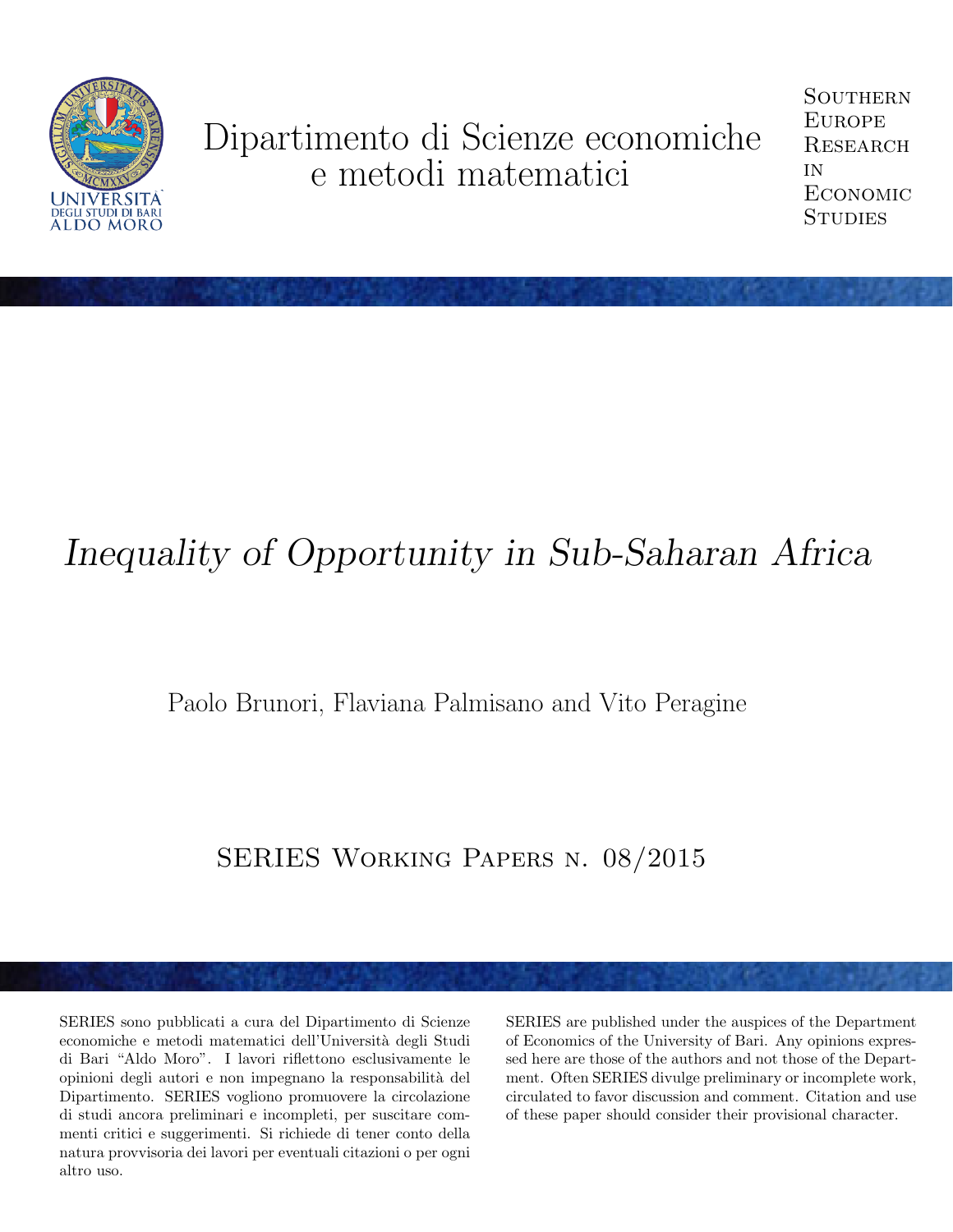Dipartimento di Scienze economiche e metodi matematici

SOUTHERN EUROPE RESEARCH IN ECONOMIC STUDIES

# *Inequality of Opportunity in Sub-Saharan Africa*

Paolo Brunori, Flaviana Palmisano and Vito Peragine

SERIES WORKING PAPERS N. 08/2015

SERIES sono pubblicati a cura del Dipartimento di Scienze economiche e metodi matematici dell'Università degli Studi di Bari "Aldo Moro". I lavori riflettono esclusivamente le opinioni degli autori e non impegnano la responsabilità del Dipartimento. SERIES vogliono promuovere la circolazione di studi ancora preliminari e incompleti, per suscitare commenti critici e suggerimenti. Si richiede di tener conto della natura provvisoria dei lavori per eventuali citazioni o per ogni altro uso.

SERIES are published under the auspices of the Department of Economics of the University of Bari. Any opinions expressed here are those of the authors and not those of the Department. Often SERIES divulge preliminary or incomplete work, circulated to favor discussion and comment. Citation and use of these paper should consider their provisional character.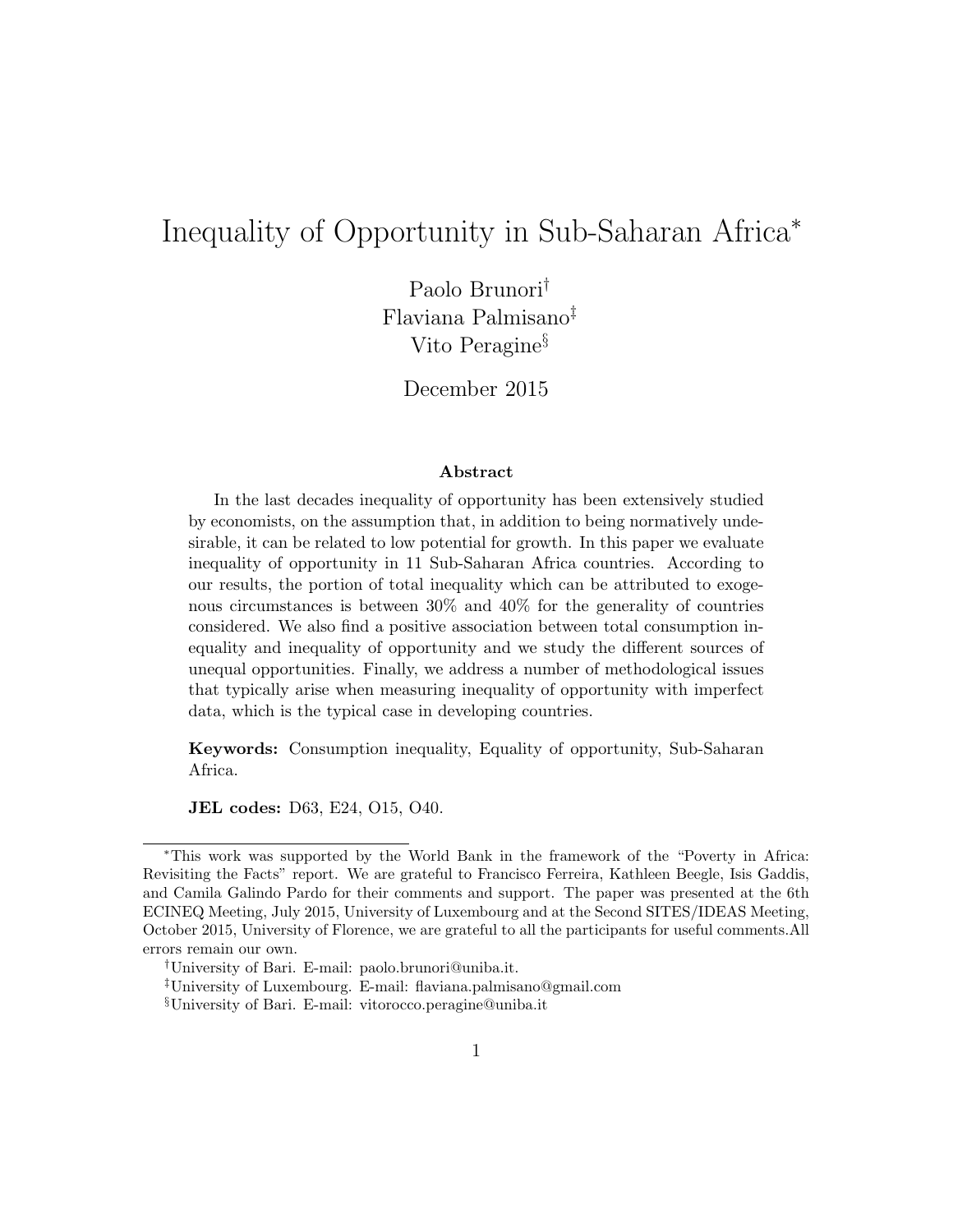# Inequality of Opportunity in Sub-Saharan Africa*

Paolo Brunori†
Flaviana Palmisano‡
Vito Peragine§

December 2015

### Abstract

In the last decades inequality of opportunity has been extensively studied by economists, on the assumption that, in addition to being normatively undesirable, it can be related to low potential for growth. In this paper we evaluate inequality of opportunity in 11 Sub-Saharan Africa countries. According to our results, the portion of total inequality which can be attributed to exogenous circumstances is between 30% and 40% for the generality of countries considered. We also find a positive association between total consumption inequality and inequality of opportunity and we study the different sources of unequal opportunities. Finally, we address a number of methodological issues that typically arise when measuring inequality of opportunity with imperfect data, which is the typical case in developing countries.

**Keywords:** Consumption inequality, Equality of opportunity, Sub-Saharan Africa.

**JEL codes:** D63, E24, O15, O40.

---

*This work was supported by the World Bank in the framework of the "Poverty in Africa: Revisiting the Facts" report. We are grateful to Francisco Ferreira, Kathleen Beegle, Isis Gaddis, and Camila Galindo Pardo for their comments and support. The paper was presented at the 6th ECINEQ Meeting, July 2015, University of Luxembourg and at the Second SITES/IDEAS Meeting, October 2015, University of Florence, we are grateful to all the participants for useful comments.All errors remain our own.

†University of Bari. E-mail: paolo.brunori@uniba.it.

‡University of Luxembourg. E-mail: flaviana.palmisano@gmail.com

§University of Bari. E-mail: vitorocco.peragine@uniba.it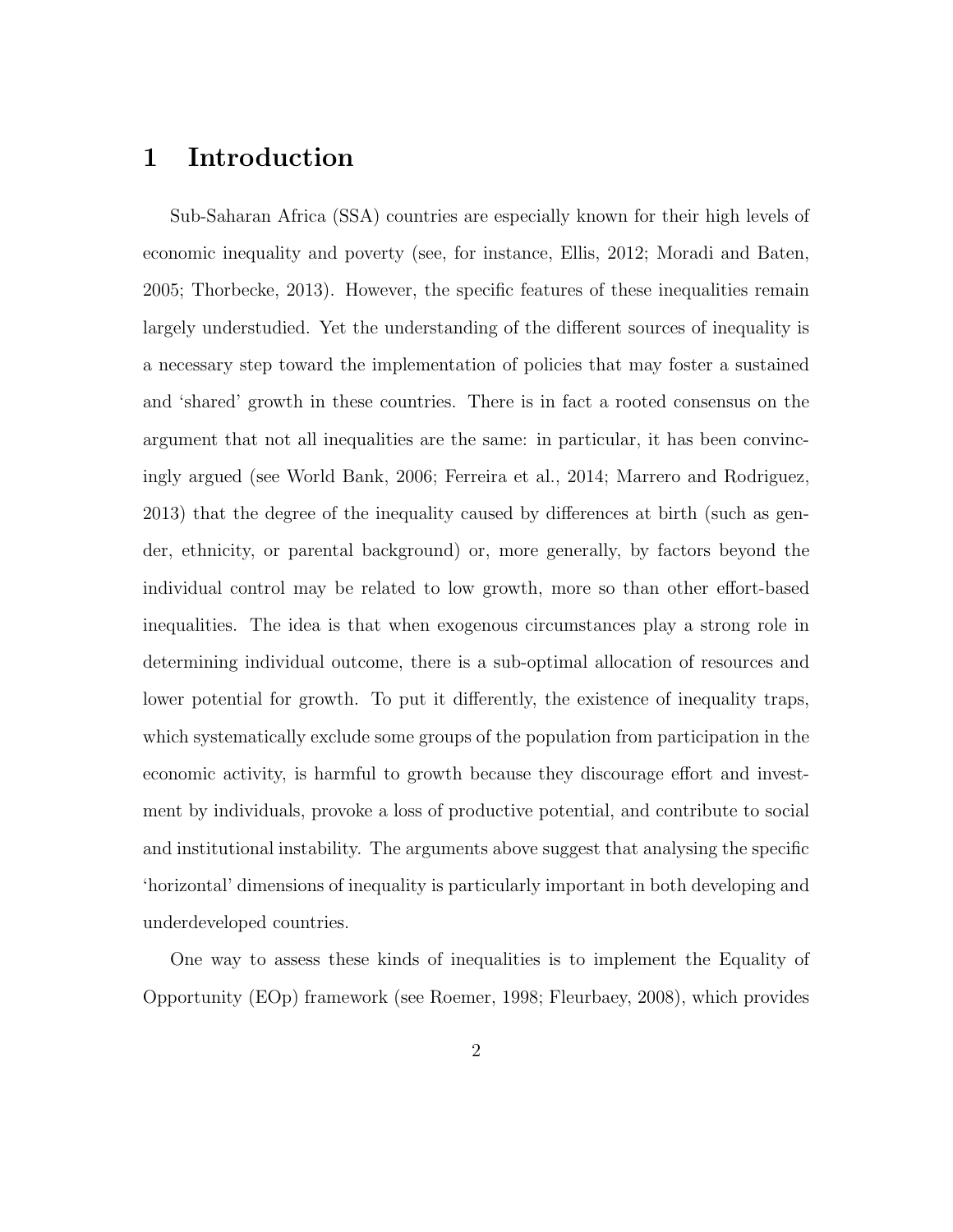# 1 Introduction

Sub-Saharan Africa (SSA) countries are especially known for their high levels of economic inequality and poverty (see, for instance, Ellis, 2012; Moradi and Baten, 2005; Thorbecke, 2013). However, the specific features of these inequalities remain largely understudied. Yet the understanding of the different sources of inequality is a necessary step toward the implementation of policies that may foster a sustained and 'shared' growth in these countries. There is in fact a rooted consensus on the argument that not all inequalities are the same: in particular, it has been convincingly argued (see World Bank, 2006; Ferreira et al., 2014; Marrero and Rodriguez, 2013) that the degree of the inequality caused by differences at birth (such as gender, ethnicity, or parental background) or, more generally, by factors beyond the individual control may be related to low growth, more so than other effort-based inequalities. The idea is that when exogenous circumstances play a strong role in determining individual outcome, there is a sub-optimal allocation of resources and lower potential for growth. To put it differently, the existence of inequality traps, which systematically exclude some groups of the population from participation in the economic activity, is harmful to growth because they discourage effort and investment by individuals, provoke a loss of productive potential, and contribute to social and institutional instability. The arguments above suggest that analysing the specific 'horizontal' dimensions of inequality is particularly important in both developing and underdeveloped countries.

One way to assess these kinds of inequalities is to implement the Equality of Opportunity (EOp) framework (see Roemer, 1998; Fleurbaey, 2008), which provides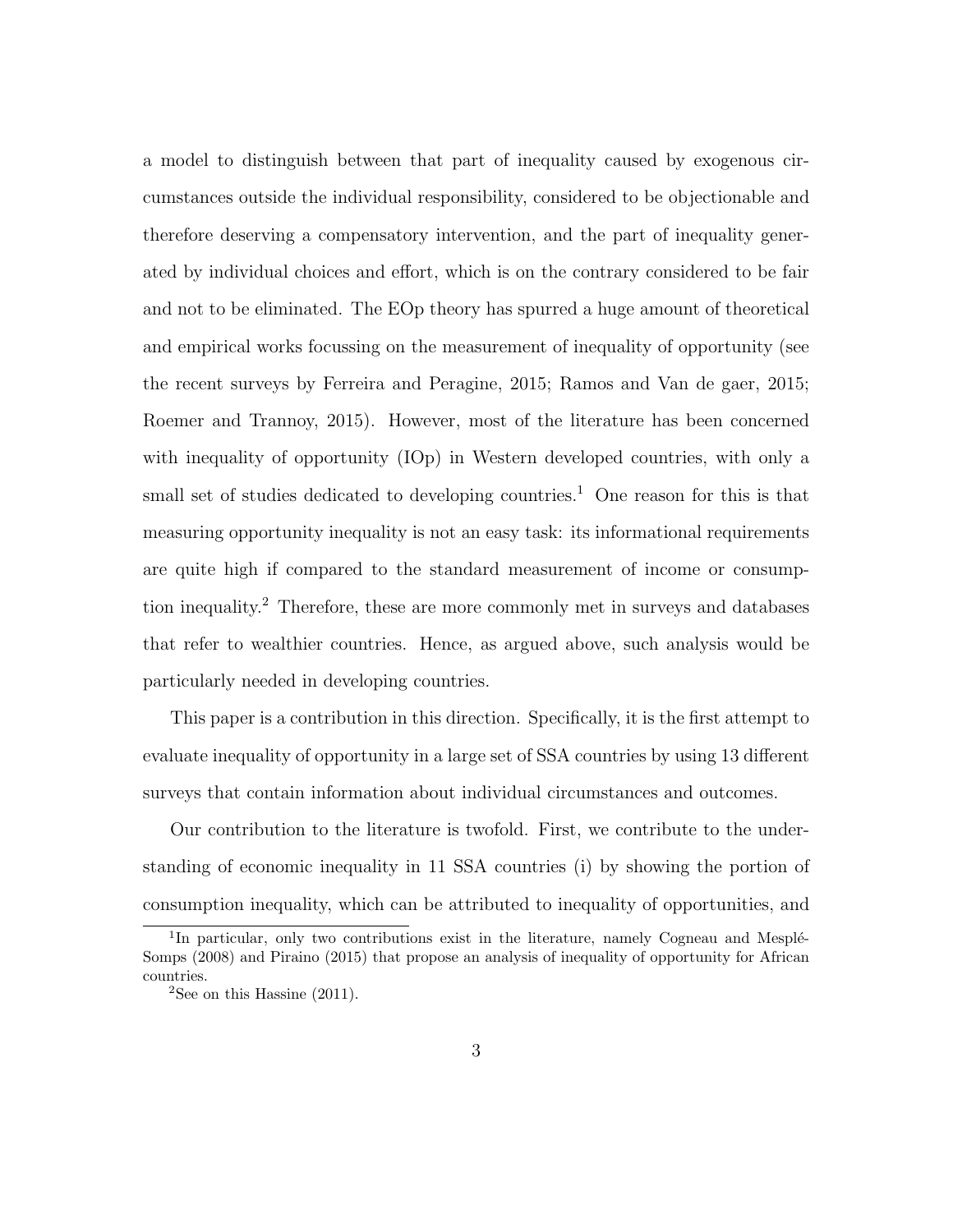a model to distinguish between that part of inequality caused by exogenous circumstances outside the individual responsibility, considered to be objectionable and therefore deserving a compensatory intervention, and the part of inequality generated by individual choices and effort, which is on the contrary considered to be fair and not to be eliminated. The EOp theory has spurred a huge amount of theoretical and empirical works focussing on the measurement of inequality of opportunity (see the recent surveys by Ferreira and Peragine, 2015; Ramos and Van de gaer, 2015; Roemer and Trannoy, 2015). However, most of the literature has been concerned with inequality of opportunity (IOp) in Western developed countries, with only a small set of studies dedicated to developing countries.[1] One reason for this is that measuring opportunity inequality is not an easy task: its informational requirements are quite high if compared to the standard measurement of income or consumption inequality.[2] Therefore, these are more commonly met in surveys and databases that refer to wealthier countries. Hence, as argued above, such analysis would be particularly needed in developing countries.

This paper is a contribution in this direction. Specifically, it is the first attempt to evaluate inequality of opportunity in a large set of SSA countries by using 13 different surveys that contain information about individual circumstances and outcomes.

Our contribution to the literature is twofold. First, we contribute to the understanding of economic inequality in 11 SSA countries (i) by showing the portion of consumption inequality, which can be attributed to inequality of opportunities, and

[1] In particular, only two contributions exist in the literature, namely Cogneau and Mesplé-Somps (2008) and Piraino (2015) that propose an analysis of inequality of opportunity for African countries.

[2] See on this Hassine (2011).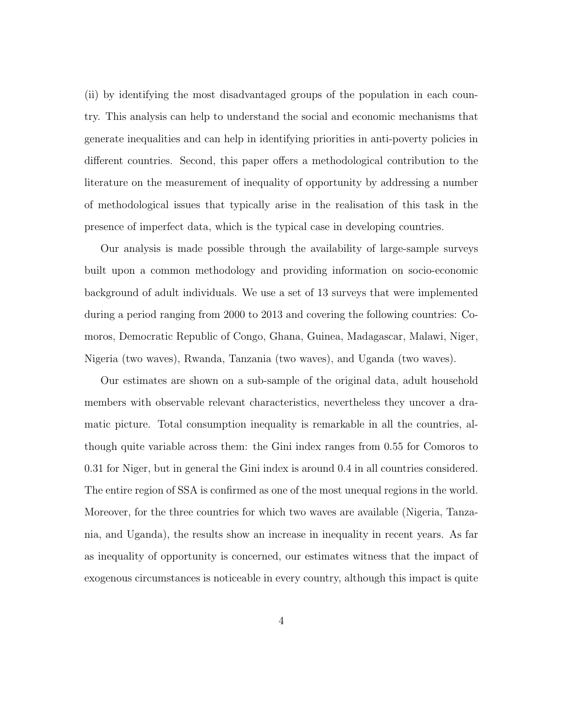(ii) by identifying the most disadvantaged groups of the population in each country. This analysis can help to understand the social and economic mechanisms that generate inequalities and can help in identifying priorities in anti-poverty policies in different countries. Second, this paper offers a methodological contribution to the literature on the measurement of inequality of opportunity by addressing a number of methodological issues that typically arise in the realisation of this task in the presence of imperfect data, which is the typical case in developing countries.

Our analysis is made possible through the availability of large-sample surveys built upon a common methodology and providing information on socio-economic background of adult individuals. We use a set of 13 surveys that were implemented during a period ranging from 2000 to 2013 and covering the following countries: Comoros, Democratic Republic of Congo, Ghana, Guinea, Madagascar, Malawi, Niger, Nigeria (two waves), Rwanda, Tanzania (two waves), and Uganda (two waves).

Our estimates are shown on a sub-sample of the original data, adult household members with observable relevant characteristics, nevertheless they uncover a dramatic picture. Total consumption inequality is remarkable in all the countries, although quite variable across them: the Gini index ranges from 0.55 for Comoros to 0.31 for Niger, but in general the Gini index is around 0.4 in all countries considered. The entire region of SSA is confirmed as one of the most unequal regions in the world. Moreover, for the three countries for which two waves are available (Nigeria, Tanzania, and Uganda), the results show an increase in inequality in recent years. As far as inequality of opportunity is concerned, our estimates witness that the impact of exogenous circumstances is noticeable in every country, although this impact is quite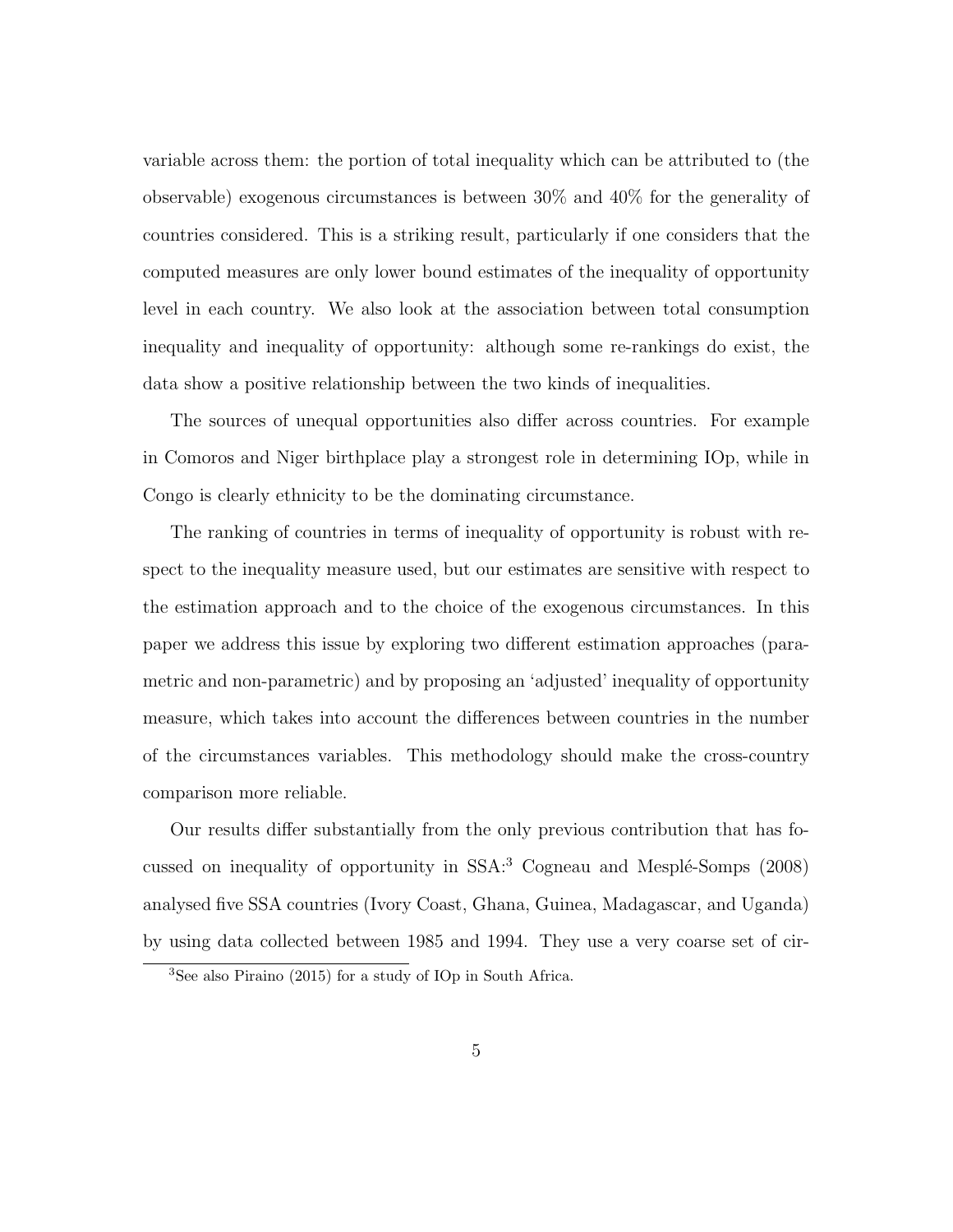variable across them: the portion of total inequality which can be attributed to (the observable) exogenous circumstances is between 30% and 40% for the generality of countries considered. This is a striking result, particularly if one considers that the computed measures are only lower bound estimates of the inequality of opportunity level in each country. We also look at the association between total consumption inequality and inequality of opportunity: although some re-rankings do exist, the data show a positive relationship between the two kinds of inequalities.

The sources of unequal opportunities also differ across countries. For example in Comoros and Niger birthplace play a strongest role in determining IOp, while in Congo is clearly ethnicity to be the dominating circumstance.

The ranking of countries in terms of inequality of opportunity is robust with respect to the inequality measure used, but our estimates are sensitive with respect to the estimation approach and to the choice of the exogenous circumstances. In this paper we address this issue by exploring two different estimation approaches (parametric and non-parametric) and by proposing an 'adjusted' inequality of opportunity measure, which takes into account the differences between countries in the number of the circumstances variables. This methodology should make the cross-country comparison more reliable.

Our results differ substantially from the only previous contribution that has focussed on inequality of opportunity in SSA:[3] Cogneau and Mesplé-Somps (2008) analysed five SSA countries (Ivory Coast, Ghana, Guinea, Madagascar, and Uganda) by using data collected between 1985 and 1994. They use a very coarse set of cir-

[3] See also Piraino (2015) for a study of IOp in South Africa.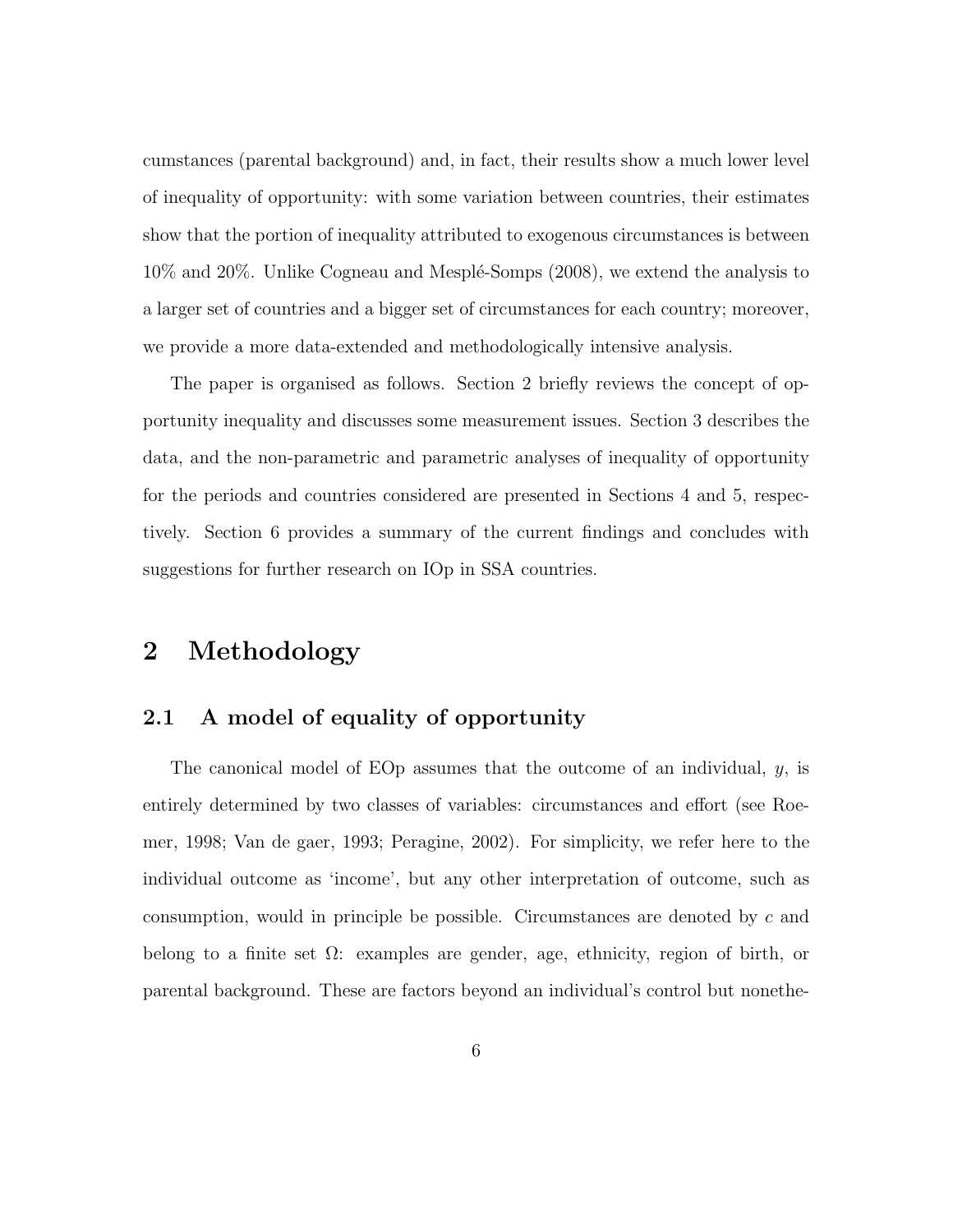cumstances (parental background) and, in fact, their results show a much lower level of inequality of opportunity: with some variation between countries, their estimates show that the portion of inequality attributed to exogenous circumstances is between 10% and 20%. Unlike Cogneau and Mesplé-Somps (2008), we extend the analysis to a larger set of countries and a bigger set of circumstances for each country; moreover, we provide a more data-extended and methodologically intensive analysis.

The paper is organised as follows. Section 2 briefly reviews the concept of opportunity inequality and discusses some measurement issues. Section 3 describes the data, and the non-parametric and parametric analyses of inequality of opportunity for the periods and countries considered are presented in Sections 4 and 5, respectively. Section 6 provides a summary of the current findings and concludes with suggestions for further research on IOp in SSA countries.

# 2 Methodology

## 2.1 A model of equality of opportunity

The canonical model of EOp assumes that the outcome of an individual, $y$, is entirely determined by two classes of variables: circumstances and effort (see Roemer, 1998; Van de gaer, 1993; Peragine, 2002). For simplicity, we refer here to the individual outcome as 'income', but any other interpretation of outcome, such as consumption, would in principle be possible. Circumstances are denoted by $c$ and belong to a finite set $\Omega$: examples are gender, age, ethnicity, region of birth, or parental background. These are factors beyond an individual's control but nonethe-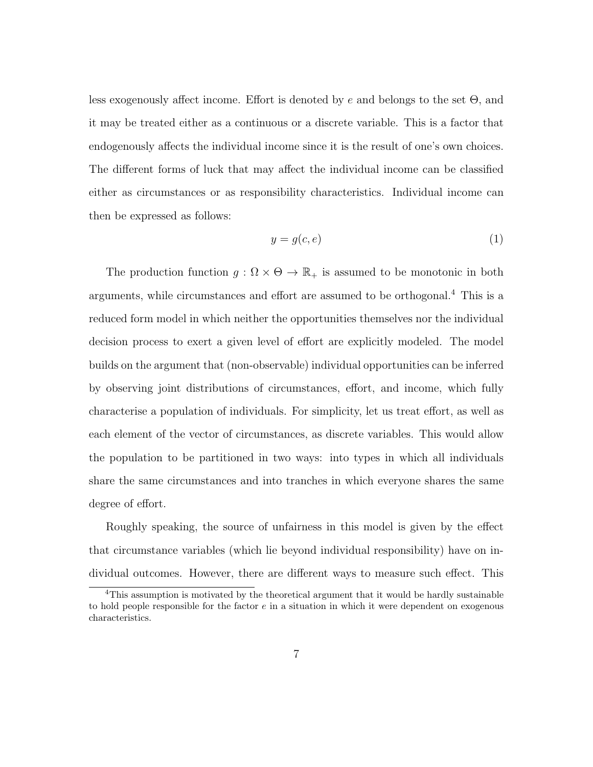less exogenously affect income. Effort is denoted by $e$ and belongs to the set $\Theta$, and it may be treated either as a continuous or a discrete variable. This is a factor that endogenously affects the individual income since it is the result of one's own choices. The different forms of luck that may affect the individual income can be classified either as circumstances or as responsibility characteristics. Individual income can then be expressed as follows:

$$y = g(c, e) \tag{1}$$

The production function $g : \Omega \times \Theta \rightarrow \mathbb{R}_{+}$ is assumed to be monotonic in both arguments, while circumstances and effort are assumed to be orthogonal.[4] This is a reduced form model in which neither the opportunities themselves nor the individual decision process to exert a given level of effort are explicitly modeled. The model builds on the argument that (non-observable) individual opportunities can be inferred by observing joint distributions of circumstances, effort, and income, which fully characterise a population of individuals. For simplicity, let us treat effort, as well as each element of the vector of circumstances, as discrete variables. This would allow the population to be partitioned in two ways: into types in which all individuals share the same circumstances and into tranches in which everyone shares the same degree of effort.

Roughly speaking, the source of unfairness in this model is given by the effect that circumstance variables (which lie beyond individual responsibility) have on individual outcomes. However, there are different ways to measure such effect. This

[4] This assumption is motivated by the theoretical argument that it would be hardly sustainable to hold people responsible for the factor $e$ in a situation in which it were dependent on exogenous characteristics.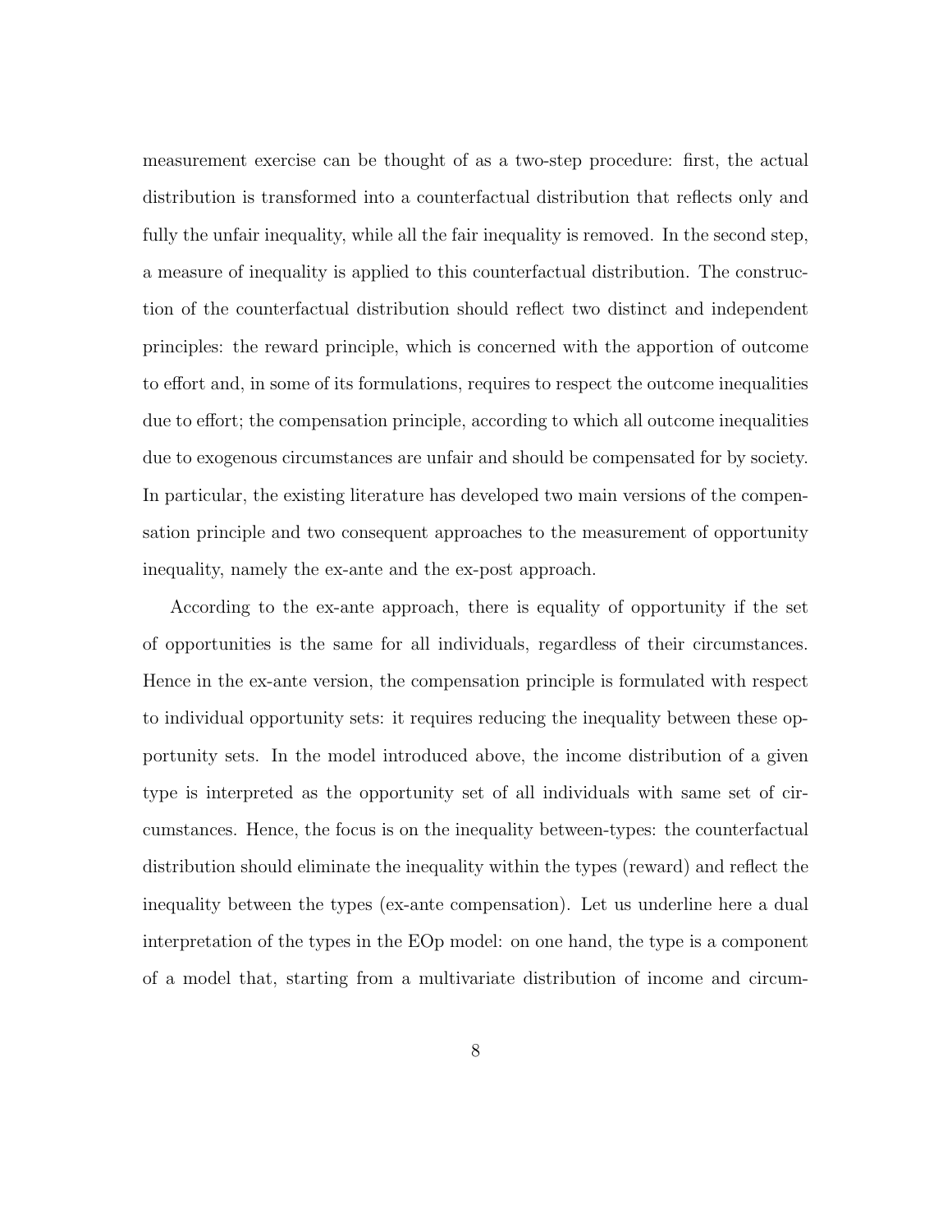measurement exercise can be thought of as a two-step procedure: first, the actual distribution is transformed into a counterfactual distribution that reflects only and fully the unfair inequality, while all the fair inequality is removed. In the second step, a measure of inequality is applied to this counterfactual distribution. The construction of the counterfactual distribution should reflect two distinct and independent principles: the reward principle, which is concerned with the apportion of outcome to effort and, in some of its formulations, requires to respect the outcome inequalities due to effort; the compensation principle, according to which all outcome inequalities due to exogenous circumstances are unfair and should be compensated for by society. In particular, the existing literature has developed two main versions of the compensation principle and two consequent approaches to the measurement of opportunity inequality, namely the ex-ante and the ex-post approach.

According to the ex-ante approach, there is equality of opportunity if the set of opportunities is the same for all individuals, regardless of their circumstances. Hence in the ex-ante version, the compensation principle is formulated with respect to individual opportunity sets: it requires reducing the inequality between these opportunity sets. In the model introduced above, the income distribution of a given type is interpreted as the opportunity set of all individuals with same set of circumstances. Hence, the focus is on the inequality between-types: the counterfactual distribution should eliminate the inequality within the types (reward) and reflect the inequality between the types (ex-ante compensation). Let us underline here a dual interpretation of the types in the EOp model: on one hand, the type is a component of a model that, starting from a multivariate distribution of income and circum-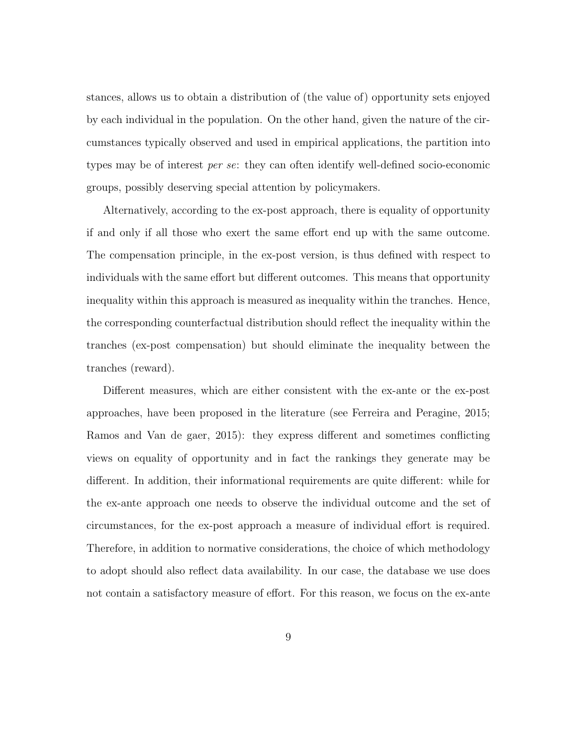stances, allows us to obtain a distribution of (the value of) opportunity sets enjoyed by each individual in the population. On the other hand, given the nature of the circumstances typically observed and used in empirical applications, the partition into types may be of interest *per se*: they can often identify well-defined socio-economic groups, possibly deserving special attention by policymakers.

Alternatively, according to the ex-post approach, there is equality of opportunity if and only if all those who exert the same effort end up with the same outcome. The compensation principle, in the ex-post version, is thus defined with respect to individuals with the same effort but different outcomes. This means that opportunity inequality within this approach is measured as inequality within the tranches. Hence, the corresponding counterfactual distribution should reflect the inequality within the tranches (ex-post compensation) but should eliminate the inequality between the tranches (reward).

Different measures, which are either consistent with the ex-ante or the ex-post approaches, have been proposed in the literature (see Ferreira and Peragine, 2015; Ramos and Van de gaer, 2015): they express different and sometimes conflicting views on equality of opportunity and in fact the rankings they generate may be different. In addition, their informational requirements are quite different: while for the ex-ante approach one needs to observe the individual outcome and the set of circumstances, for the ex-post approach a measure of individual effort is required. Therefore, in addition to normative considerations, the choice of which methodology to adopt should also reflect data availability. In our case, the database we use does not contain a satisfactory measure of effort. For this reason, we focus on the ex-ante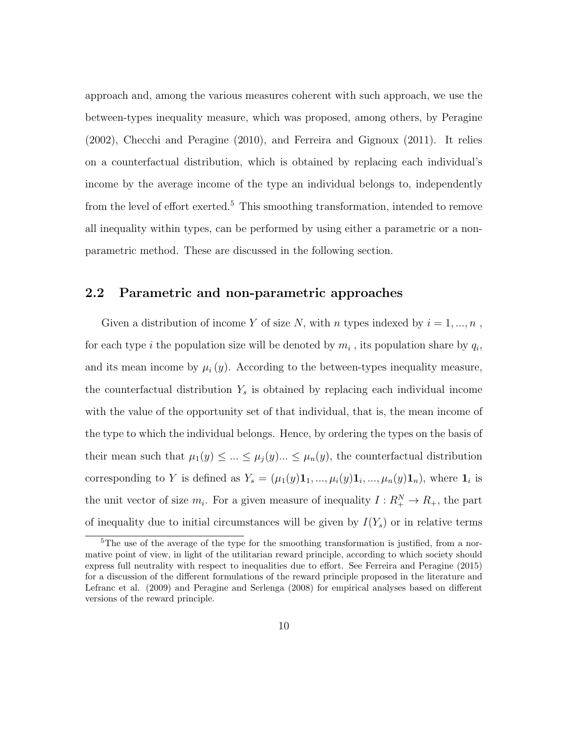approach and, among the various measures coherent with such approach, we use the between-types inequality measure, which was proposed, among others, by Peragine (2002), Checchi and Peragine (2010), and Ferreira and Gignoux (2011). It relies on a counterfactual distribution, which is obtained by replacing each individual's income by the average income of the type an individual belongs to, independently from the level of effort exerted.[5] This smoothing transformation, intended to remove all inequality within types, can be performed by using either a parametric or a non-parametric method. These are discussed in the following section.

## 2.2 Parametric and non-parametric approaches

Given a distribution of income $Y$ of size $N$, with $n$ types indexed by $i = 1, ..., n$ , for each type $i$ the population size will be denoted by $m_i$ , its population share by $q_i$, and its mean income by $\mu_i(y)$. According to the between-types inequality measure, the counterfactual distribution $Y_s$ is obtained by replacing each individual income with the value of the opportunity set of that individual, that is, the mean income of the type to which the individual belongs. Hence, by ordering the types on the basis of their mean such that $\mu_1(y) \leq ... \leq \mu_j(y)... \leq \mu_n(y)$, the counterfactual distribution corresponding to $Y$ is defined as $Y_s = (\mu_1(y)\mathbf{1}_1, ..., \mu_i(y)\mathbf{1}_i, ..., \mu_n(y)\mathbf{1}_n)$, where $\mathbf{1}_i$ is the unit vector of size $m_i$. For a given measure of inequality $I : R_+^N \rightarrow R_+$, the part of inequality due to initial circumstances will be given by $I(Y_s)$ or in relative terms

[5]The use of the average of the type for the smoothing transformation is justified, from a normative point of view, in light of the utilitarian reward principle, according to which society should express full neutrality with respect to inequalities due to effort. See Ferreira and Peragine (2015) for a discussion of the different formulations of the reward principle proposed in the literature and Lefranc et al. (2009) and Peragine and Serlenga (2008) for empirical analyses based on different versions of the reward principle.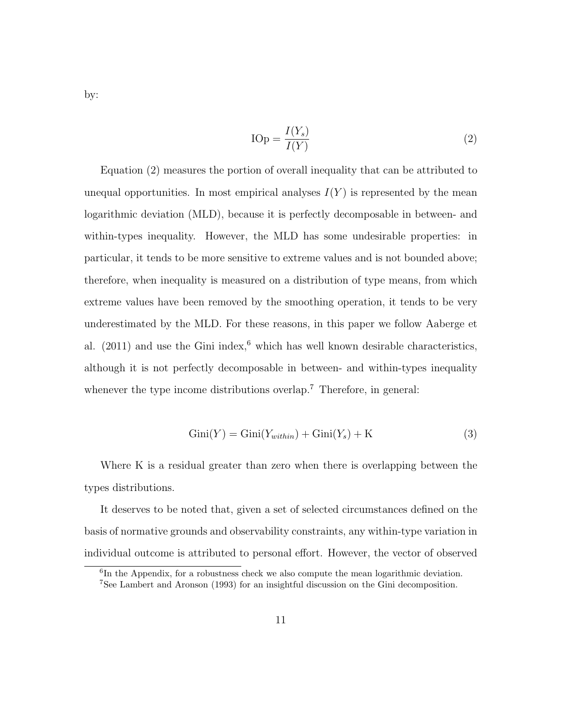by:

$$\text{IOp} = \frac{I(Y_s)}{I(Y)} \tag{2}$$

Equation (2) measures the portion of overall inequality that can be attributed to unequal opportunities. In most empirical analyses $I(Y)$ is represented by the mean logarithmic deviation (MLD), because it is perfectly decomposable in between- and within-types inequality. However, the MLD has some undesirable properties: in particular, it tends to be more sensitive to extreme values and is not bounded above; therefore, when inequality is measured on a distribution of type means, from which extreme values have been removed by the smoothing operation, it tends to be very underestimated by the MLD. For these reasons, in this paper we follow Aaberge et al. (2011) and use the Gini index,[6] which has well known desirable characteristics, although it is not perfectly decomposable in between- and within-types inequality whenever the type income distributions overlap.[7] Therefore, in general:

$$\text{Gini}(Y) = \text{Gini}(Y_{within}) + \text{Gini}(Y_s) + \text{K} \tag{3}$$

Where K is a residual greater than zero when there is overlapping between the types distributions.

It deserves to be noted that, given a set of selected circumstances defined on the basis of normative grounds and observability constraints, any within-type variation in individual outcome is attributed to personal effort. However, the vector of observed

[6] In the Appendix, for a robustness check we also compute the mean logarithmic deviation.

[7] See Lambert and Aronson (1993) for an insightful discussion on the Gini decomposition.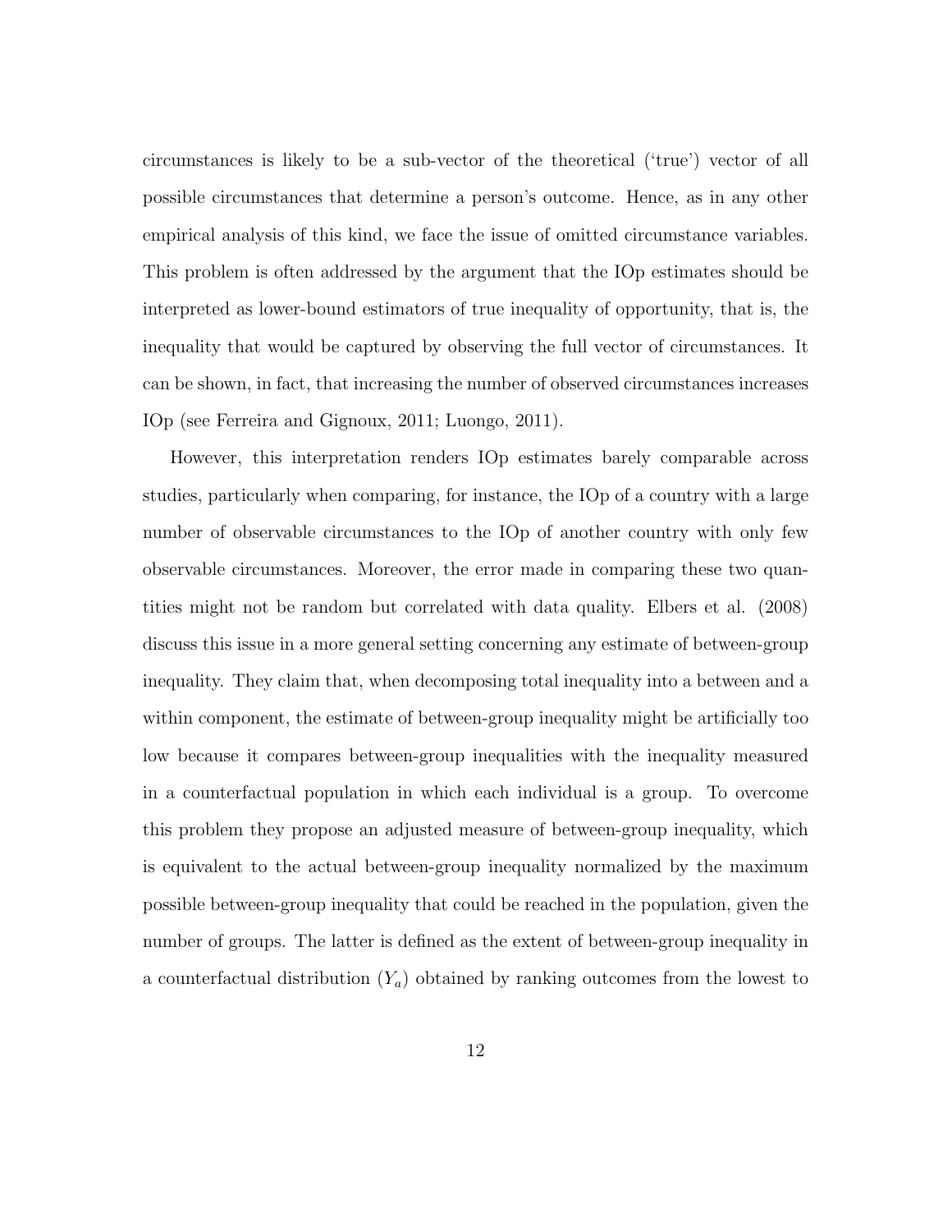circumstances is likely to be a sub-vector of the theoretical ('true') vector of all possible circumstances that determine a person's outcome. Hence, as in any other empirical analysis of this kind, we face the issue of omitted circumstance variables. This problem is often addressed by the argument that the IOp estimates should be interpreted as lower-bound estimators of true inequality of opportunity, that is, the inequality that would be captured by observing the full vector of circumstances. It can be shown, in fact, that increasing the number of observed circumstances increases IOp (see Ferreira and Gignoux, 2011; Luongo, 2011).

However, this interpretation renders IOp estimates barely comparable across studies, particularly when comparing, for instance, the IOp of a country with a large number of observable circumstances to the IOp of another country with only few observable circumstances. Moreover, the error made in comparing these two quantities might not be random but correlated with data quality. Elbers et al. (2008) discuss this issue in a more general setting concerning any estimate of between-group inequality. They claim that, when decomposing total inequality into a between and a within component, the estimate of between-group inequality might be artificially too low because it compares between-group inequalities with the inequality measured in a counterfactual population in which each individual is a group. To overcome this problem they propose an adjusted measure of between-group inequality, which is equivalent to the actual between-group inequality normalized by the maximum possible between-group inequality that could be reached in the population, given the number of groups. The latter is defined as the extent of between-group inequality in a counterfactual distribution ($Y_a$) obtained by ranking outcomes from the lowest to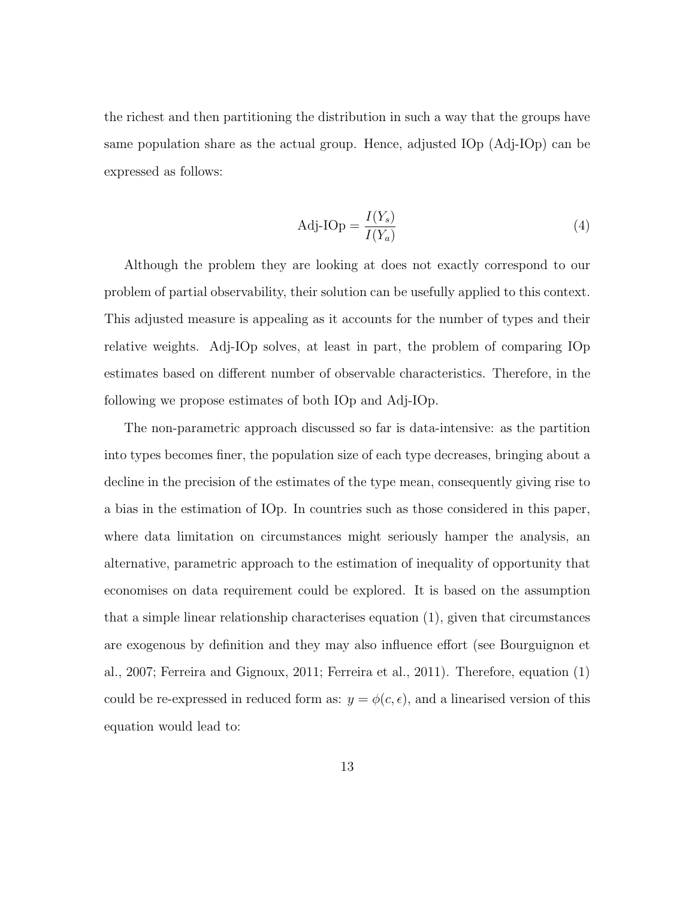the richest and then partitioning the distribution in such a way that the groups have same population share as the actual group. Hence, adjusted IOp (Adj-IOp) can be expressed as follows:

$$\text{Adj-IOp} = \frac{I(Y_s)}{I(Y_a)} \tag{4}$$

Although the problem they are looking at does not exactly correspond to our problem of partial observability, their solution can be usefully applied to this context. This adjusted measure is appealing as it accounts for the number of types and their relative weights. Adj-IOp solves, at least in part, the problem of comparing IOp estimates based on different number of observable characteristics. Therefore, in the following we propose estimates of both IOp and Adj-IOp.

The non-parametric approach discussed so far is data-intensive: as the partition into types becomes finer, the population size of each type decreases, bringing about a decline in the precision of the estimates of the type mean, consequently giving rise to a bias in the estimation of IOp. In countries such as those considered in this paper, where data limitation on circumstances might seriously hamper the analysis, an alternative, parametric approach to the estimation of inequality of opportunity that economises on data requirement could be explored. It is based on the assumption that a simple linear relationship characterises equation (1), given that circumstances are exogenous by definition and they may also influence effort (see Bourguignon et al., 2007; Ferreira and Gignoux, 2011; Ferreira et al., 2011). Therefore, equation (1) could be re-expressed in reduced form as: $y = \phi(c, \epsilon)$, and a linearised version of this equation would lead to: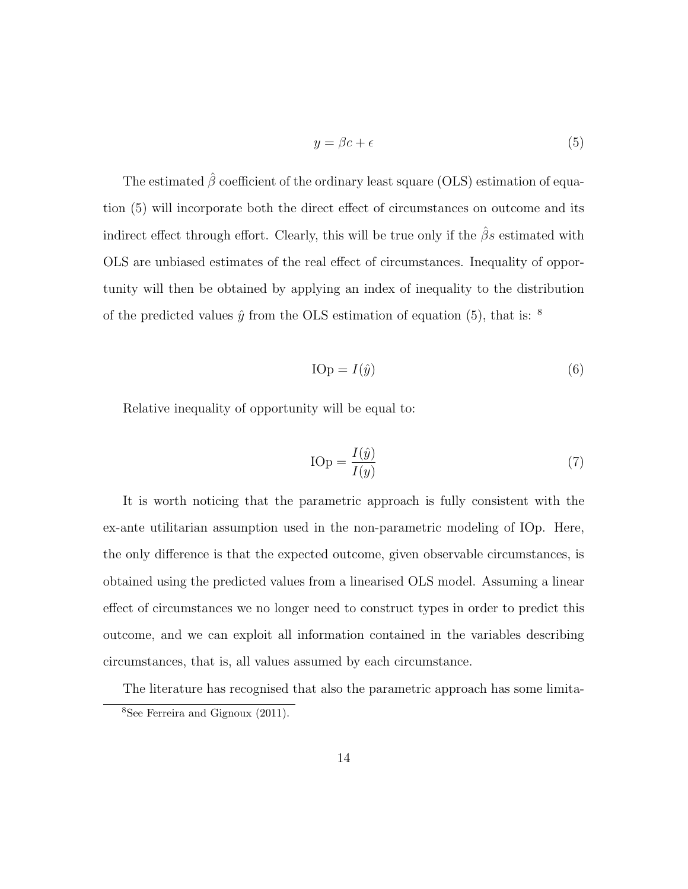$$y = \beta c + \epsilon \tag{5}$$

The estimated $\hat{\beta}$ coefficient of the ordinary least square (OLS) estimation of equation (5) will incorporate both the direct effect of circumstances on outcome and its indirect effect through effort. Clearly, this will be true only if the $\hat{\beta}s$ estimated with OLS are unbiased estimates of the real effect of circumstances. Inequality of opportunity will then be obtained by applying an index of inequality to the distribution of the predicted values $\hat{y}$ from the OLS estimation of equation (5), that is: [8]

$$\text{IOp} = I(\hat{y}) \tag{6}$$

Relative inequality of opportunity will be equal to:

$$\text{IOp} = \frac{I(\hat{y})}{I(y)} \tag{7}$$

It is worth noticing that the parametric approach is fully consistent with the ex-ante utilitarian assumption used in the non-parametric modeling of IOp. Here, the only difference is that the expected outcome, given observable circumstances, is obtained using the predicted values from a linearised OLS model. Assuming a linear effect of circumstances we no longer need to construct types in order to predict this outcome, and we can exploit all information contained in the variables describing circumstances, that is, all values assumed by each circumstance.

The literature has recognised that also the parametric approach has some limita-

[8] See Ferreira and Gignoux (2011).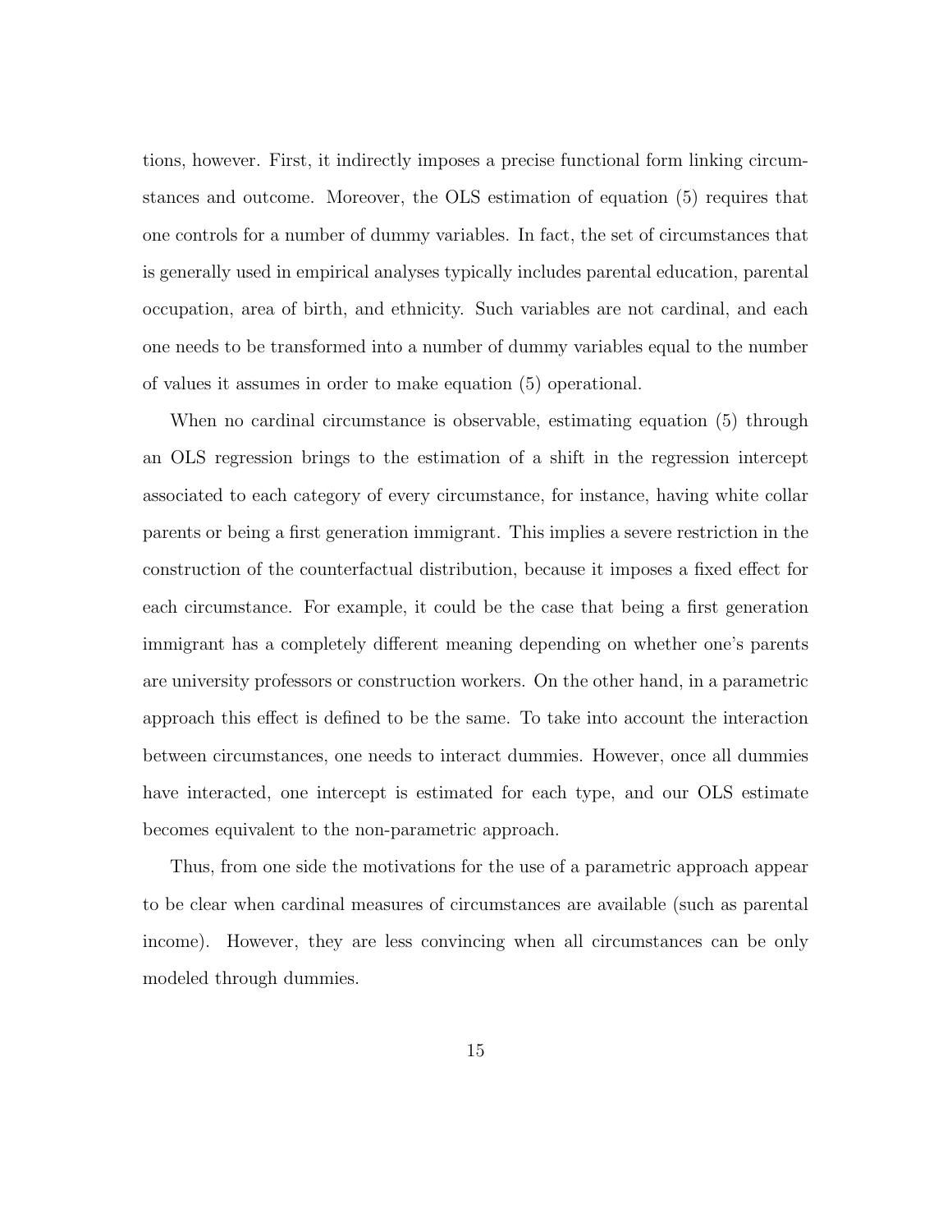tions, however. First, it indirectly imposes a precise functional form linking circumstances and outcome. Moreover, the OLS estimation of equation (5) requires that one controls for a number of dummy variables. In fact, the set of circumstances that is generally used in empirical analyses typically includes parental education, parental occupation, area of birth, and ethnicity. Such variables are not cardinal, and each one needs to be transformed into a number of dummy variables equal to the number of values it assumes in order to make equation (5) operational.

When no cardinal circumstance is observable, estimating equation (5) through an OLS regression brings to the estimation of a shift in the regression intercept associated to each category of every circumstance, for instance, having white collar parents or being a first generation immigrant. This implies a severe restriction in the construction of the counterfactual distribution, because it imposes a fixed effect for each circumstance. For example, it could be the case that being a first generation immigrant has a completely different meaning depending on whether one's parents are university professors or construction workers. On the other hand, in a parametric approach this effect is defined to be the same. To take into account the interaction between circumstances, one needs to interact dummies. However, once all dummies have interacted, one intercept is estimated for each type, and our OLS estimate becomes equivalent to the non-parametric approach.

Thus, from one side the motivations for the use of a parametric approach appear to be clear when cardinal measures of circumstances are available (such as parental income). However, they are less convincing when all circumstances can be only modeled through dummies.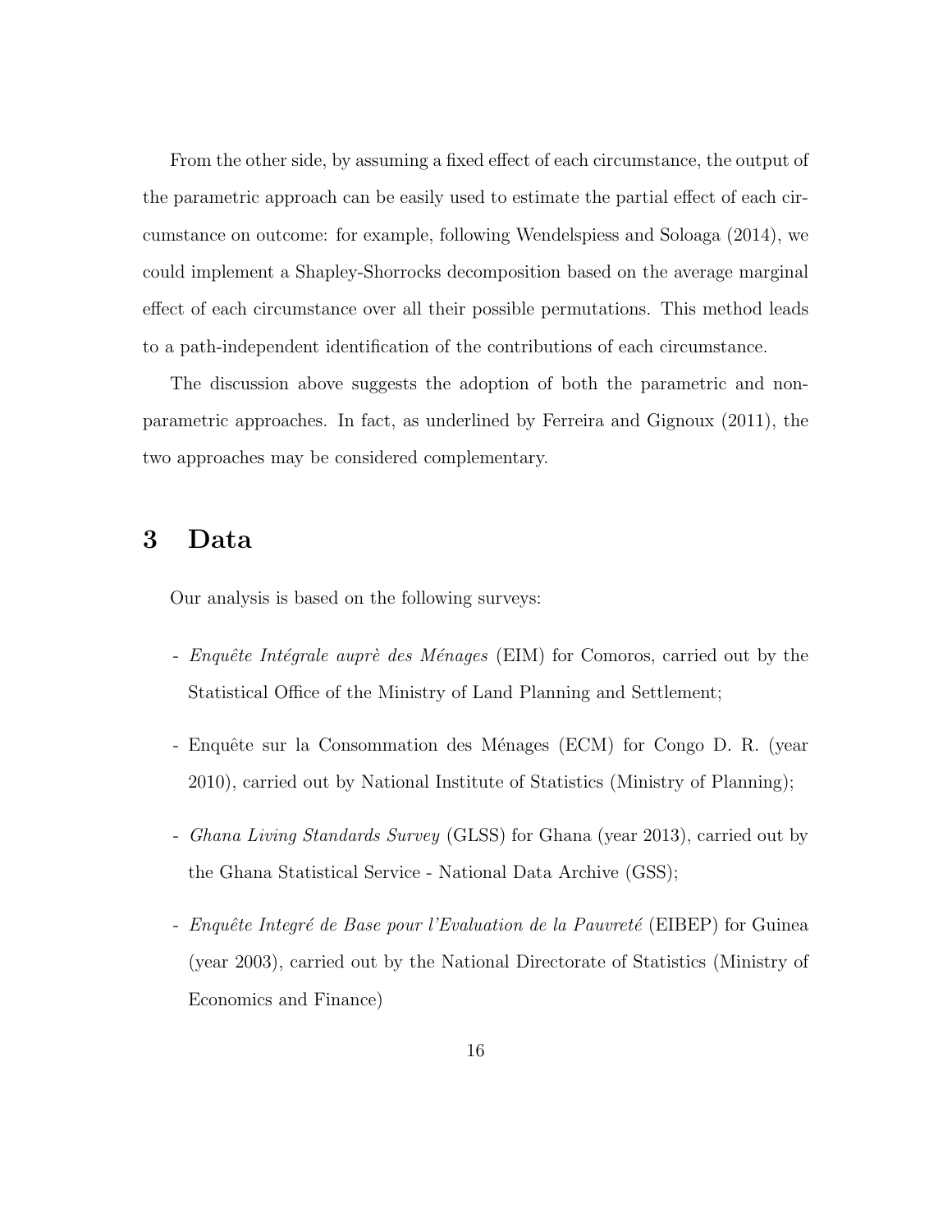From the other side, by assuming a fixed effect of each circumstance, the output of the parametric approach can be easily used to estimate the partial effect of each circumstance on outcome: for example, following Wendelspiess and Soloaga (2014), we could implement a Shapley-Shorrocks decomposition based on the average marginal effect of each circumstance over all their possible permutations. This method leads to a path-independent identification of the contributions of each circumstance.

The discussion above suggests the adoption of both the parametric and non-parametric approaches. In fact, as underlined by Ferreira and Gignoux (2011), the two approaches may be considered complementary.

# 3 Data

Our analysis is based on the following surveys:

- *Enquête Intégrale auprè des Ménages* (EIM) for Comoros, carried out by the Statistical Office of the Ministry of Land Planning and Settlement;
- Enquête sur la Consommation des Ménages (ECM) for Congo D. R. (year 2010), carried out by National Institute of Statistics (Ministry of Planning);
- *Ghana Living Standards Survey* (GLSS) for Ghana (year 2013), carried out by the Ghana Statistical Service - National Data Archive (GSS);
- *Enquête Integré de Base pour l'Evaluation de la Pauvreté* (EIBEP) for Guinea (year 2003), carried out by the National Directorate of Statistics (Ministry of Economics and Finance)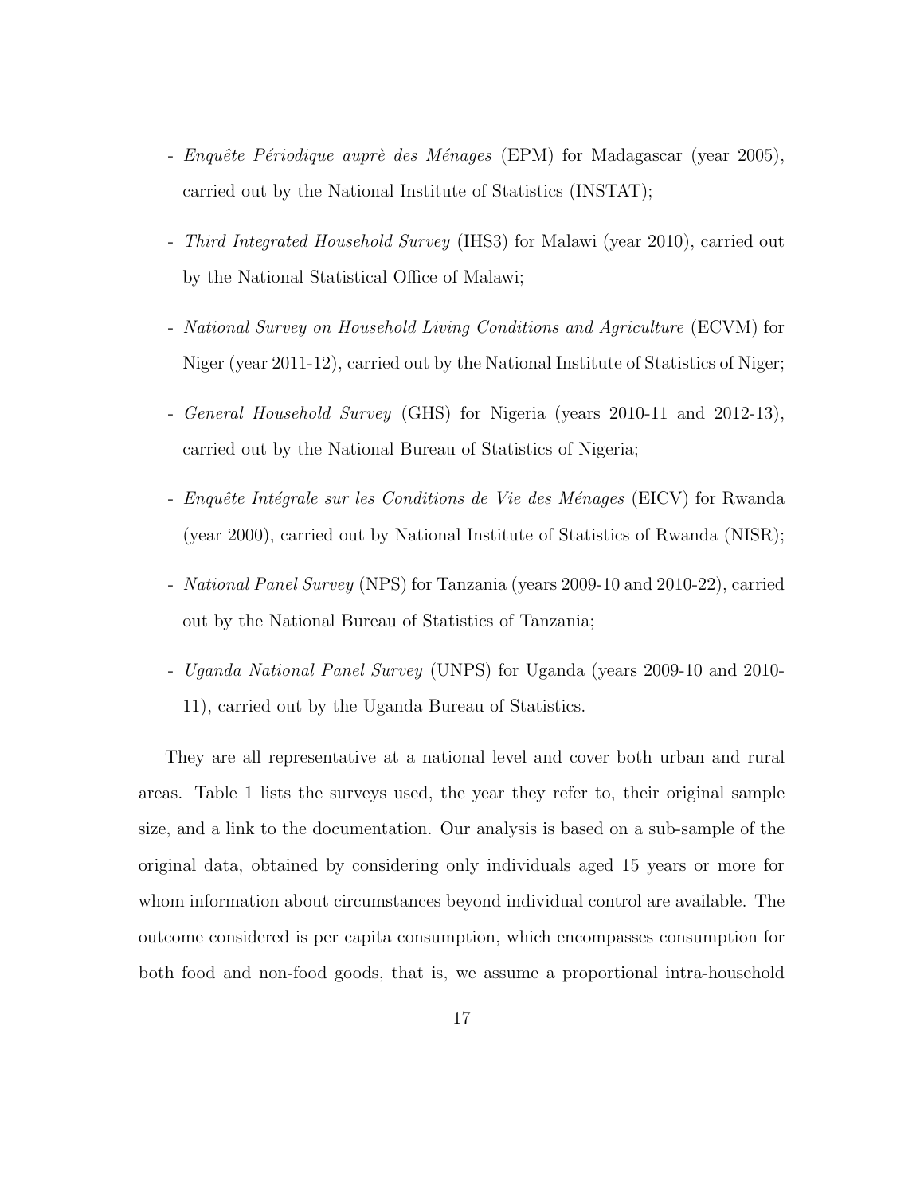- *Enquête Périodique auprè des Ménages* (EPM) for Madagascar (year 2005), carried out by the National Institute of Statistics (INSTAT);

- *Third Integrated Household Survey* (IHS3) for Malawi (year 2010), carried out by the National Statistical Office of Malawi;

- *National Survey on Household Living Conditions and Agriculture* (ECVM) for Niger (year 2011-12), carried out by the National Institute of Statistics of Niger;

- *General Household Survey* (GHS) for Nigeria (years 2010-11 and 2012-13), carried out by the National Bureau of Statistics of Nigeria;

- *Enquête Intégrale sur les Conditions de Vie des Ménages* (EICV) for Rwanda (year 2000), carried out by National Institute of Statistics of Rwanda (NISR);

- *National Panel Survey* (NPS) for Tanzania (years 2009-10 and 2010-22), carried out by the National Bureau of Statistics of Tanzania;

- *Uganda National Panel Survey* (UNPS) for Uganda (years 2009-10 and 2010-11), carried out by the Uganda Bureau of Statistics.

They are all representative at a national level and cover both urban and rural areas. Table 1 lists the surveys used, the year they refer to, their original sample size, and a link to the documentation. Our analysis is based on a sub-sample of the original data, obtained by considering only individuals aged 15 years or more for whom information about circumstances beyond individual control are available. The outcome considered is per capita consumption, which encompasses consumption for both food and non-food goods, that is, we assume a proportional intra-household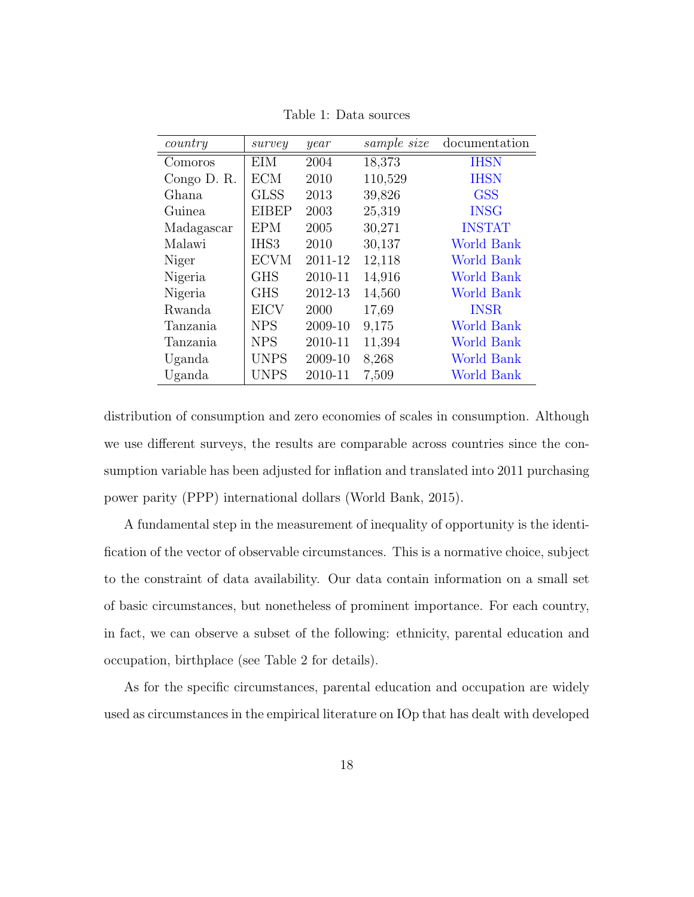Table 1: Data sources

| *country* | *survey* | *year* | *sample size* | documentation |
|---|---|---|---|---|
| Comoros | EIM | 2004 | 18,373 | IHSN |
| Congo D. R. | ECM | 2010 | 110,529 | IHSN |
| Ghana | GLSS | 2013 | 39,826 | GSS |
| Guinea | EIBEP | 2003 | 25,319 | INSG |
| Madagascar | EPM | 2005 | 30,271 | INSTAT |
| Malawi | IHS3 | 2010 | 30,137 | World Bank |
| Niger | ECVM | 2011-12 | 12,118 | World Bank |
| Nigeria | GHS | 2010-11 | 14,916 | World Bank |
| Nigeria | GHS | 2012-13 | 14,560 | World Bank |
| Rwanda | EICV | 2000 | 17,69 | INSR |
| Tanzania | NPS | 2009-10 | 9,175 | World Bank |
| Tanzania | NPS | 2010-11 | 11,394 | World Bank |
| Uganda | UNPS | 2009-10 | 8,268 | World Bank |
| Uganda | UNPS | 2010-11 | 7,509 | World Bank |

distribution of consumption and zero economies of scales in consumption. Although we use different surveys, the results are comparable across countries since the consumption variable has been adjusted for inflation and translated into 2011 purchasing power parity (PPP) international dollars (World Bank, 2015).

A fundamental step in the measurement of inequality of opportunity is the identification of the vector of observable circumstances. This is a normative choice, subject to the constraint of data availability. Our data contain information on a small set of basic circumstances, but nonetheless of prominent importance. For each country, in fact, we can observe a subset of the following: ethnicity, parental education and occupation, birthplace (see Table 2 for details).

As for the specific circumstances, parental education and occupation are widely used as circumstances in the empirical literature on IOp that has dealt with developed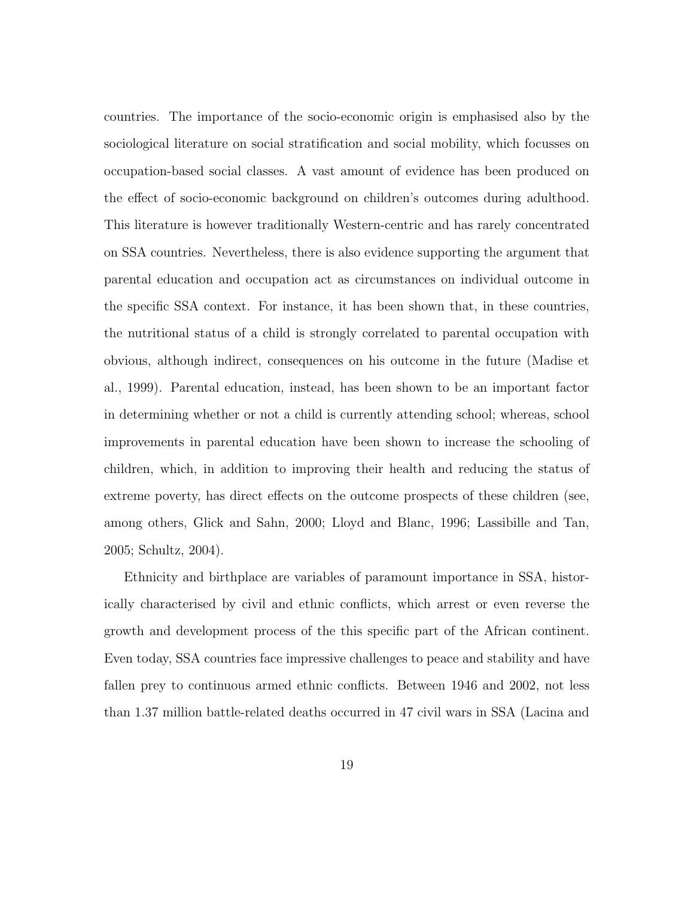countries. The importance of the socio-economic origin is emphasised also by the sociological literature on social stratification and social mobility, which focusses on occupation-based social classes. A vast amount of evidence has been produced on the effect of socio-economic background on children's outcomes during adulthood. This literature is however traditionally Western-centric and has rarely concentrated on SSA countries. Nevertheless, there is also evidence supporting the argument that parental education and occupation act as circumstances on individual outcome in the specific SSA context. For instance, it has been shown that, in these countries, the nutritional status of a child is strongly correlated to parental occupation with obvious, although indirect, consequences on his outcome in the future (Madise et al., 1999). Parental education, instead, has been shown to be an important factor in determining whether or not a child is currently attending school; whereas, school improvements in parental education have been shown to increase the schooling of children, which, in addition to improving their health and reducing the status of extreme poverty, has direct effects on the outcome prospects of these children (see, among others, Glick and Sahn, 2000; Lloyd and Blanc, 1996; Lassibille and Tan, 2005; Schultz, 2004).

Ethnicity and birthplace are variables of paramount importance in SSA, historically characterised by civil and ethnic conflicts, which arrest or even reverse the growth and development process of the this specific part of the African continent. Even today, SSA countries face impressive challenges to peace and stability and have fallen prey to continuous armed ethnic conflicts. Between 1946 and 2002, not less than 1.37 million battle-related deaths occurred in 47 civil wars in SSA (Lacina and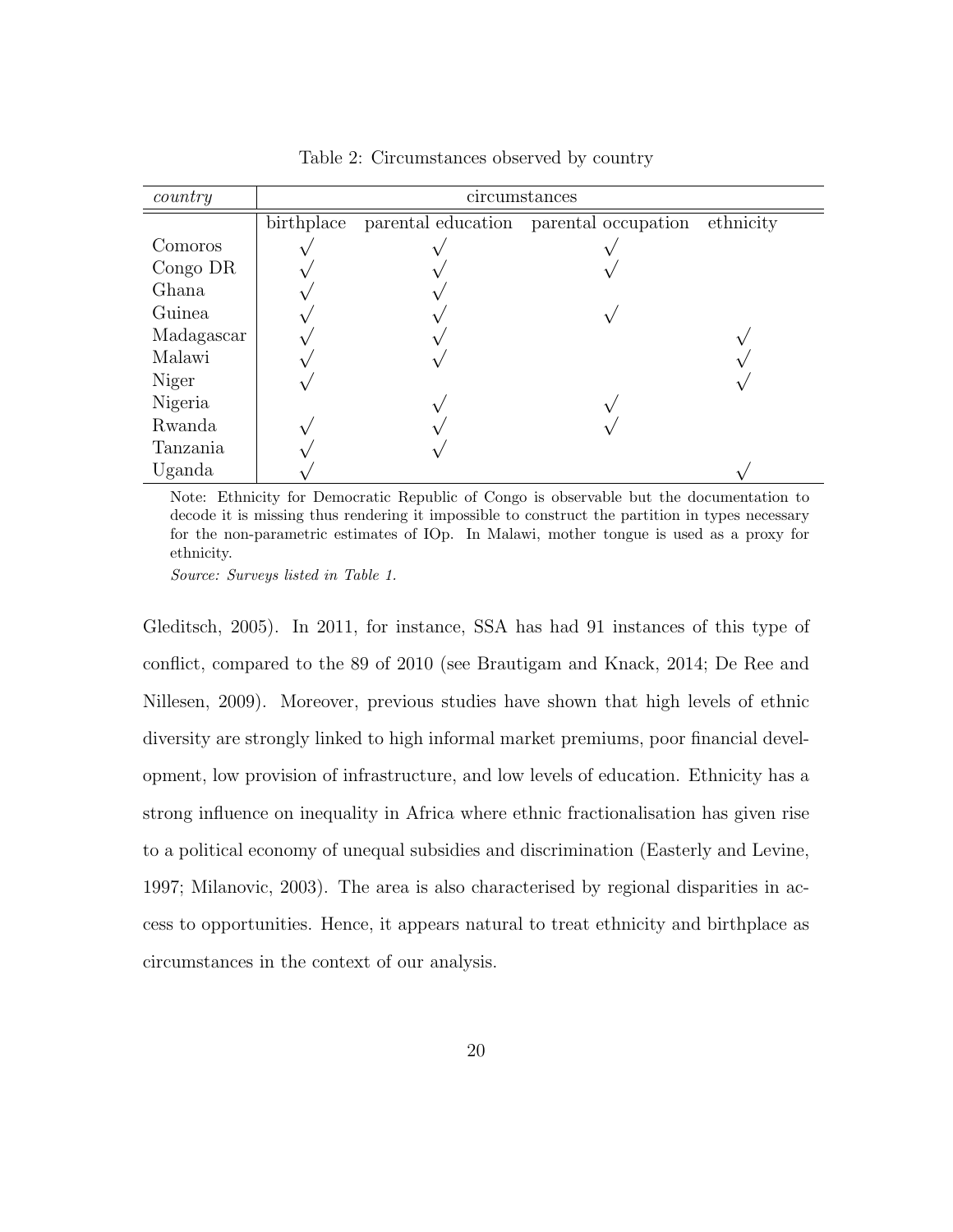Table 2: Circumstances observed by country

| *country* | circumstances | | | |
|---|---|---|---|---|
| | birthplace | parental education | parental occupation | ethnicity |
| Comoros | √ | √ | √ | |
| Congo DR | √ | √ | √ | |
| Ghana | √ | √ | | |
| Guinea | √ | √ | √ | |
| Madagascar | √ | √ | | √ |
| Malawi | √ | √ | | √ |
| Niger | √ | | | √ |
| Nigeria | | √ | √ | |
| Rwanda | √ | √ | √ | |
| Tanzania | √ | √ | | |
| Uganda | √ | | | √ |

Note: Ethnicity for Democratic Republic of Congo is observable but the documentation to decode it is missing thus rendering it impossible to construct the partition in types necessary for the non-parametric estimates of IOp. In Malawi, mother tongue is used as a proxy for ethnicity.

*Source: Surveys listed in Table 1.*

Gleditsch, 2005). In 2011, for instance, SSA has had 91 instances of this type of conflict, compared to the 89 of 2010 (see Brautigam and Knack, 2014; De Ree and Nillesen, 2009). Moreover, previous studies have shown that high levels of ethnic diversity are strongly linked to high informal market premiums, poor financial development, low provision of infrastructure, and low levels of education. Ethnicity has a strong influence on inequality in Africa where ethnic fractionalisation has given rise to a political economy of unequal subsidies and discrimination (Easterly and Levine, 1997; Milanovic, 2003). The area is also characterised by regional disparities in access to opportunities. Hence, it appears natural to treat ethnicity and birthplace as circumstances in the context of our analysis.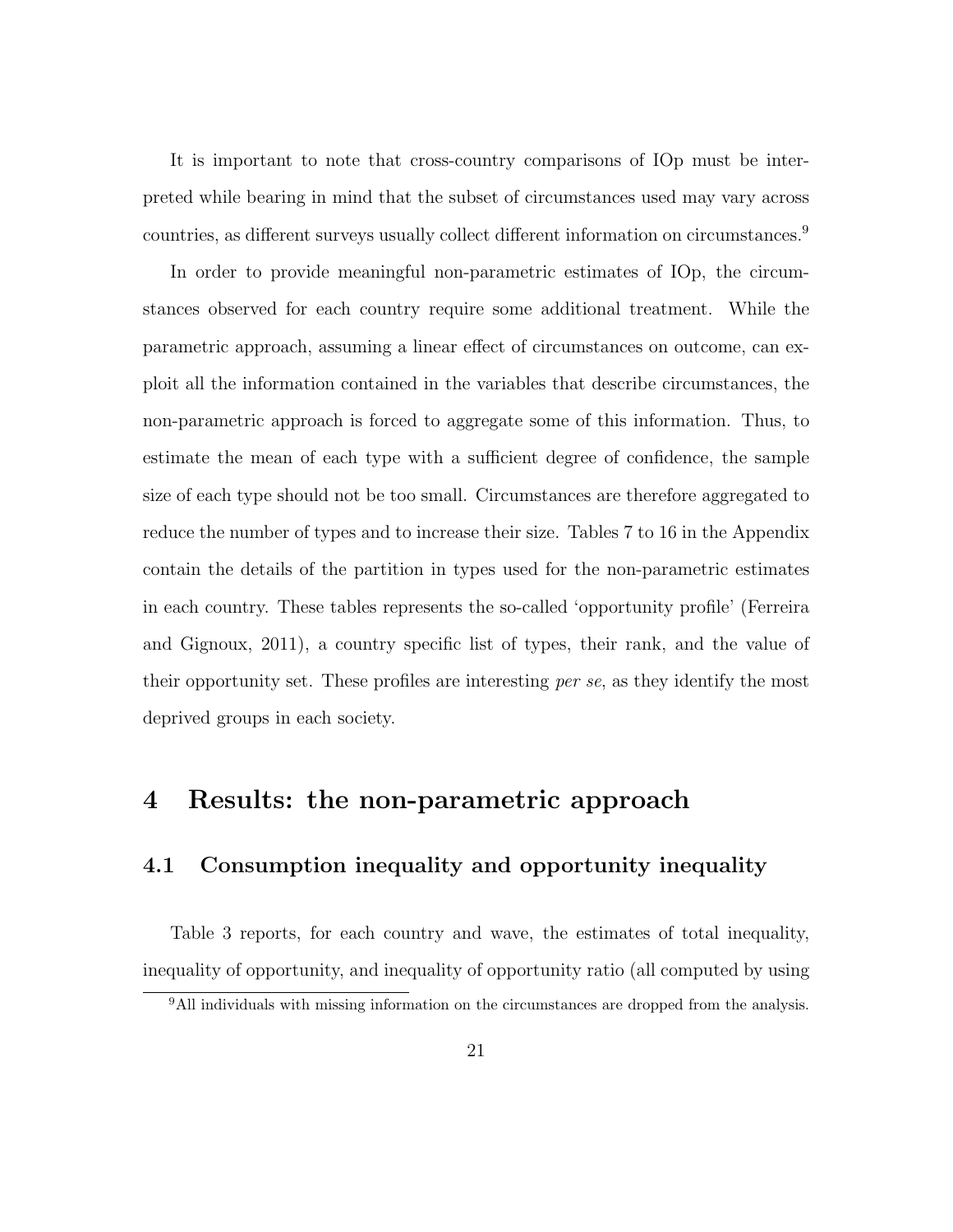It is important to note that cross-country comparisons of IOp must be interpreted while bearing in mind that the subset of circumstances used may vary across countries, as different surveys usually collect different information on circumstances.[9]

In order to provide meaningful non-parametric estimates of IOp, the circumstances observed for each country require some additional treatment. While the parametric approach, assuming a linear effect of circumstances on outcome, can exploit all the information contained in the variables that describe circumstances, the non-parametric approach is forced to aggregate some of this information. Thus, to estimate the mean of each type with a sufficient degree of confidence, the sample size of each type should not be too small. Circumstances are therefore aggregated to reduce the number of types and to increase their size. Tables 7 to 16 in the Appendix contain the details of the partition in types used for the non-parametric estimates in each country. These tables represents the so-called 'opportunity profile' (Ferreira and Gignoux, 2011), a country specific list of types, their rank, and the value of their opportunity set. These profiles are interesting *per se*, as they identify the most deprived groups in each society.

# 4 Results: the non-parametric approach

## 4.1 Consumption inequality and opportunity inequality

Table 3 reports, for each country and wave, the estimates of total inequality, inequality of opportunity, and inequality of opportunity ratio (all computed by using

[9] All individuals with missing information on the circumstances are dropped from the analysis.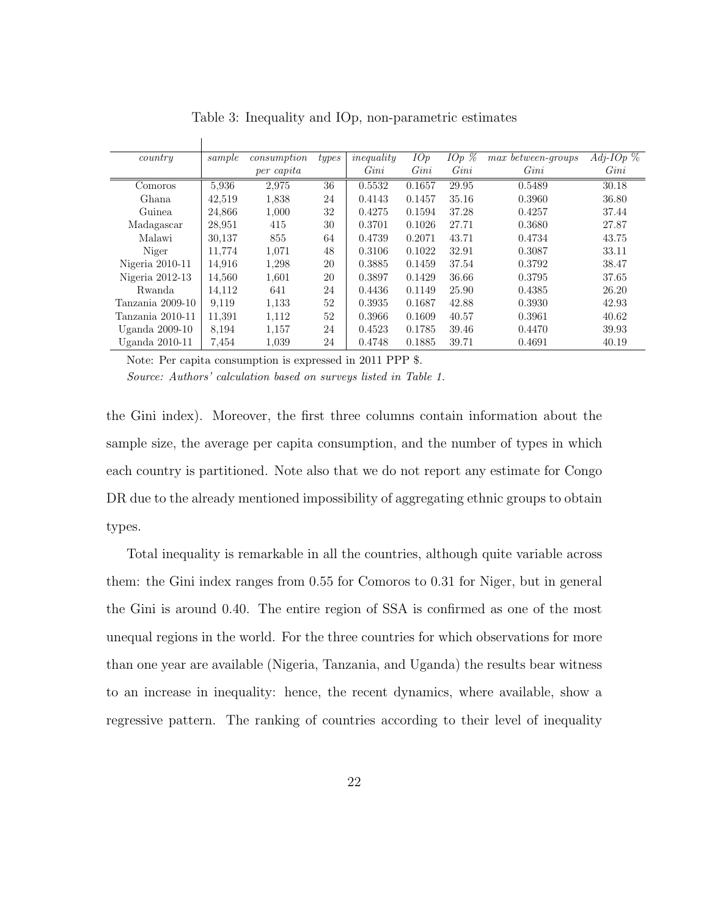Table 3: Inequality and IOp, non-parametric estimates

| *country* | *sample* | *consumption per capita* | *types* | *inequality Gini* | *IOp Gini* | *IOp % Gini* | *max between-groups Gini* | *Adj-IOp % Gini* |
|---|---|---|---|---|---|---|---|---|
| Comoros | 5,936 | 2,975 | 36 | 0.5532 | 0.1657 | 29.95 | 0.5489 | 30.18 |
| Ghana | 42,519 | 1,838 | 24 | 0.4143 | 0.1457 | 35.16 | 0.3960 | 36.80 |
| Guinea | 24,866 | 1,000 | 32 | 0.4275 | 0.1594 | 37.28 | 0.4257 | 37.44 |
| Madagascar | 28,951 | 415 | 30 | 0.3701 | 0.1026 | 27.71 | 0.3680 | 27.87 |
| Malawi | 30,137 | 855 | 64 | 0.4739 | 0.2071 | 43.71 | 0.4734 | 43.75 |
| Niger | 11,774 | 1,071 | 48 | 0.3106 | 0.1022 | 32.91 | 0.3087 | 33.11 |
| Nigeria 2010-11 | 14,916 | 1,298 | 20 | 0.3885 | 0.1459 | 37.54 | 0.3792 | 38.47 |
| Nigeria 2012-13 | 14,560 | 1,601 | 20 | 0.3897 | 0.1429 | 36.66 | 0.3795 | 37.65 |
| Rwanda | 14,112 | 641 | 24 | 0.4436 | 0.1149 | 25.90 | 0.4385 | 26.20 |
| Tanzania 2009-10 | 9,119 | 1,133 | 52 | 0.3935 | 0.1687 | 42.88 | 0.3930 | 42.93 |
| Tanzania 2010-11 | 11,391 | 1,112 | 52 | 0.3966 | 0.1609 | 40.57 | 0.3961 | 40.62 |
| Uganda 2009-10 | 8,194 | 1,157 | 24 | 0.4523 | 0.1785 | 39.46 | 0.4470 | 39.93 |
| Uganda 2010-11 | 7,454 | 1,039 | 24 | 0.4748 | 0.1885 | 39.71 | 0.4691 | 40.19 |

Note: Per capita consumption is expressed in 2011 PPP $.

*Source: Authors' calculation based on surveys listed in Table 1.*

the Gini index). Moreover, the first three columns contain information about the sample size, the average per capita consumption, and the number of types in which each country is partitioned. Note also that we do not report any estimate for Congo DR due to the already mentioned impossibility of aggregating ethnic groups to obtain types.

Total inequality is remarkable in all the countries, although quite variable across them: the Gini index ranges from 0.55 for Comoros to 0.31 for Niger, but in general the Gini is around 0.40. The entire region of SSA is confirmed as one of the most unequal regions in the world. For the three countries for which observations for more than one year are available (Nigeria, Tanzania, and Uganda) the results bear witness to an increase in inequality: hence, the recent dynamics, where available, show a regressive pattern. The ranking of countries according to their level of inequality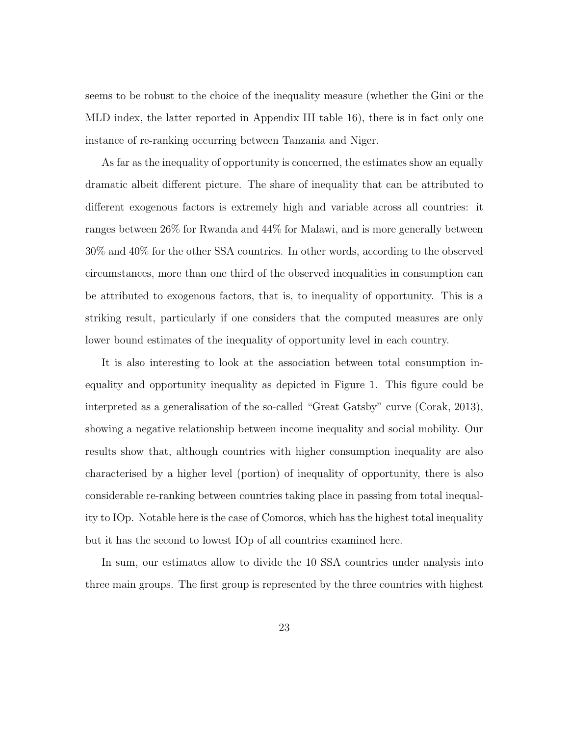seems to be robust to the choice of the inequality measure (whether the Gini or the MLD index, the latter reported in Appendix III table 16), there is in fact only one instance of re-ranking occurring between Tanzania and Niger.

As far as the inequality of opportunity is concerned, the estimates show an equally dramatic albeit different picture. The share of inequality that can be attributed to different exogenous factors is extremely high and variable across all countries: it ranges between 26% for Rwanda and 44% for Malawi, and is more generally between 30% and 40% for the other SSA countries. In other words, according to the observed circumstances, more than one third of the observed inequalities in consumption can be attributed to exogenous factors, that is, to inequality of opportunity. This is a striking result, particularly if one considers that the computed measures are only lower bound estimates of the inequality of opportunity level in each country.

It is also interesting to look at the association between total consumption inequality and opportunity inequality as depicted in Figure 1. This figure could be interpreted as a generalisation of the so-called "Great Gatsby" curve (Corak, 2013), showing a negative relationship between income inequality and social mobility. Our results show that, although countries with higher consumption inequality are also characterised by a higher level (portion) of inequality of opportunity, there is also considerable re-ranking between countries taking place in passing from total inequality to IOp. Notable here is the case of Comoros, which has the highest total inequality but it has the second to lowest IOp of all countries examined here.

In sum, our estimates allow to divide the 10 SSA countries under analysis into three main groups. The first group is represented by the three countries with highest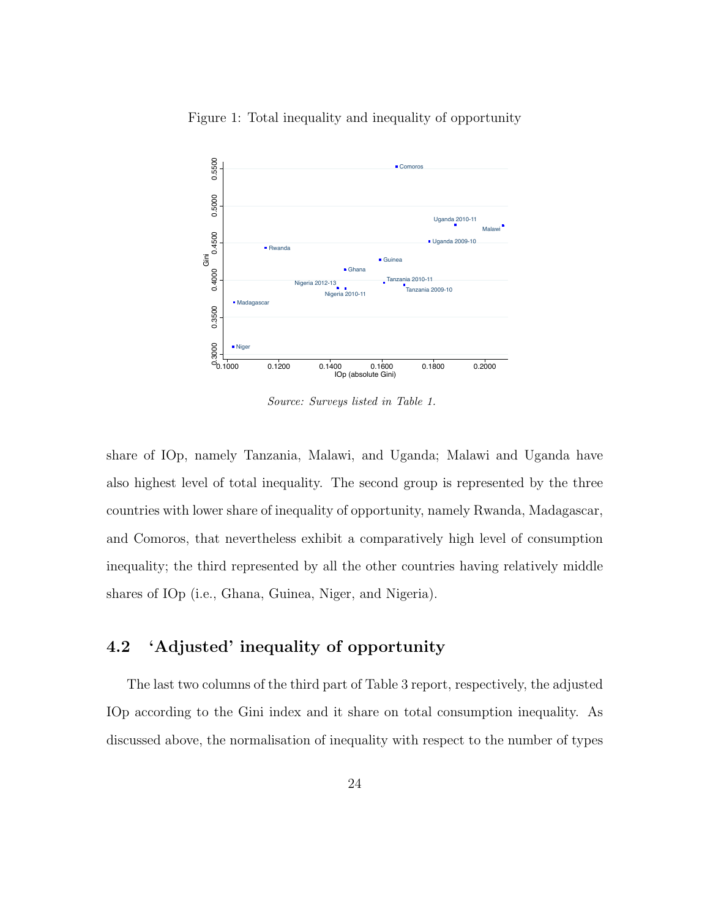Figure 1: Total inequality and inequality of opportunity

*Source: Surveys listed in Table 1.*

share of IOp, namely Tanzania, Malawi, and Uganda; Malawi and Uganda have also highest level of total inequality. The second group is represented by the three countries with lower share of inequality of opportunity, namely Rwanda, Madagascar, and Comoros, that nevertheless exhibit a comparatively high level of consumption inequality; the third represented by all the other countries having relatively middle shares of IOp (i.e., Ghana, Guinea, Niger, and Nigeria).

## 4.2 'Adjusted' inequality of opportunity

The last two columns of the third part of Table 3 report, respectively, the adjusted IOp according to the Gini index and it share on total consumption inequality. As discussed above, the normalisation of inequality with respect to the number of types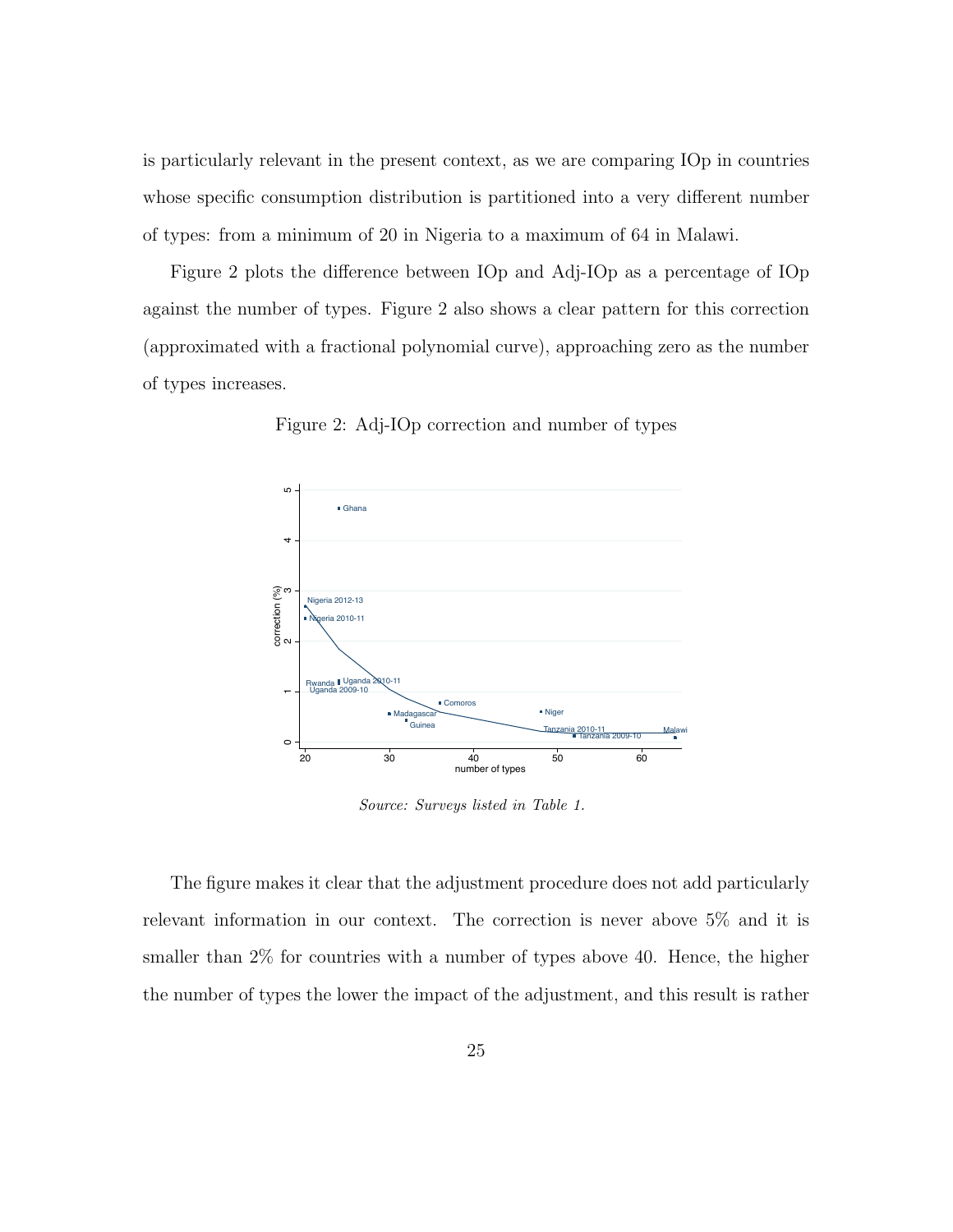is particularly relevant in the present context, as we are comparing IOp in countries whose specific consumption distribution is partitioned into a very different number of types: from a minimum of 20 in Nigeria to a maximum of 64 in Malawi.

Figure 2 plots the difference between IOp and Adj-IOp as a percentage of IOp against the number of types. Figure 2 also shows a clear pattern for this correction (approximated with a fractional polynomial curve), approaching zero as the number of types increases.

Figure 2: Adj-IOp correction and number of types

correction (%)
0
1
2
3
4
5
Ghana
Nigeria 2012-13
Nigeria 2010-11
Rwanda
Uganda 2010-11
Uganda 2009-10
Comoros
Madagascar
Guinea
Niger
Tanzania 2010-11
Tanzania 2009-10
Malawi
20
30
40
50
60
number of types

*Source: Surveys listed in Table 1.*

The figure makes it clear that the adjustment procedure does not add particularly relevant information in our context. The correction is never above 5% and it is smaller than 2% for countries with a number of types above 40. Hence, the higher the number of types the lower the impact of the adjustment, and this result is rather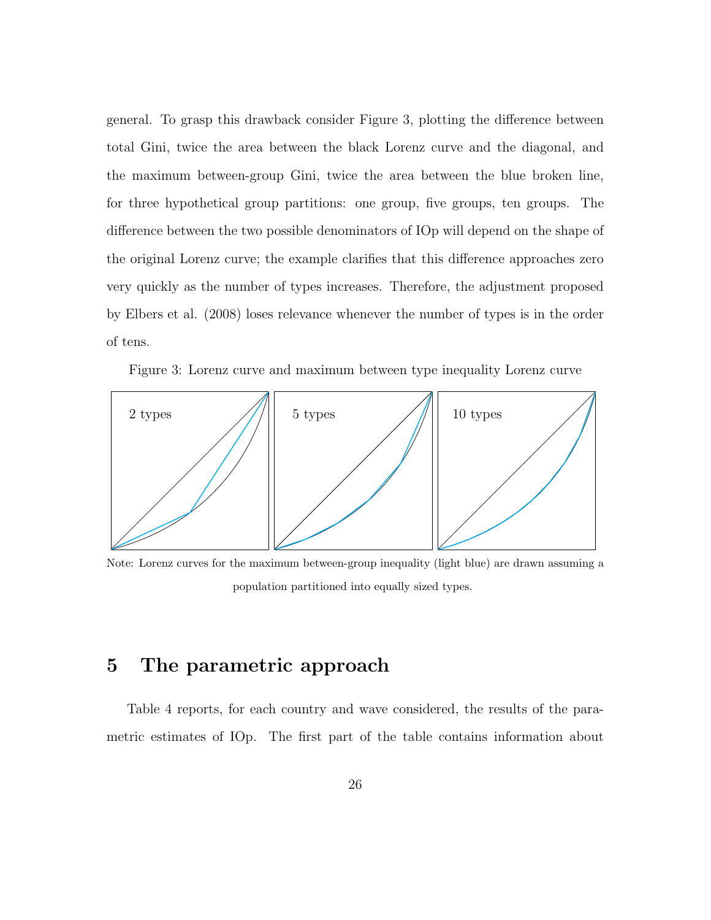general. To grasp this drawback consider Figure 3, plotting the difference between total Gini, twice the area between the black Lorenz curve and the diagonal, and the maximum between-group Gini, twice the area between the blue broken line, for three hypothetical group partitions: one group, five groups, ten groups. The difference between the two possible denominators of IOp will depend on the shape of the original Lorenz curve; the example clarifies that this difference approaches zero very quickly as the number of types increases. Therefore, the adjustment proposed by Elbers et al. (2008) loses relevance whenever the number of types is in the order of tens.

Figure 3: Lorenz curve and maximum between type inequality Lorenz curve

2 types

5 types

10 types

Note: Lorenz curves for the maximum between-group inequality (light blue) are drawn assuming a population partitioned into equally sized types.

# 5 The parametric approach

Table 4 reports, for each country and wave considered, the results of the parametric estimates of IOp. The first part of the table contains information about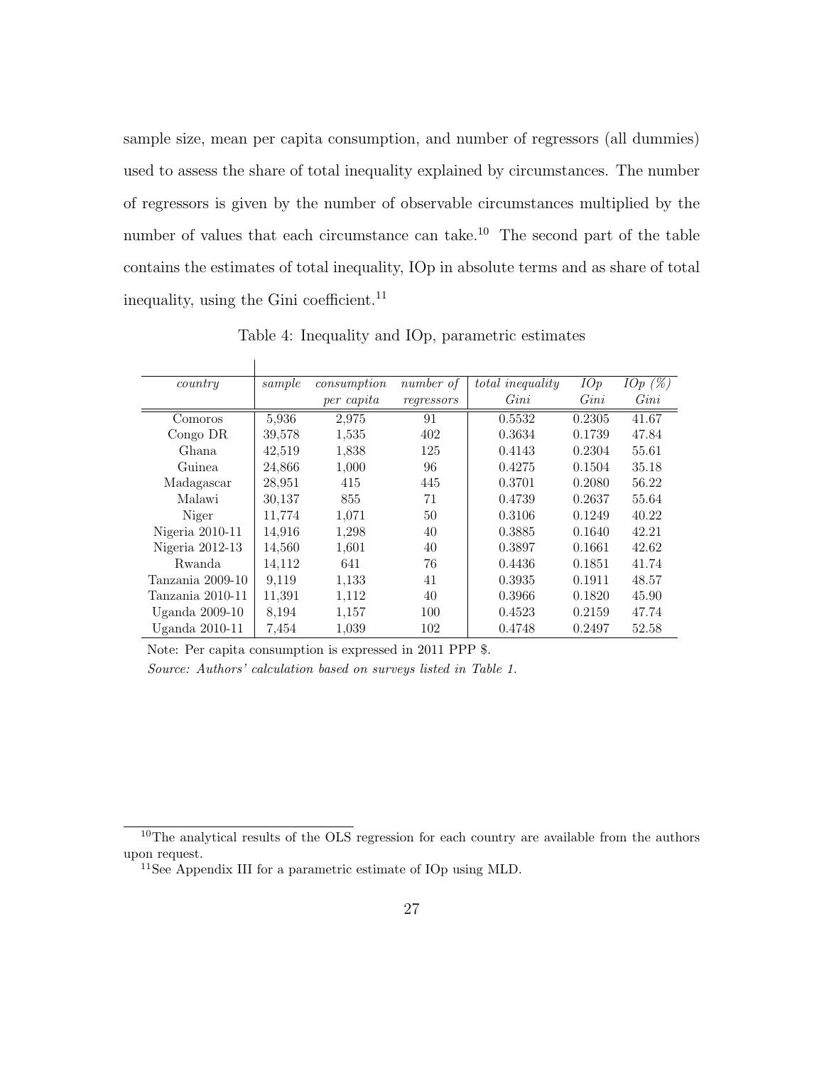sample size, mean per capita consumption, and number of regressors (all dummies) used to assess the share of total inequality explained by circumstances. The number of regressors is given by the number of observable circumstances multiplied by the number of values that each circumstance can take.[10] The second part of the table contains the estimates of total inequality, IOp in absolute terms and as share of total inequality, using the Gini coefficient.[11]

Table 4: Inequality and IOp, parametric estimates

| *country* | *sample* | *consumption per capita* | *number of regressors* | *total inequality Gini* | *IOp Gini* | *IOp (%) Gini* |
|---|---|---|---|---|---|---|
| Comoros | 5,936 | 2,975 | 91 | 0.5532 | 0.2305 | 41.67 |
| Congo DR | 39,578 | 1,535 | 402 | 0.3634 | 0.1739 | 47.84 |
| Ghana | 42,519 | 1,838 | 125 | 0.4143 | 0.2304 | 55.61 |
| Guinea | 24,866 | 1,000 | 96 | 0.4275 | 0.1504 | 35.18 |
| Madagascar | 28,951 | 415 | 445 | 0.3701 | 0.2080 | 56.22 |
| Malawi | 30,137 | 855 | 71 | 0.4739 | 0.2637 | 55.64 |
| Niger | 11,774 | 1,071 | 50 | 0.3106 | 0.1249 | 40.22 |
| Nigeria 2010-11 | 14,916 | 1,298 | 40 | 0.3885 | 0.1640 | 42.21 |
| Nigeria 2012-13 | 14,560 | 1,601 | 40 | 0.3897 | 0.1661 | 42.62 |
| Rwanda | 14,112 | 641 | 76 | 0.4436 | 0.1851 | 41.74 |
| Tanzania 2009-10 | 9,119 | 1,133 | 41 | 0.3935 | 0.1911 | 48.57 |
| Tanzania 2010-11 | 11,391 | 1,112 | 40 | 0.3966 | 0.1820 | 45.90 |
| Uganda 2009-10 | 8,194 | 1,157 | 100 | 0.4523 | 0.2159 | 47.74 |
| Uganda 2010-11 | 7,454 | 1,039 | 102 | 0.4748 | 0.2497 | 52.58 |

Note: Per capita consumption is expressed in 2011 PPP $.

*Source: Authors' calculation based on surveys listed in Table 1.*

[10] The analytical results of the OLS regression for each country are available from the authors upon request.

[11] See Appendix III for a parametric estimate of IOp using MLD.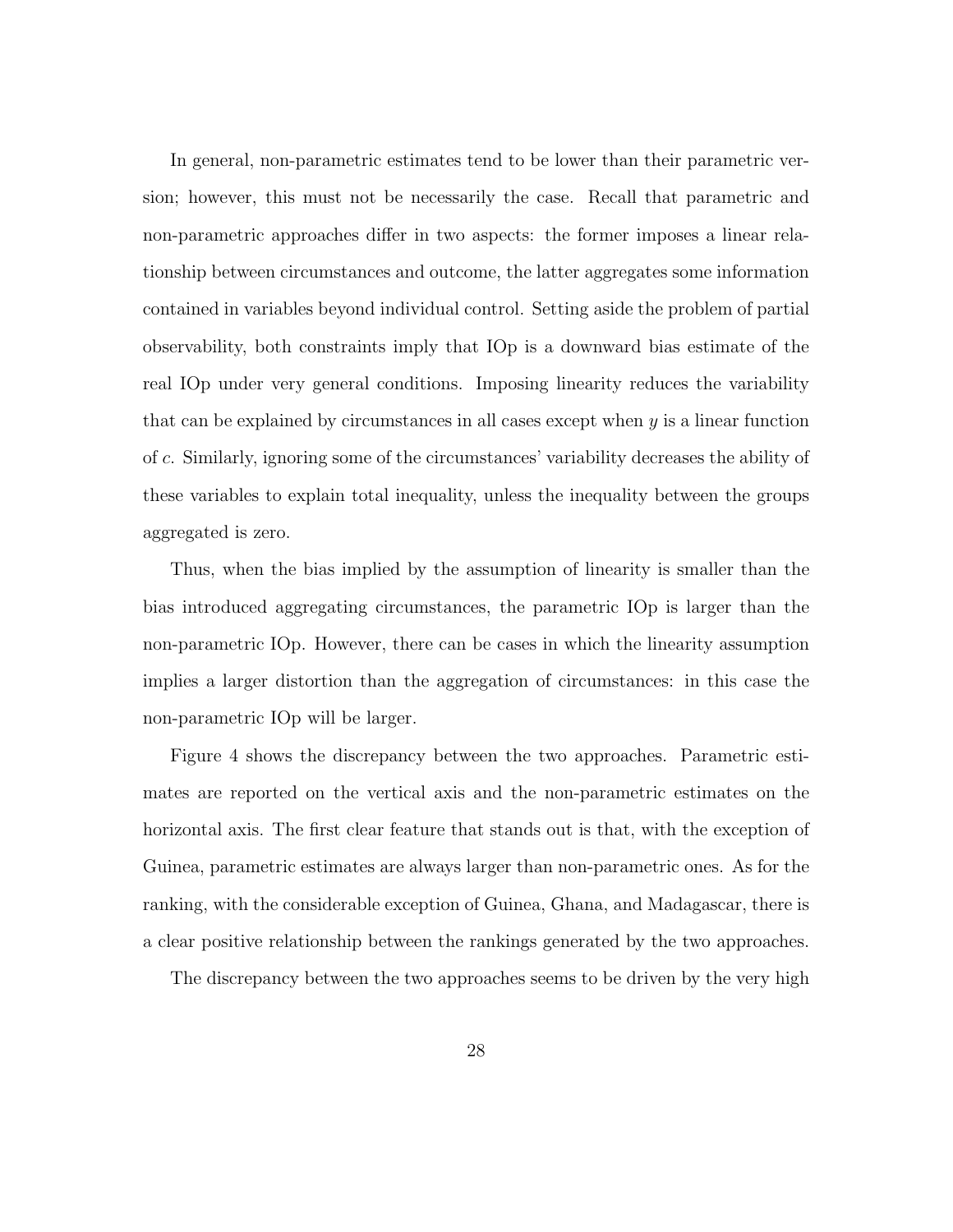In general, non-parametric estimates tend to be lower than their parametric version; however, this must not be necessarily the case. Recall that parametric and non-parametric approaches differ in two aspects: the former imposes a linear relationship between circumstances and outcome, the latter aggregates some information contained in variables beyond individual control. Setting aside the problem of partial observability, both constraints imply that IOp is a downward bias estimate of the real IOp under very general conditions. Imposing linearity reduces the variability that can be explained by circumstances in all cases except when $y$ is a linear function of $c$. Similarly, ignoring some of the circumstances' variability decreases the ability of these variables to explain total inequality, unless the inequality between the groups aggregated is zero.

Thus, when the bias implied by the assumption of linearity is smaller than the bias introduced aggregating circumstances, the parametric IOp is larger than the non-parametric IOp. However, there can be cases in which the linearity assumption implies a larger distortion than the aggregation of circumstances: in this case the non-parametric IOp will be larger.

Figure 4 shows the discrepancy between the two approaches. Parametric estimates are reported on the vertical axis and the non-parametric estimates on the horizontal axis. The first clear feature that stands out is that, with the exception of Guinea, parametric estimates are always larger than non-parametric ones. As for the ranking, with the considerable exception of Guinea, Ghana, and Madagascar, there is a clear positive relationship between the rankings generated by the two approaches.

The discrepancy between the two approaches seems to be driven by the very high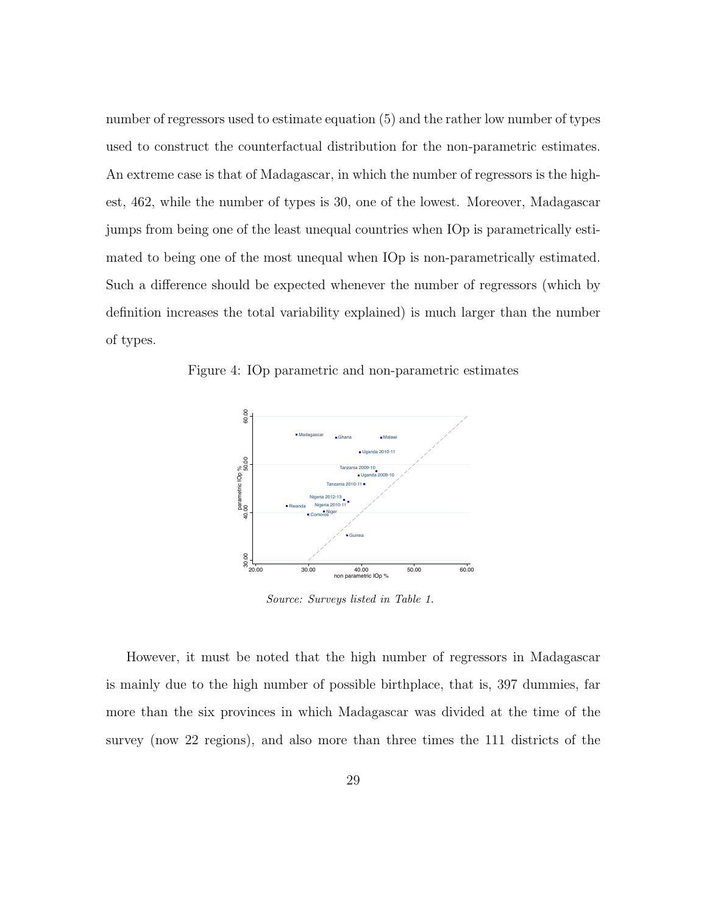number of regressors used to estimate equation (5) and the rather low number of types used to construct the counterfactual distribution for the non-parametric estimates. An extreme case is that of Madagascar, in which the number of regressors is the highest, 462, while the number of types is 30, one of the lowest. Moreover, Madagascar jumps from being one of the least unequal countries when IOp is parametrically estimated to being one of the most unequal when IOp is non-parametrically estimated. Such a difference should be expected whenever the number of regressors (which by definition increases the total variability explained) is much larger than the number of types.

Figure 4: IOp parametric and non-parametric estimates

parametric IOp %

60.00
50.00
40.00
30.00

Madagascar
Ghana
Malawi
Uganda 2010-11
Tanzania 2009-10
Uganda 2009-10
Tanzania 2010-11
Nigeria 2012-13
Nigeria 2010-11
Rwanda
Comoros
Niger
Guinea

20.00
30.00
40.00
50.00
60.00

non parametric IOp %

*Source: Surveys listed in Table 1.*

However, it must be noted that the high number of regressors in Madagascar is mainly due to the high number of possible birthplace, that is, 397 dummies, far more than the six provinces in which Madagascar was divided at the time of the survey (now 22 regions), and also more than three times the 111 districts of the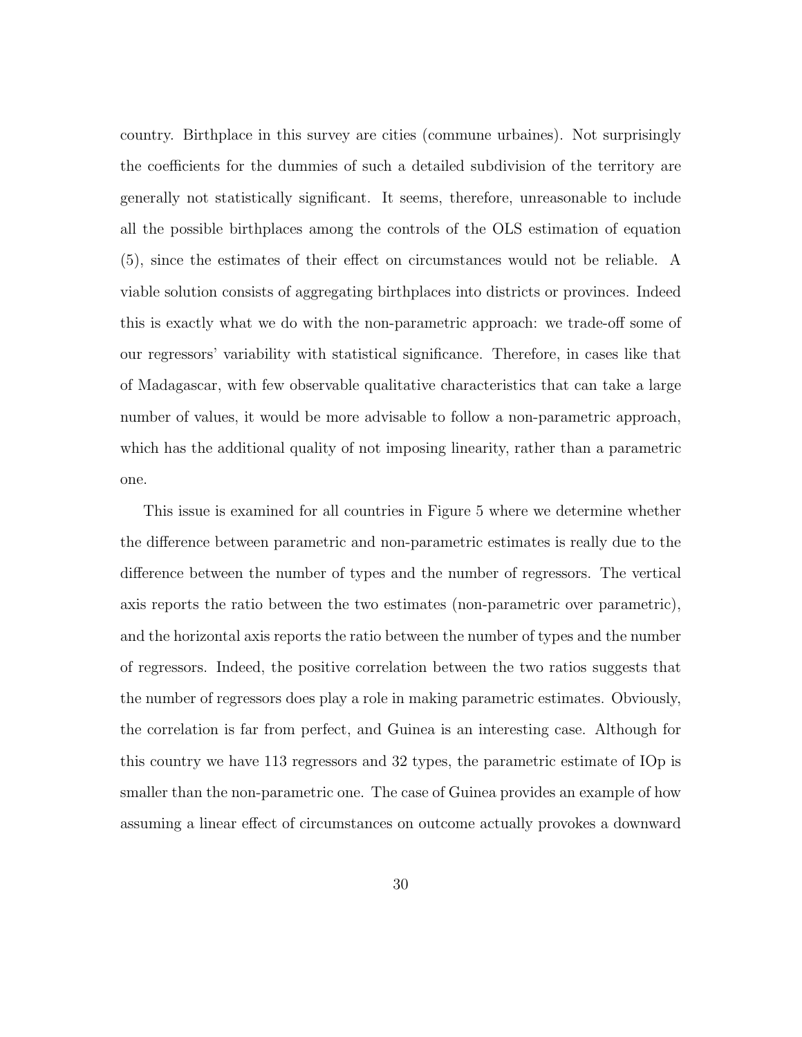country. Birthplace in this survey are cities (commune urbaines). Not surprisingly the coefficients for the dummies of such a detailed subdivision of the territory are generally not statistically significant. It seems, therefore, unreasonable to include all the possible birthplaces among the controls of the OLS estimation of equation (5), since the estimates of their effect on circumstances would not be reliable. A viable solution consists of aggregating birthplaces into districts or provinces. Indeed this is exactly what we do with the non-parametric approach: we trade-off some of our regressors' variability with statistical significance. Therefore, in cases like that of Madagascar, with few observable qualitative characteristics that can take a large number of values, it would be more advisable to follow a non-parametric approach, which has the additional quality of not imposing linearity, rather than a parametric one.

This issue is examined for all countries in Figure 5 where we determine whether the difference between parametric and non-parametric estimates is really due to the difference between the number of types and the number of regressors. The vertical axis reports the ratio between the two estimates (non-parametric over parametric), and the horizontal axis reports the ratio between the number of types and the number of regressors. Indeed, the positive correlation between the two ratios suggests that the number of regressors does play a role in making parametric estimates. Obviously, the correlation is far from perfect, and Guinea is an interesting case. Although for this country we have 113 regressors and 32 types, the parametric estimate of IOp is smaller than the non-parametric one. The case of Guinea provides an example of how assuming a linear effect of circumstances on outcome actually provokes a downward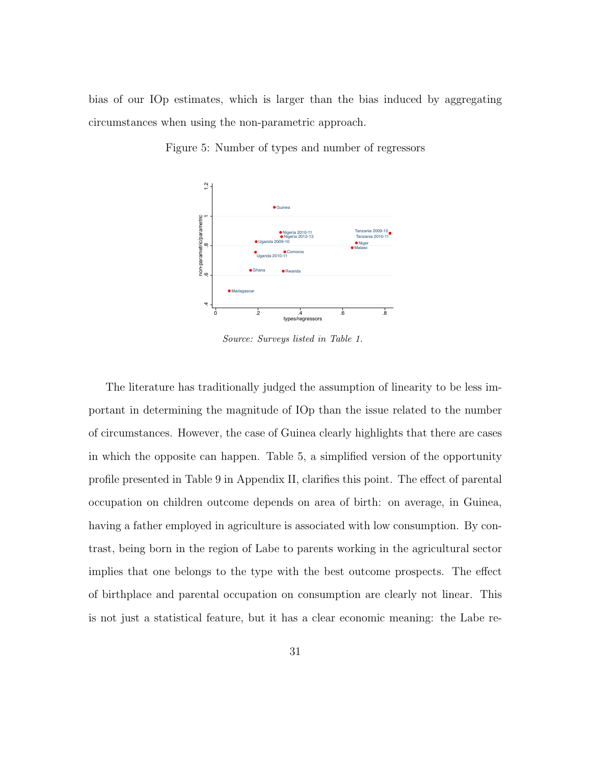bias of our IOp estimates, which is larger than the bias induced by aggregating circumstances when using the non-parametric approach.

Figure 5: Number of types and number of regressors

1.2
1
.8
.6
.4
non-parametric/parametric
0
.2
.4
.6
.8
types/regressors
Guinea
Nigeria 2010-11
Nigeria 2012-13
Uganda 2009-10
Uganda 2010-11
Comoros
Ghana
Rwanda
Madagascar
Tanzania 2009-10
Tanzania 2010-11
Niger
Malawi

*Source: Surveys listed in Table 1.*

The literature has traditionally judged the assumption of linearity to be less important in determining the magnitude of IOp than the issue related to the number of circumstances. However, the case of Guinea clearly highlights that there are cases in which the opposite can happen. Table 5, a simplified version of the opportunity profile presented in Table 9 in Appendix II, clarifies this point. The effect of parental occupation on children outcome depends on area of birth: on average, in Guinea, having a father employed in agriculture is associated with low consumption. By contrast, being born in the region of Labe to parents working in the agricultural sector implies that one belongs to the type with the best outcome prospects. The effect of birthplace and parental occupation on consumption are clearly not linear. This is not just a statistical feature, but it has a clear economic meaning: the Labe re-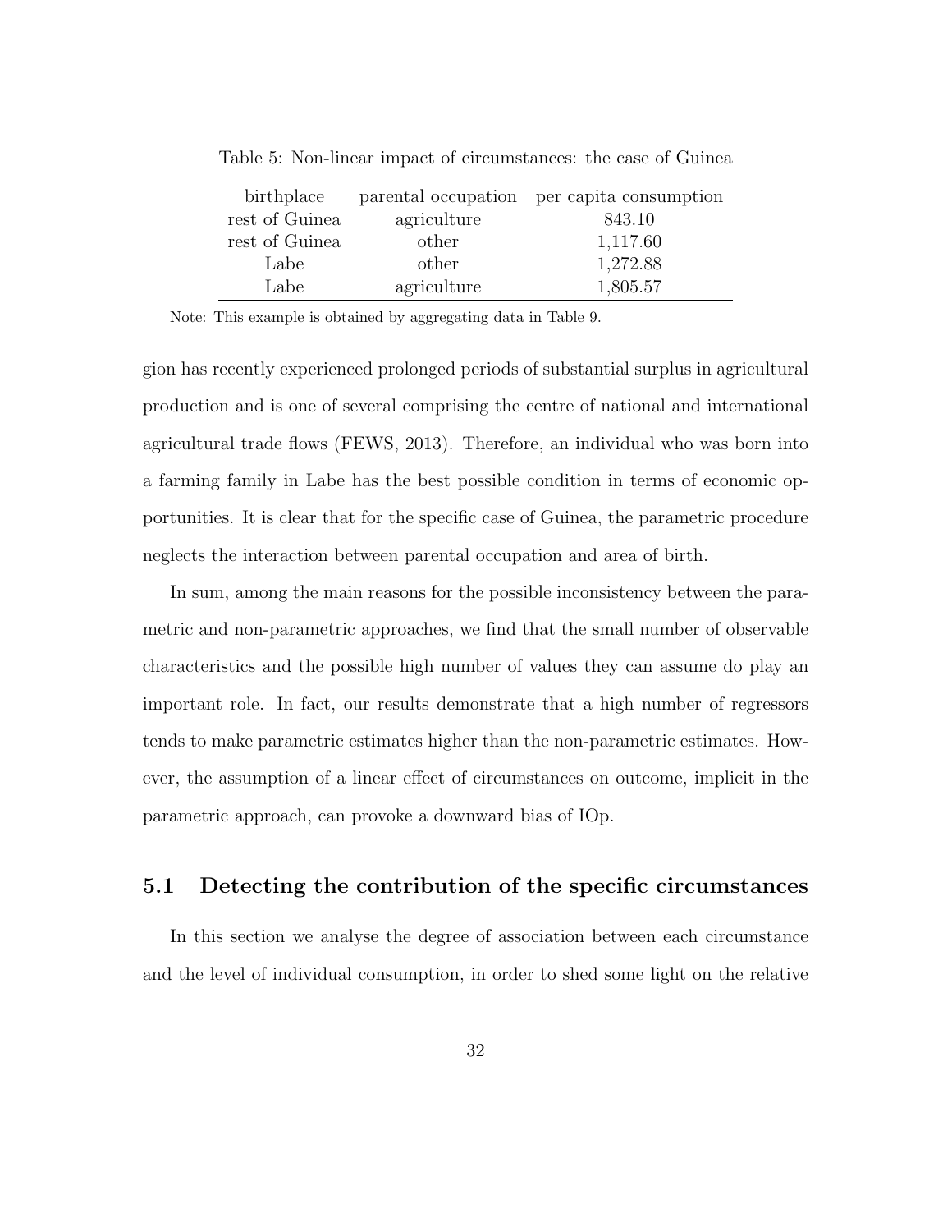Table 5: Non-linear impact of circumstances: the case of Guinea

| birthplace | parental occupation | per capita consumption |
|---|---|---|
| rest of Guinea | agriculture | 843.10 |
| rest of Guinea | other | 1,117.60 |
| Labe | other | 1,272.88 |
| Labe | agriculture | 1,805.57 |

Note: This example is obtained by aggregating data in Table 9.

gion has recently experienced prolonged periods of substantial surplus in agricultural production and is one of several comprising the centre of national and international agricultural trade flows (FEWS, 2013). Therefore, an individual who was born into a farming family in Labe has the best possible condition in terms of economic opportunities. It is clear that for the specific case of Guinea, the parametric procedure neglects the interaction between parental occupation and area of birth.

In sum, among the main reasons for the possible inconsistency between the parametric and non-parametric approaches, we find that the small number of observable characteristics and the possible high number of values they can assume do play an important role. In fact, our results demonstrate that a high number of regressors tends to make parametric estimates higher than the non-parametric estimates. However, the assumption of a linear effect of circumstances on outcome, implicit in the parametric approach, can provoke a downward bias of IOp.

## 5.1 Detecting the contribution of the specific circumstances

In this section we analyse the degree of association between each circumstance and the level of individual consumption, in order to shed some light on the relative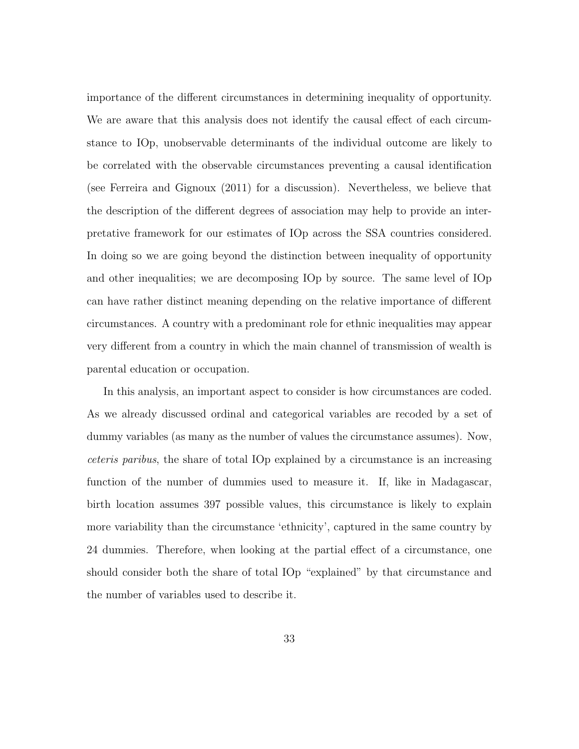importance of the different circumstances in determining inequality of opportunity. We are aware that this analysis does not identify the causal effect of each circumstance to IOp, unobservable determinants of the individual outcome are likely to be correlated with the observable circumstances preventing a causal identification (see Ferreira and Gignoux (2011) for a discussion). Nevertheless, we believe that the description of the different degrees of association may help to provide an interpretative framework for our estimates of IOp across the SSA countries considered. In doing so we are going beyond the distinction between inequality of opportunity and other inequalities; we are decomposing IOp by source. The same level of IOp can have rather distinct meaning depending on the relative importance of different circumstances. A country with a predominant role for ethnic inequalities may appear very different from a country in which the main channel of transmission of wealth is parental education or occupation.

In this analysis, an important aspect to consider is how circumstances are coded. As we already discussed ordinal and categorical variables are recoded by a set of dummy variables (as many as the number of values the circumstance assumes). Now, *ceteris paribus*, the share of total IOp explained by a circumstance is an increasing function of the number of dummies used to measure it. If, like in Madagascar, birth location assumes 397 possible values, this circumstance is likely to explain more variability than the circumstance 'ethnicity', captured in the same country by 24 dummies. Therefore, when looking at the partial effect of a circumstance, one should consider both the share of total IOp "explained" by that circumstance and the number of variables used to describe it.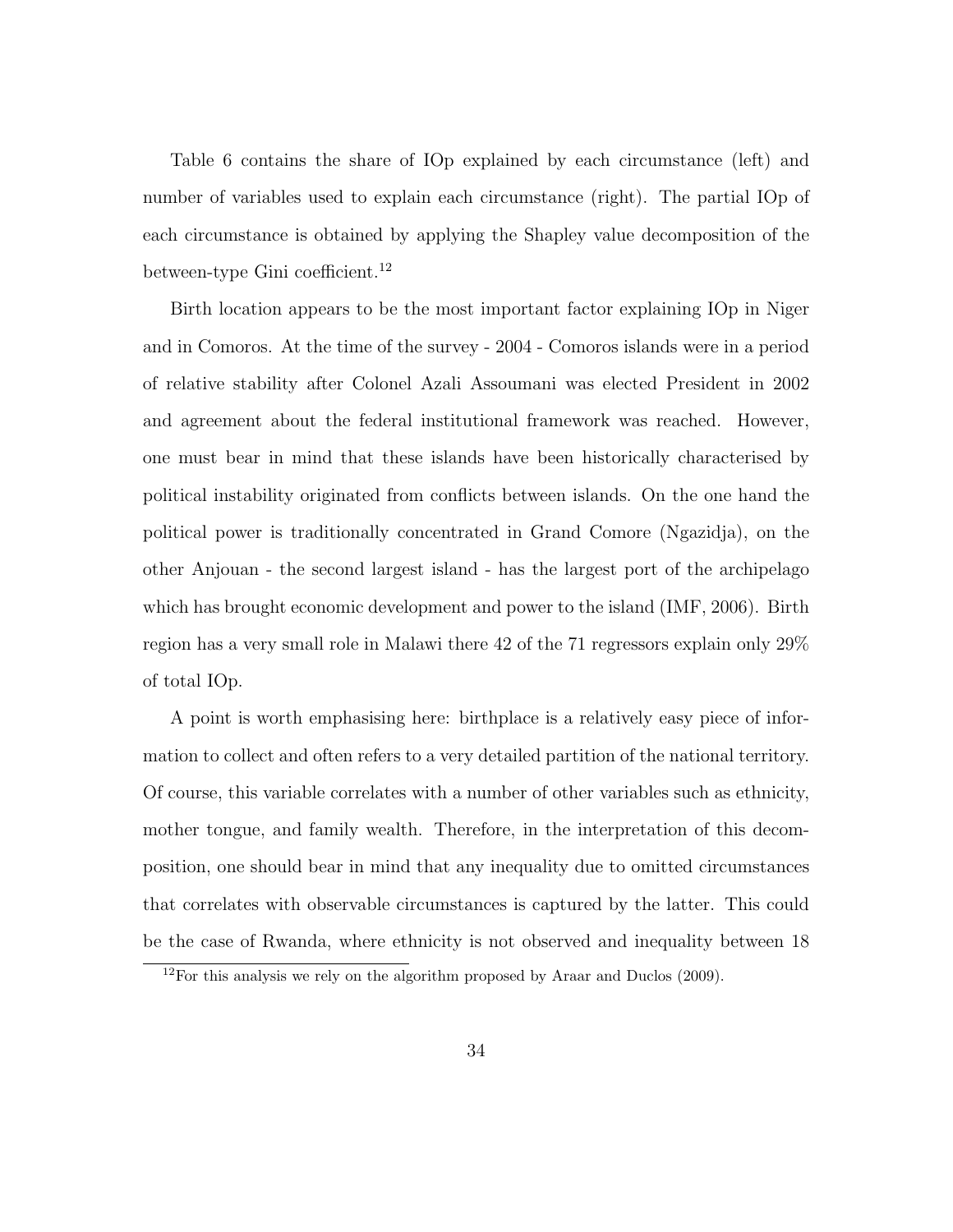Table 6 contains the share of IOp explained by each circumstance (left) and number of variables used to explain each circumstance (right). The partial IOp of each circumstance is obtained by applying the Shapley value decomposition of the between-type Gini coefficient.[12]

Birth location appears to be the most important factor explaining IOp in Niger and in Comoros. At the time of the survey - 2004 - Comoros islands were in a period of relative stability after Colonel Azali Assoumani was elected President in 2002 and agreement about the federal institutional framework was reached. However, one must bear in mind that these islands have been historically characterised by political instability originated from conflicts between islands. On the one hand the political power is traditionally concentrated in Grand Comore (Ngazidja), on the other Anjouan - the second largest island - has the largest port of the archipelago which has brought economic development and power to the island (IMF, 2006). Birth region has a very small role in Malawi there 42 of the 71 regressors explain only 29% of total IOp.

A point is worth emphasising here: birthplace is a relatively easy piece of information to collect and often refers to a very detailed partition of the national territory. Of course, this variable correlates with a number of other variables such as ethnicity, mother tongue, and family wealth. Therefore, in the interpretation of this decomposition, one should bear in mind that any inequality due to omitted circumstances that correlates with observable circumstances is captured by the latter. This could be the case of Rwanda, where ethnicity is not observed and inequality between 18

[12]For this analysis we rely on the algorithm proposed by Araar and Duclos (2009).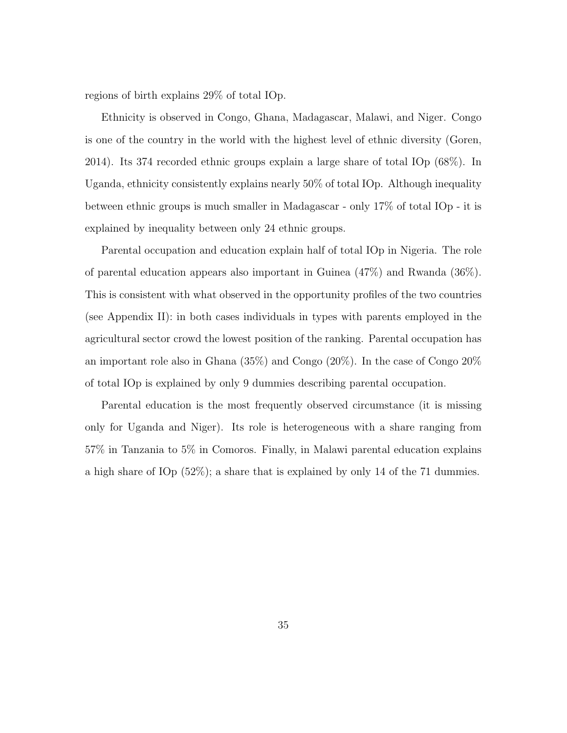regions of birth explains 29% of total IOp.

Ethnicity is observed in Congo, Ghana, Madagascar, Malawi, and Niger. Congo is one of the country in the world with the highest level of ethnic diversity (Goren, 2014). Its 374 recorded ethnic groups explain a large share of total IOp (68%). In Uganda, ethnicity consistently explains nearly 50% of total IOp. Although inequality between ethnic groups is much smaller in Madagascar - only 17% of total IOp - it is explained by inequality between only 24 ethnic groups.

Parental occupation and education explain half of total IOp in Nigeria. The role of parental education appears also important in Guinea (47%) and Rwanda (36%). This is consistent with what observed in the opportunity profiles of the two countries (see Appendix II): in both cases individuals in types with parents employed in the agricultural sector crowd the lowest position of the ranking. Parental occupation has an important role also in Ghana (35%) and Congo (20%). In the case of Congo 20% of total IOp is explained by only 9 dummies describing parental occupation.

Parental education is the most frequently observed circumstance (it is missing only for Uganda and Niger). Its role is heterogeneous with a share ranging from 57% in Tanzania to 5% in Comoros. Finally, in Malawi parental education explains a high share of IOp (52%); a share that is explained by only 14 of the 71 dummies.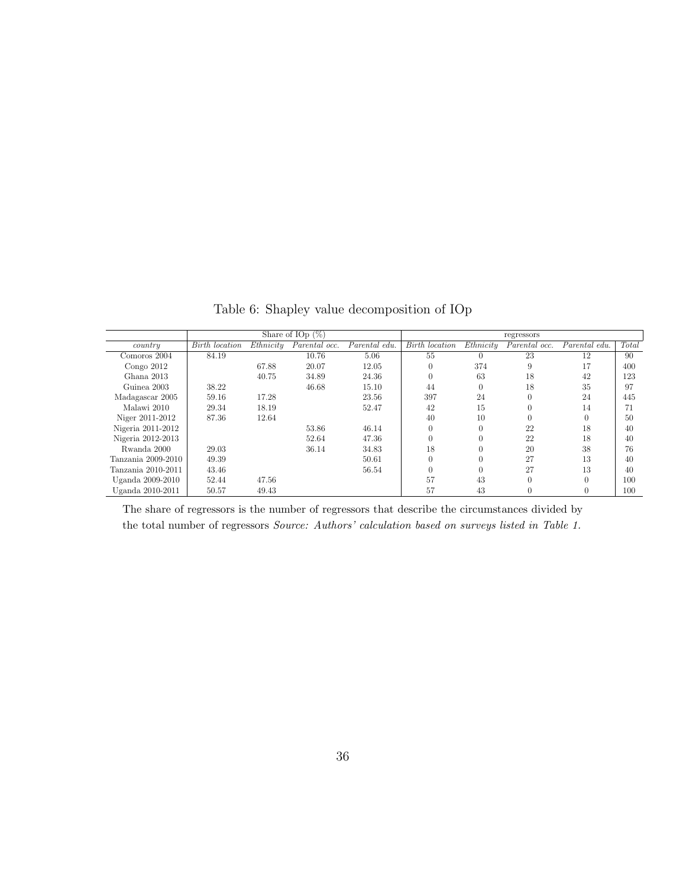Table 6: Shapley value decomposition of IOp

| | Share of IOp (%) | | | | regressors | | | | |
|---|---|---|---|---|---|---|---|---|---|
| *country* | *Birth location* | *Ethnicity* | *Parental occ.* | *Parental edu.* | *Birth location* | *Ethnicity* | *Parental occ.* | *Parental edu.* | *Total* |
| Comoros 2004 | 84.19 | | 10.76 | 5.06 | 55 | 0 | 23 | 12 | 90 |
| Congo 2012 | | 67.88 | 20.07 | 12.05 | 0 | 374 | 9 | 17 | 400 |
| Ghana 2013 | | 40.75 | 34.89 | 24.36 | 0 | 63 | 18 | 42 | 123 |
| Guinea 2003 | 38.22 | | 46.68 | 15.10 | 44 | 0 | 18 | 35 | 97 |
| Madagascar 2005 | 59.16 | 17.28 | | 23.56 | 397 | 24 | 0 | 24 | 445 |
| Malawi 2010 | 29.34 | 18.19 | | 52.47 | 42 | 15 | 0 | 14 | 71 |
| Niger 2011-2012 | 87.36 | 12.64 | | | 40 | 10 | 0 | 0 | 50 |
| Nigeria 2011-2012 | | | 53.86 | 46.14 | 0 | 0 | 22 | 18 | 40 |
| Nigeria 2012-2013 | | | 52.64 | 47.36 | 0 | 0 | 22 | 18 | 40 |
| Rwanda 2000 | 29.03 | | 36.14 | 34.83 | 18 | 0 | 20 | 38 | 76 |
| Tanzania 2009-2010 | 49.39 | | | 50.61 | 0 | 0 | 27 | 13 | 40 |
| Tanzania 2010-2011 | 43.46 | | | 56.54 | 0 | 0 | 27 | 13 | 40 |
| Uganda 2009-2010 | 52.44 | 47.56 | | | 57 | 43 | 0 | 0 | 100 |
| Uganda 2010-2011 | 50.57 | 49.43 | | | 57 | 43 | 0 | 0 | 100 |

The share of regressors is the number of regressors that describe the circumstances divided by the total number of regressors *Source: Authors' calculation based on surveys listed in Table 1.*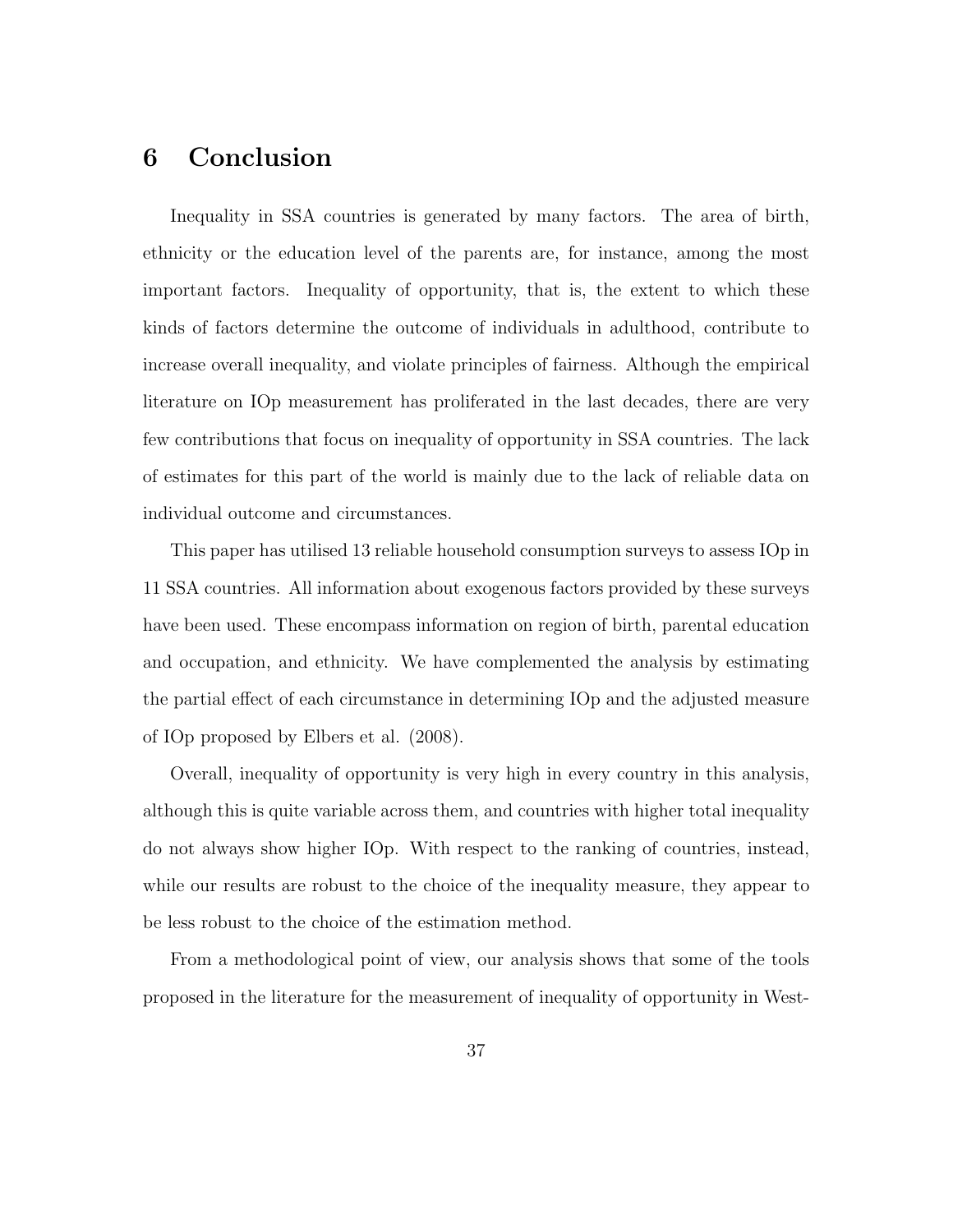# 6 Conclusion

Inequality in SSA countries is generated by many factors. The area of birth, ethnicity or the education level of the parents are, for instance, among the most important factors. Inequality of opportunity, that is, the extent to which these kinds of factors determine the outcome of individuals in adulthood, contribute to increase overall inequality, and violate principles of fairness. Although the empirical literature on IOp measurement has proliferated in the last decades, there are very few contributions that focus on inequality of opportunity in SSA countries. The lack of estimates for this part of the world is mainly due to the lack of reliable data on individual outcome and circumstances.

This paper has utilised 13 reliable household consumption surveys to assess IOp in 11 SSA countries. All information about exogenous factors provided by these surveys have been used. These encompass information on region of birth, parental education and occupation, and ethnicity. We have complemented the analysis by estimating the partial effect of each circumstance in determining IOp and the adjusted measure of IOp proposed by Elbers et al. (2008).

Overall, inequality of opportunity is very high in every country in this analysis, although this is quite variable across them, and countries with higher total inequality do not always show higher IOp. With respect to the ranking of countries, instead, while our results are robust to the choice of the inequality measure, they appear to be less robust to the choice of the estimation method.

From a methodological point of view, our analysis shows that some of the tools proposed in the literature for the measurement of inequality of opportunity in West-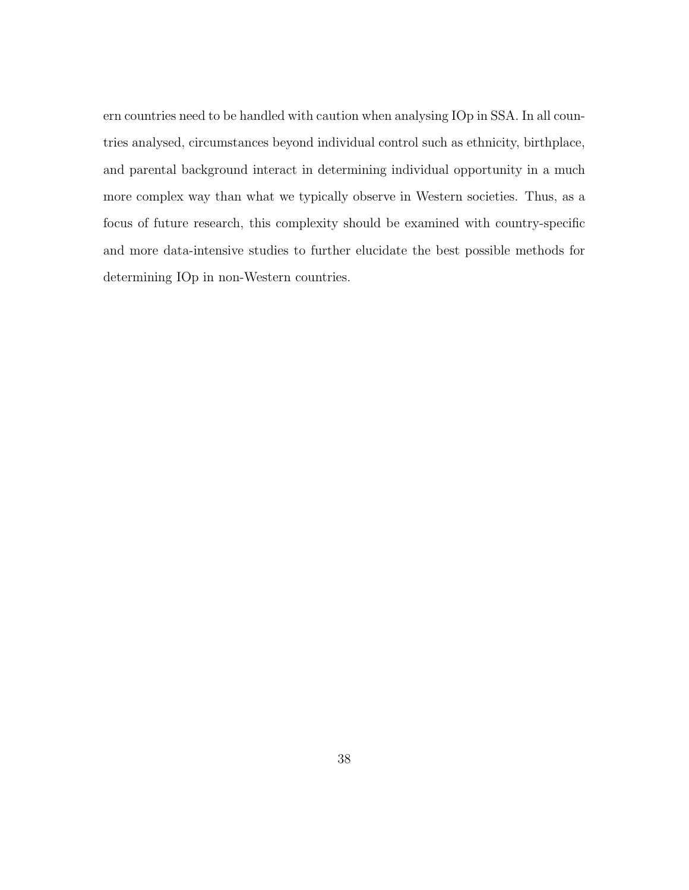ern countries need to be handled with caution when analysing IOp in SSA. In all countries analysed, circumstances beyond individual control such as ethnicity, birthplace, and parental background interact in determining individual opportunity in a much more complex way than what we typically observe in Western societies. Thus, as a focus of future research, this complexity should be examined with country-specific and more data-intensive studies to further elucidate the best possible methods for determining IOp in non-Western countries.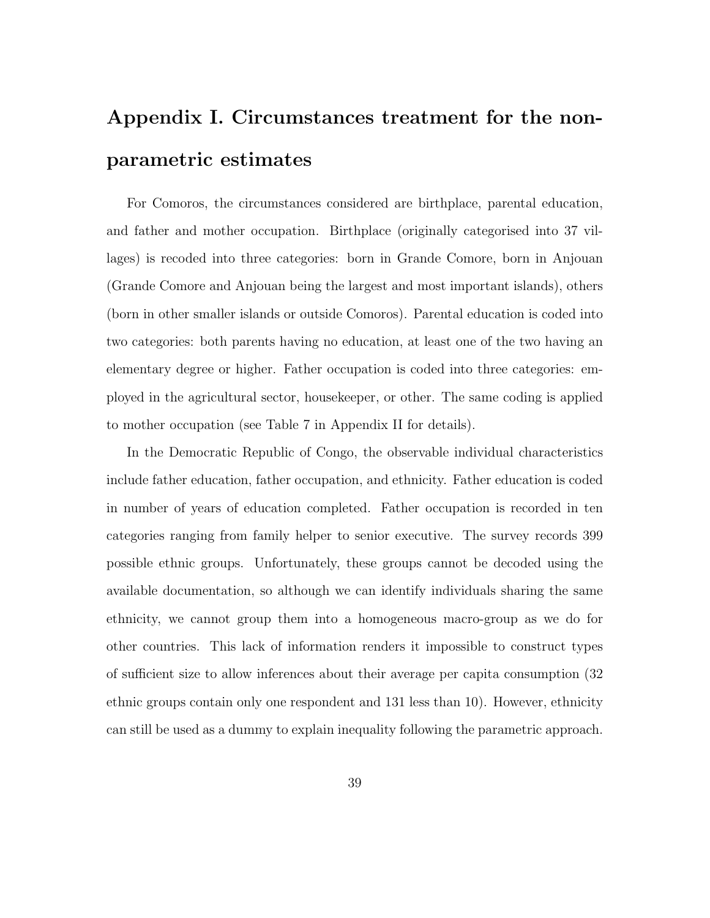# Appendix I. Circumstances treatment for the non-parametric estimates

For Comoros, the circumstances considered are birthplace, parental education, and father and mother occupation. Birthplace (originally categorised into 37 villages) is recoded into three categories: born in Grande Comore, born in Anjouan (Grande Comore and Anjouan being the largest and most important islands), others (born in other smaller islands or outside Comoros). Parental education is coded into two categories: both parents having no education, at least one of the two having an elementary degree or higher. Father occupation is coded into three categories: employed in the agricultural sector, housekeeper, or other. The same coding is applied to mother occupation (see Table 7 in Appendix II for details).

In the Democratic Republic of Congo, the observable individual characteristics include father education, father occupation, and ethnicity. Father education is coded in number of years of education completed. Father occupation is recorded in ten categories ranging from family helper to senior executive. The survey records 399 possible ethnic groups. Unfortunately, these groups cannot be decoded using the available documentation, so although we can identify individuals sharing the same ethnicity, we cannot group them into a homogeneous macro-group as we do for other countries. This lack of information renders it impossible to construct types of sufficient size to allow inferences about their average per capita consumption (32 ethnic groups contain only one respondent and 131 less than 10). However, ethnicity can still be used as a dummy to explain inequality following the parametric approach.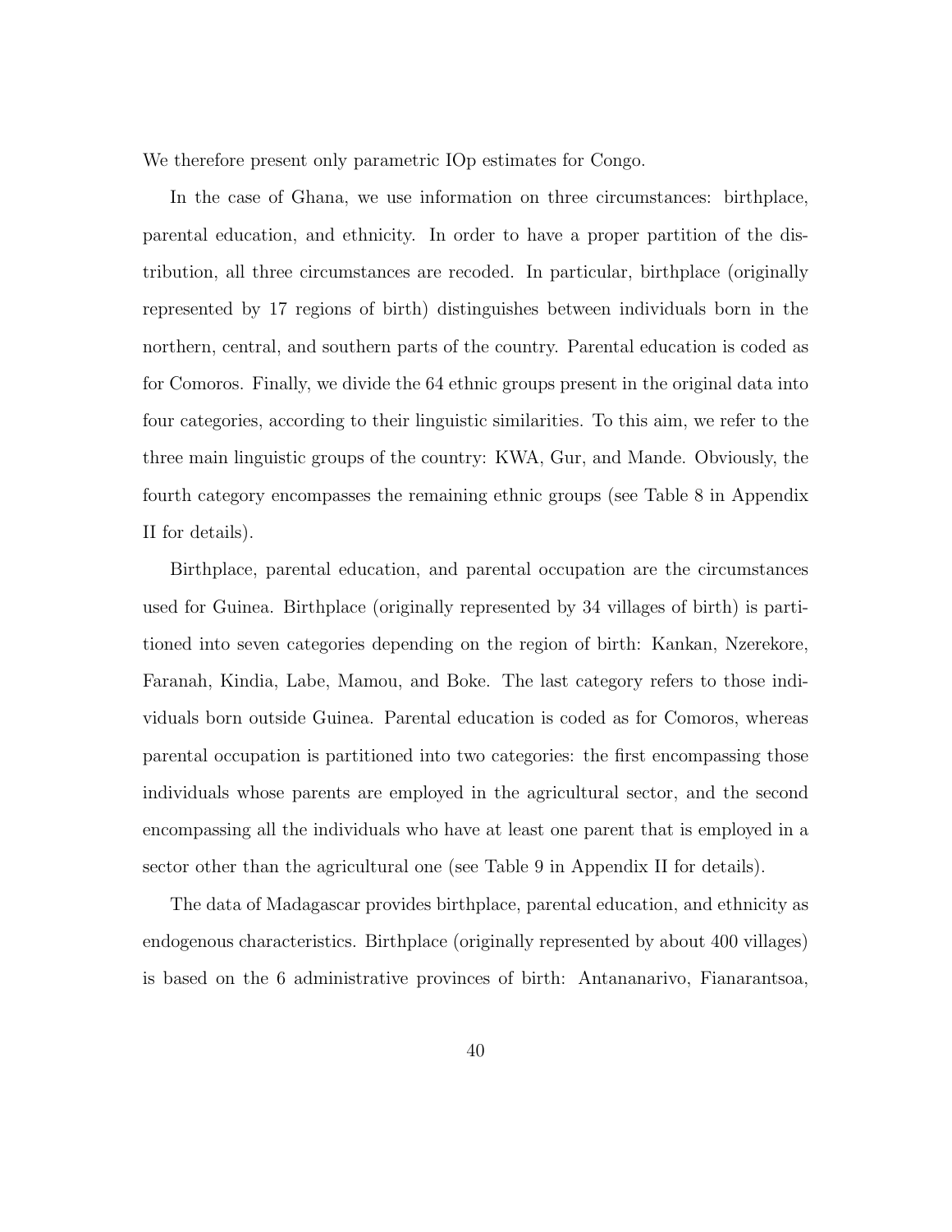We therefore present only parametric IOp estimates for Congo.

In the case of Ghana, we use information on three circumstances: birthplace, parental education, and ethnicity. In order to have a proper partition of the distribution, all three circumstances are recoded. In particular, birthplace (originally represented by 17 regions of birth) distinguishes between individuals born in the northern, central, and southern parts of the country. Parental education is coded as for Comoros. Finally, we divide the 64 ethnic groups present in the original data into four categories, according to their linguistic similarities. To this aim, we refer to the three main linguistic groups of the country: KWA, Gur, and Mande. Obviously, the fourth category encompasses the remaining ethnic groups (see Table 8 in Appendix II for details).

Birthplace, parental education, and parental occupation are the circumstances used for Guinea. Birthplace (originally represented by 34 villages of birth) is partitioned into seven categories depending on the region of birth: Kankan, Nzerekore, Faranah, Kindia, Labe, Mamou, and Boke. The last category refers to those individuals born outside Guinea. Parental education is coded as for Comoros, whereas parental occupation is partitioned into two categories: the first encompassing those individuals whose parents are employed in the agricultural sector, and the second encompassing all the individuals who have at least one parent that is employed in a sector other than the agricultural one (see Table 9 in Appendix II for details).

The data of Madagascar provides birthplace, parental education, and ethnicity as endogenous characteristics. Birthplace (originally represented by about 400 villages) is based on the 6 administrative provinces of birth: Antananarivo, Fianarantsoa,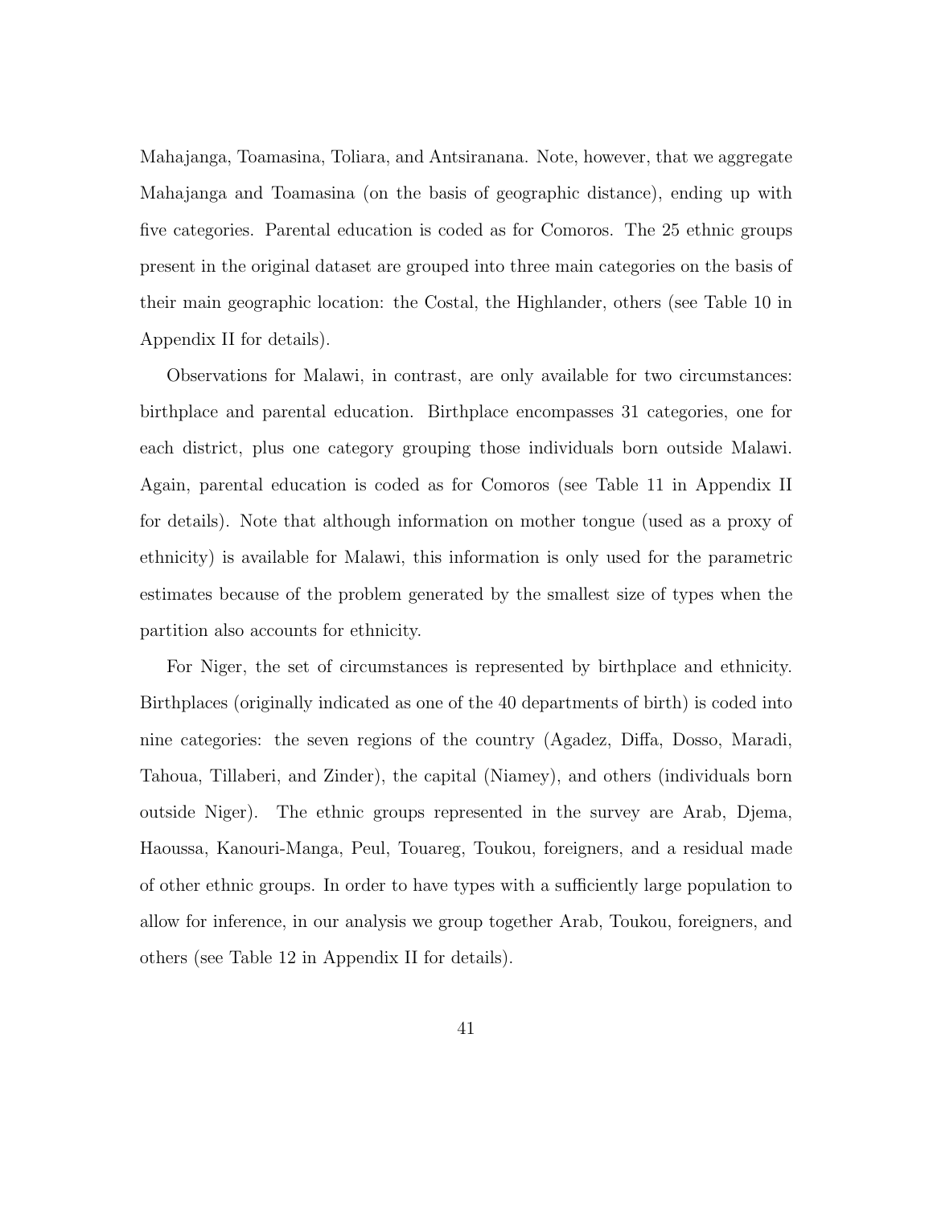Mahajanga, Toamasina, Toliara, and Antsiranana. Note, however, that we aggregate Mahajanga and Toamasina (on the basis of geographic distance), ending up with five categories. Parental education is coded as for Comoros. The 25 ethnic groups present in the original dataset are grouped into three main categories on the basis of their main geographic location: the Costal, the Highlander, others (see Table 10 in Appendix II for details).

Observations for Malawi, in contrast, are only available for two circumstances: birthplace and parental education. Birthplace encompasses 31 categories, one for each district, plus one category grouping those individuals born outside Malawi. Again, parental education is coded as for Comoros (see Table 11 in Appendix II for details). Note that although information on mother tongue (used as a proxy of ethnicity) is available for Malawi, this information is only used for the parametric estimates because of the problem generated by the smallest size of types when the partition also accounts for ethnicity.

For Niger, the set of circumstances is represented by birthplace and ethnicity. Birthplaces (originally indicated as one of the 40 departments of birth) is coded into nine categories: the seven regions of the country (Agadez, Diffa, Dosso, Maradi, Tahoua, Tillaberi, and Zinder), the capital (Niamey), and others (individuals born outside Niger). The ethnic groups represented in the survey are Arab, Djema, Haoussa, Kanouri-Manga, Peul, Touareg, Toukou, foreigners, and a residual made of other ethnic groups. In order to have types with a sufficiently large population to allow for inference, in our analysis we group together Arab, Toukou, foreigners, and others (see Table 12 in Appendix II for details).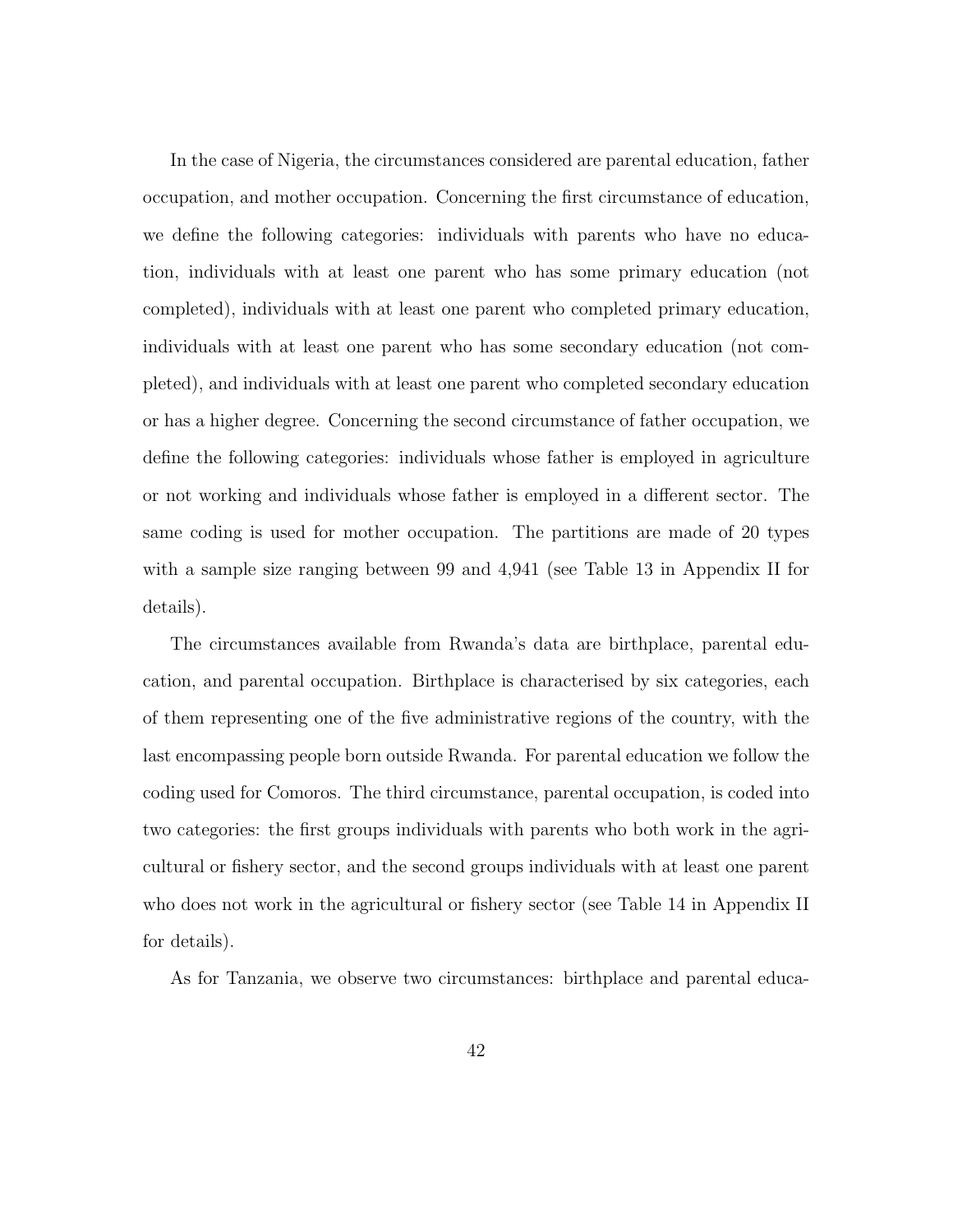In the case of Nigeria, the circumstances considered are parental education, father occupation, and mother occupation. Concerning the first circumstance of education, we define the following categories: individuals with parents who have no education, individuals with at least one parent who has some primary education (not completed), individuals with at least one parent who completed primary education, individuals with at least one parent who has some secondary education (not completed), and individuals with at least one parent who completed secondary education or has a higher degree. Concerning the second circumstance of father occupation, we define the following categories: individuals whose father is employed in agriculture or not working and individuals whose father is employed in a different sector. The same coding is used for mother occupation. The partitions are made of 20 types with a sample size ranging between 99 and 4,941 (see Table 13 in Appendix II for details).

The circumstances available from Rwanda's data are birthplace, parental education, and parental occupation. Birthplace is characterised by six categories, each of them representing one of the five administrative regions of the country, with the last encompassing people born outside Rwanda. For parental education we follow the coding used for Comoros. The third circumstance, parental occupation, is coded into two categories: the first groups individuals with parents who both work in the agricultural or fishery sector, and the second groups individuals with at least one parent who does not work in the agricultural or fishery sector (see Table 14 in Appendix II for details).

As for Tanzania, we observe two circumstances: birthplace and parental educa-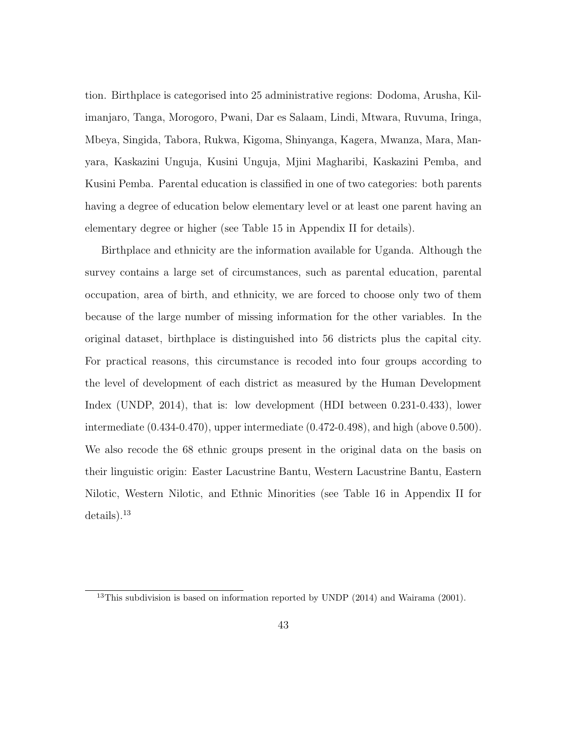tion. Birthplace is categorised into 25 administrative regions: Dodoma, Arusha, Kilimanjaro, Tanga, Morogoro, Pwani, Dar es Salaam, Lindi, Mtwara, Ruvuma, Iringa, Mbeya, Singida, Tabora, Rukwa, Kigoma, Shinyanga, Kagera, Mwanza, Mara, Manyara, Kaskazini Unguja, Kusini Unguja, Mjini Magharibi, Kaskazini Pemba, and Kusini Pemba. Parental education is classified in one of two categories: both parents having a degree of education below elementary level or at least one parent having an elementary degree or higher (see Table 15 in Appendix II for details).

Birthplace and ethnicity are the information available for Uganda. Although the survey contains a large set of circumstances, such as parental education, parental occupation, area of birth, and ethnicity, we are forced to choose only two of them because of the large number of missing information for the other variables. In the original dataset, birthplace is distinguished into 56 districts plus the capital city. For practical reasons, this circumstance is recoded into four groups according to the level of development of each district as measured by the Human Development Index (UNDP, 2014), that is: low development (HDI between 0.231-0.433), lower intermediate (0.434-0.470), upper intermediate (0.472-0.498), and high (above 0.500). We also recode the 68 ethnic groups present in the original data on the basis on their linguistic origin: Easter Lacustrine Bantu, Western Lacustrine Bantu, Eastern Nilotic, Western Nilotic, and Ethnic Minorities (see Table 16 in Appendix II for details).[13]

[13] This subdivision is based on information reported by UNDP (2014) and Wairama (2001).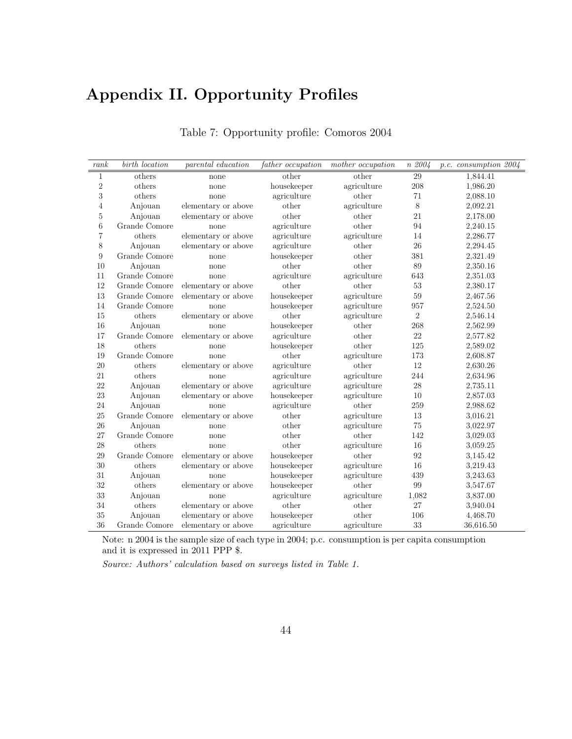# Appendix II. Opportunity Profiles

Table 7: Opportunity profile: Comoros 2004

| *rank* | *birth location* | *parental education* | *father occupation* | *mother occupation* | *n 2004* | *p.c. consumption 2004* |
|---|---|---|---|---|---|---|
| 1 | others | none | other | other | 29 | 1,844.41 |
| 2 | others | none | housekeeper | agriculture | 208 | 1,986.20 |
| 3 | others | none | agriculture | other | 71 | 2,088.10 |
| 4 | Anjouan | elementary or above | other | agriculture | 8 | 2,092.21 |
| 5 | Anjouan | elementary or above | other | other | 21 | 2,178.00 |
| 6 | Grande Comore | none | agriculture | other | 94 | 2,240.15 |
| 7 | others | elementary or above | agriculture | agriculture | 14 | 2,286.77 |
| 8 | Anjouan | elementary or above | agriculture | other | 26 | 2,294.45 |
| 9 | Grande Comore | none | housekeeper | other | 381 | 2,321.49 |
| 10 | Anjouan | none | other | other | 89 | 2,350.16 |
| 11 | Grande Comore | none | agriculture | agriculture | 643 | 2,351.03 |
| 12 | Grande Comore | elementary or above | other | other | 53 | 2,380.17 |
| 13 | Grande Comore | elementary or above | housekeeper | agriculture | 59 | 2,467.56 |
| 14 | Grande Comore | none | housekeeper | agriculture | 957 | 2,524.50 |
| 15 | others | elementary or above | other | agriculture | 2 | 2,546.14 |
| 16 | Anjouan | none | housekeeper | other | 268 | 2,562.99 |
| 17 | Grande Comore | elementary or above | agriculture | other | 22 | 2,577.82 |
| 18 | others | none | housekeeper | other | 125 | 2,589.02 |
| 19 | Grande Comore | none | other | agriculture | 173 | 2,608.87 |
| 20 | others | elementary or above | agriculture | other | 12 | 2,630.26 |
| 21 | others | none | agriculture | agriculture | 244 | 2,634.96 |
| 22 | Anjouan | elementary or above | agriculture | agriculture | 28 | 2,735.11 |
| 23 | Anjouan | elementary or above | housekeeper | agriculture | 10 | 2,857.03 |
| 24 | Anjouan | none | agriculture | other | 259 | 2,988.62 |
| 25 | Grande Comore | elementary or above | other | agriculture | 13 | 3,016.21 |
| 26 | Anjouan | none | other | agriculture | 75 | 3,022.97 |
| 27 | Grande Comore | none | other | other | 142 | 3,029.03 |
| 28 | others | none | other | agriculture | 16 | 3,059.25 |
| 29 | Grande Comore | elementary or above | housekeeper | other | 92 | 3,145.42 |
| 30 | others | elementary or above | housekeeper | agriculture | 16 | 3,219.43 |
| 31 | Anjouan | none | housekeeper | agriculture | 439 | 3,243.63 |
| 32 | others | elementary or above | housekeeper | other | 99 | 3,547.67 |
| 33 | Anjouan | none | agriculture | agriculture | 1,082 | 3,837.00 |
| 34 | others | elementary or above | other | other | 27 | 3,940.04 |
| 35 | Anjouan | elementary or above | housekeeper | other | 106 | 4,468.70 |
| 36 | Grande Comore | elementary or above | agriculture | agriculture | 33 | 36,616.50 |

Note: n 2004 is the sample size of each type in 2004; p.c. consumption is per capita consumption and it is expressed in 2011 PPP $.

*Source: Authors' calculation based on surveys listed in Table 1.*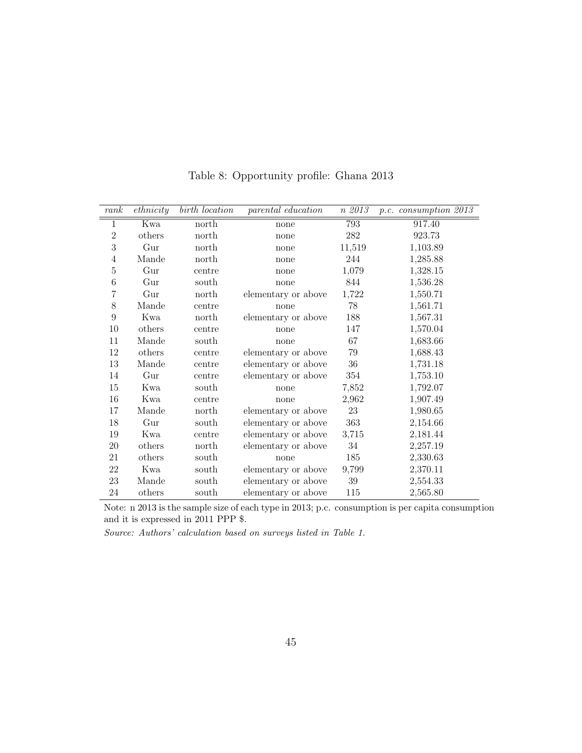Table 8: Opportunity profile: Ghana 2013

| *rank* | *ethnicity* | *birth location* | *parental education* | *n 2013* | *p.c. consumption 2013* |
|---|---|---|---|---|---|
| 1 | Kwa | north | none | 793 | 917.40 |
| 2 | others | north | none | 282 | 923.73 |
| 3 | Gur | north | none | 11,519 | 1,103.89 |
| 4 | Mande | north | none | 244 | 1,285.88 |
| 5 | Gur | centre | none | 1,079 | 1,328.15 |
| 6 | Gur | south | none | 844 | 1,536.28 |
| 7 | Gur | north | elementary or above | 1,722 | 1,550.71 |
| 8 | Mande | centre | none | 78 | 1,561.71 |
| 9 | Kwa | north | elementary or above | 188 | 1,567.31 |
| 10 | others | centre | none | 147 | 1,570.04 |
| 11 | Mande | south | none | 67 | 1,683.66 |
| 12 | others | centre | elementary or above | 79 | 1,688.43 |
| 13 | Mande | centre | elementary or above | 36 | 1,731.18 |
| 14 | Gur | centre | elementary or above | 354 | 1,753.10 |
| 15 | Kwa | south | none | 7,852 | 1,792.07 |
| 16 | Kwa | centre | none | 2,962 | 1,907.49 |
| 17 | Mande | north | elementary or above | 23 | 1,980.65 |
| 18 | Gur | south | elementary or above | 363 | 2,154.66 |
| 19 | Kwa | centre | elementary or above | 3,715 | 2,181.44 |
| 20 | others | north | elementary or above | 34 | 2,257.19 |
| 21 | others | south | none | 185 | 2,330.63 |
| 22 | Kwa | south | elementary or above | 9,799 | 2,370.11 |
| 23 | Mande | south | elementary or above | 39 | 2,554.33 |
| 24 | others | south | elementary or above | 115 | 2,565.80 |

Note: n 2013 is the sample size of each type in 2013; p.c. consumption is per capita consumption and it is expressed in 2011 PPP $.

*Source: Authors' calculation based on surveys listed in Table 1.*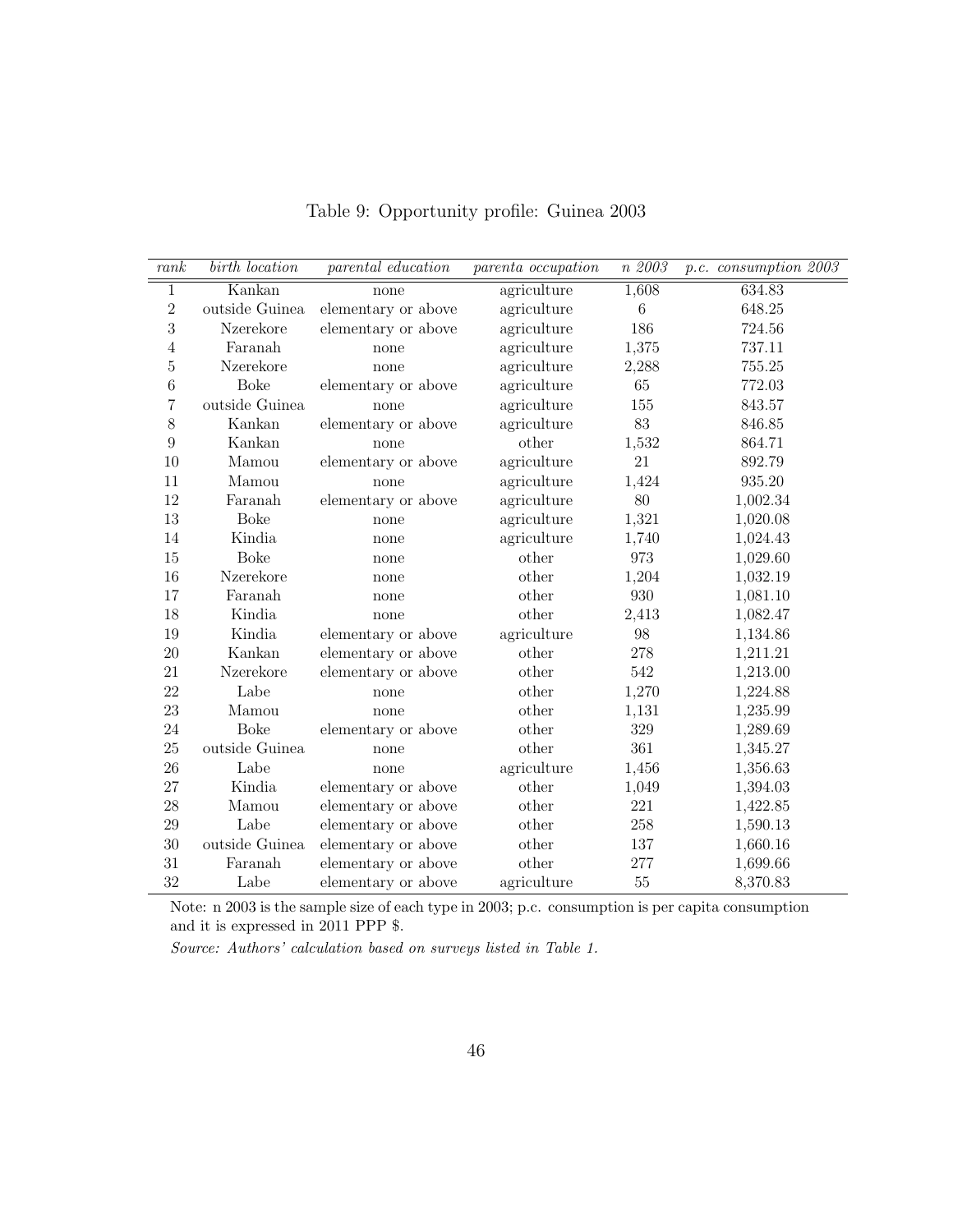Table 9: Opportunity profile: Guinea 2003

| *rank* | *birth location* | *parental education* | *parenta occupation* | *n 2003* | *p.c. consumption 2003* |
|---|---|---|---|---|---|
| 1 | Kankan | none | agriculture | 1,608 | 634.83 |
| 2 | outside Guinea | elementary or above | agriculture | 6 | 648.25 |
| 3 | Nzerekore | elementary or above | agriculture | 186 | 724.56 |
| 4 | Faranah | none | agriculture | 1,375 | 737.11 |
| 5 | Nzerekore | none | agriculture | 2,288 | 755.25 |
| 6 | Boke | elementary or above | agriculture | 65 | 772.03 |
| 7 | outside Guinea | none | agriculture | 155 | 843.57 |
| 8 | Kankan | elementary or above | agriculture | 83 | 846.85 |
| 9 | Kankan | none | other | 1,532 | 864.71 |
| 10 | Mamou | elementary or above | agriculture | 21 | 892.79 |
| 11 | Mamou | none | agriculture | 1,424 | 935.20 |
| 12 | Faranah | elementary or above | agriculture | 80 | 1,002.34 |
| 13 | Boke | none | agriculture | 1,321 | 1,020.08 |
| 14 | Kindia | none | agriculture | 1,740 | 1,024.43 |
| 15 | Boke | none | other | 973 | 1,029.60 |
| 16 | Nzerekore | none | other | 1,204 | 1,032.19 |
| 17 | Faranah | none | other | 930 | 1,081.10 |
| 18 | Kindia | none | other | 2,413 | 1,082.47 |
| 19 | Kindia | elementary or above | agriculture | 98 | 1,134.86 |
| 20 | Kankan | elementary or above | other | 278 | 1,211.21 |
| 21 | Nzerekore | elementary or above | other | 542 | 1,213.00 |
| 22 | Labe | none | other | 1,270 | 1,224.88 |
| 23 | Mamou | none | other | 1,131 | 1,235.99 |
| 24 | Boke | elementary or above | other | 329 | 1,289.69 |
| 25 | outside Guinea | none | other | 361 | 1,345.27 |
| 26 | Labe | none | agriculture | 1,456 | 1,356.63 |
| 27 | Kindia | elementary or above | other | 1,049 | 1,394.03 |
| 28 | Mamou | elementary or above | other | 221 | 1,422.85 |
| 29 | Labe | elementary or above | other | 258 | 1,590.13 |
| 30 | outside Guinea | elementary or above | other | 137 | 1,660.16 |
| 31 | Faranah | elementary or above | other | 277 | 1,699.66 |
| 32 | Labe | elementary or above | agriculture | 55 | 8,370.83 |

Note: n 2003 is the sample size of each type in 2003; p.c. consumption is per capita consumption and it is expressed in 2011 PPP $.

*Source: Authors' calculation based on surveys listed in Table 1.*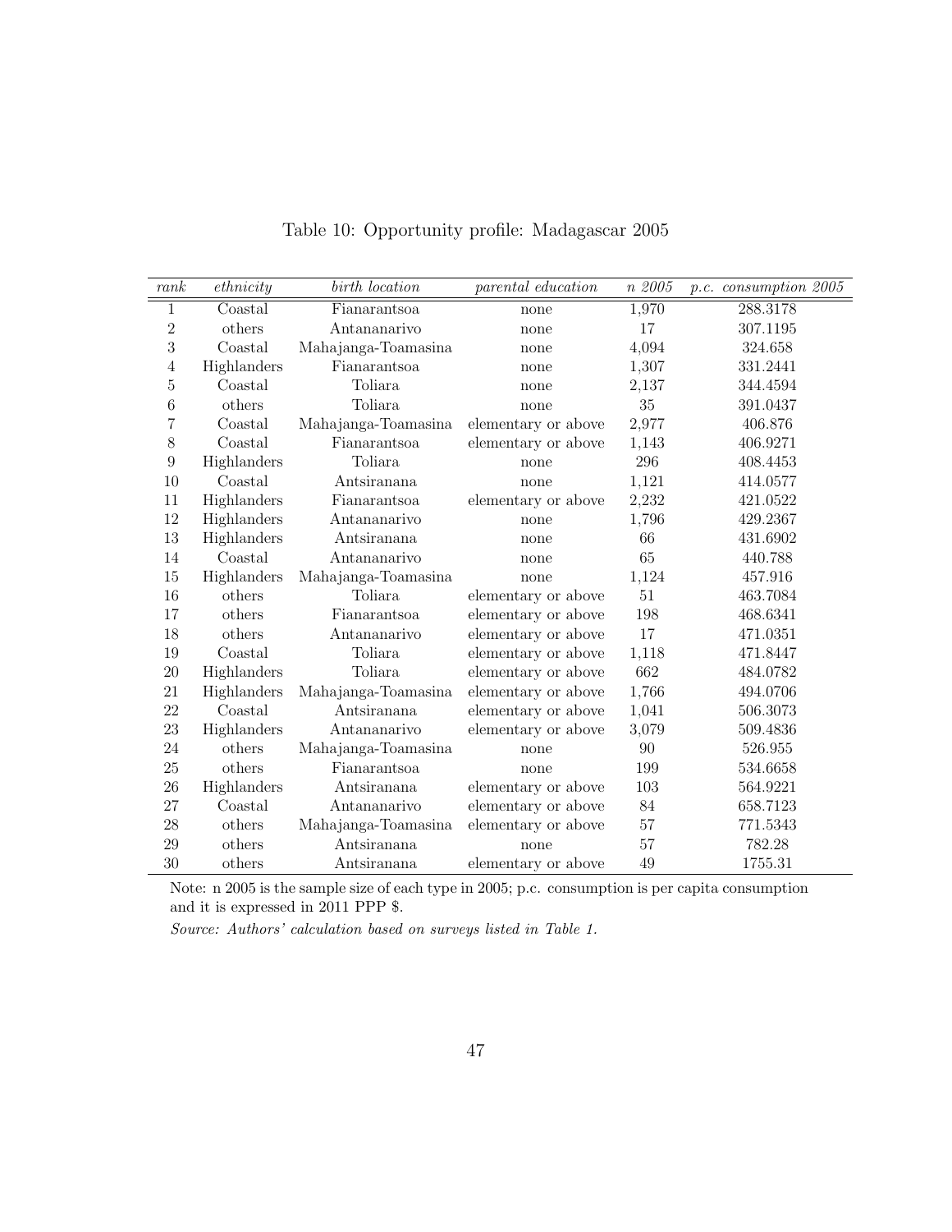Table 10: Opportunity profile: Madagascar 2005

| *rank* | *ethnicity* | *birth location* | *parental education* | *n 2005* | *p.c. consumption 2005* |
|---|---|---|---|---|---|
| 1 | Coastal | Fianarantsoa | none | 1,970 | 288.3178 |
| 2 | others | Antananarivo | none | 17 | 307.1195 |
| 3 | Coastal | Mahajanga-Toamasina | none | 4,094 | 324.658 |
| 4 | Highlanders | Fianarantsoa | none | 1,307 | 331.2441 |
| 5 | Coastal | Toliara | none | 2,137 | 344.4594 |
| 6 | others | Toliara | none | 35 | 391.0437 |
| 7 | Coastal | Mahajanga-Toamasina | elementary or above | 2,977 | 406.876 |
| 8 | Coastal | Fianarantsoa | elementary or above | 1,143 | 406.9271 |
| 9 | Highlanders | Toliara | none | 296 | 408.4453 |
| 10 | Coastal | Antsiranana | none | 1,121 | 414.0577 |
| 11 | Highlanders | Fianarantsoa | elementary or above | 2,232 | 421.0522 |
| 12 | Highlanders | Antananarivo | none | 1,796 | 429.2367 |
| 13 | Highlanders | Antsiranana | none | 66 | 431.6902 |
| 14 | Coastal | Antananarivo | none | 65 | 440.788 |
| 15 | Highlanders | Mahajanga-Toamasina | none | 1,124 | 457.916 |
| 16 | others | Toliara | elementary or above | 51 | 463.7084 |
| 17 | others | Fianarantsoa | elementary or above | 198 | 468.6341 |
| 18 | others | Antananarivo | elementary or above | 17 | 471.0351 |
| 19 | Coastal | Toliara | elementary or above | 1,118 | 471.8447 |
| 20 | Highlanders | Toliara | elementary or above | 662 | 484.0782 |
| 21 | Highlanders | Mahajanga-Toamasina | elementary or above | 1,766 | 494.0706 |
| 22 | Coastal | Antsiranana | elementary or above | 1,041 | 506.3073 |
| 23 | Highlanders | Antananarivo | elementary or above | 3,079 | 509.4836 |
| 24 | others | Mahajanga-Toamasina | none | 90 | 526.955 |
| 25 | others | Fianarantsoa | none | 199 | 534.6658 |
| 26 | Highlanders | Antsiranana | elementary or above | 103 | 564.9221 |
| 27 | Coastal | Antananarivo | elementary or above | 84 | 658.7123 |
| 28 | others | Mahajanga-Toamasina | elementary or above | 57 | 771.5343 |
| 29 | others | Antsiranana | none | 57 | 782.28 |
| 30 | others | Antsiranana | elementary or above | 49 | 1755.31 |

Note: n 2005 is the sample size of each type in 2005; p.c. consumption is per capita consumption and it is expressed in 2011 PPP $.

*Source: Authors' calculation based on surveys listed in Table 1.*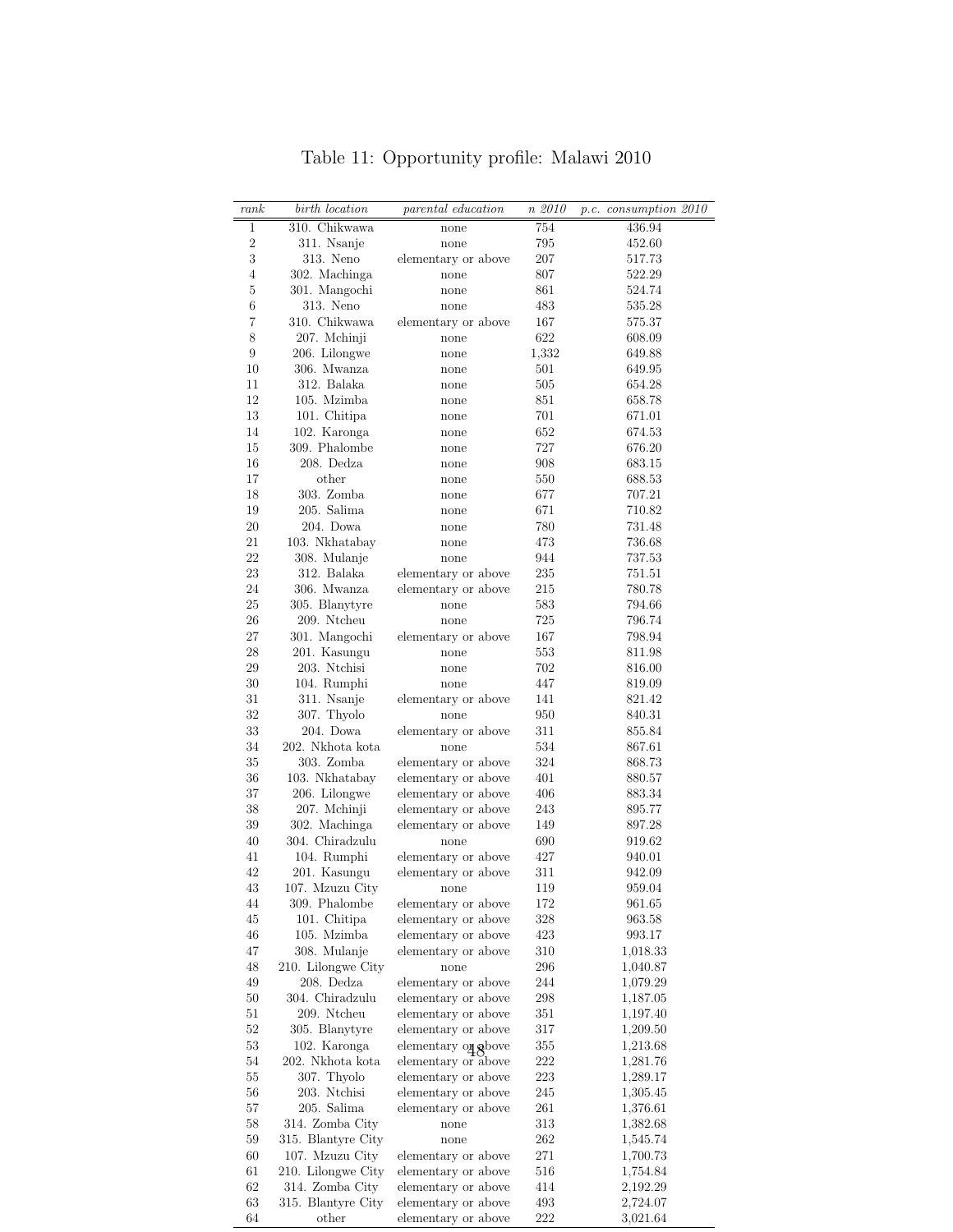# Table 11: Opportunity profile: Malawi 2010

| *rank* | *birth location* | *parental education* | *n 2010* | *p.c. consumption 2010* |
|---|---|---|---|---|
| 1 | 310. Chikwawa | none | 754 | 436.94 |
| 2 | 311. Nsanje | none | 795 | 452.60 |
| 3 | 313. Neno | elementary or above | 207 | 517.73 |
| 4 | 302. Machinga | none | 807 | 522.29 |
| 5 | 301. Mangochi | none | 861 | 524.74 |
| 6 | 313. Neno | none | 483 | 535.28 |
| 7 | 310. Chikwawa | elementary or above | 167 | 575.37 |
| 8 | 207. Mchinji | none | 622 | 608.09 |
| 9 | 206. Lilongwe | none | 1,332 | 649.88 |
| 10 | 306. Mwanza | none | 501 | 649.95 |
| 11 | 312. Balaka | none | 505 | 654.28 |
| 12 | 105. Mzimba | none | 851 | 658.78 |
| 13 | 101. Chitipa | none | 701 | 671.01 |
| 14 | 102. Karonga | none | 652 | 674.53 |
| 15 | 309. Phalombe | none | 727 | 676.20 |
| 16 | 208. Dedza | none | 908 | 683.15 |
| 17 | other | none | 550 | 688.53 |
| 18 | 303. Zomba | none | 677 | 707.21 |
| 19 | 205. Salima | none | 671 | 710.82 |
| 20 | 204. Dowa | none | 780 | 731.48 |
| 21 | 103. Nkhatabay | none | 473 | 736.68 |
| 22 | 308. Mulanje | none | 944 | 737.53 |
| 23 | 312. Balaka | elementary or above | 235 | 751.51 |
| 24 | 306. Mwanza | elementary or above | 215 | 780.78 |
| 25 | 305. Blanytyre | none | 583 | 794.66 |
| 26 | 209. Ntcheu | none | 725 | 796.74 |
| 27 | 301. Mangochi | elementary or above | 167 | 798.94 |
| 28 | 201. Kasungu | none | 553 | 811.98 |
| 29 | 203. Ntchisi | none | 702 | 816.00 |
| 30 | 104. Rumphi | none | 447 | 819.09 |
| 31 | 311. Nsanje | elementary or above | 141 | 821.42 |
| 32 | 307. Thyolo | none | 950 | 840.31 |
| 33 | 204. Dowa | elementary or above | 311 | 855.84 |
| 34 | 202. Nkhota kota | none | 534 | 867.61 |
| 35 | 303. Zomba | elementary or above | 324 | 868.73 |
| 36 | 103. Nkhatabay | elementary or above | 401 | 880.57 |
| 37 | 206. Lilongwe | elementary or above | 406 | 883.34 |
| 38 | 207. Mchinji | elementary or above | 243 | 895.77 |
| 39 | 302. Machinga | elementary or above | 149 | 897.28 |
| 40 | 304. Chiradzulu | none | 690 | 919.62 |
| 41 | 104. Rumphi | elementary or above | 427 | 940.01 |
| 42 | 201. Kasungu | elementary or above | 311 | 942.09 |
| 43 | 107. Mzuzu City | none | 119 | 959.04 |
| 44 | 309. Phalombe | elementary or above | 172 | 961.65 |
| 45 | 101. Chitipa | elementary or above | 328 | 963.58 |
| 46 | 105. Mzimba | elementary or above | 423 | 993.17 |
| 47 | 308. Mulanje | elementary or above | 310 | 1,018.33 |
| 48 | 210. Lilongwe City | none | 296 | 1,040.87 |
| 49 | 208. Dedza | elementary or above | 244 | 1,079.29 |
| 50 | 304. Chiradzulu | elementary or above | 298 | 1,187.05 |
| 51 | 209. Ntcheu | elementary or above | 351 | 1,197.40 |
| 52 | 305. Blanytyre | elementary or above | 317 | 1,209.50 |
| 53 | 102. Karonga | elementary or above | 355 | 1,213.68 |
| 54 | 202. Nkhota kota | elementary or above | 222 | 1,281.76 |
| 55 | 307. Thyolo | elementary or above | 223 | 1,289.17 |
| 56 | 203. Ntchisi | elementary or above | 245 | 1,305.45 |
| 57 | 205. Salima | elementary or above | 261 | 1,376.61 |
| 58 | 314. Zomba City | none | 313 | 1,382.68 |
| 59 | 315. Blantyre City | none | 262 | 1,545.74 |
| 60 | 107. Mzuzu City | elementary or above | 271 | 1,700.73 |
| 61 | 210. Lilongwe City | elementary or above | 516 | 1,754.84 |
| 62 | 314. Zomba City | elementary or above | 414 | 2,192.29 |
| 63 | 315. Blantyre City | elementary or above | 493 | 2,724.07 |
| 64 | other | elementary or above | 222 | 3,021.64 |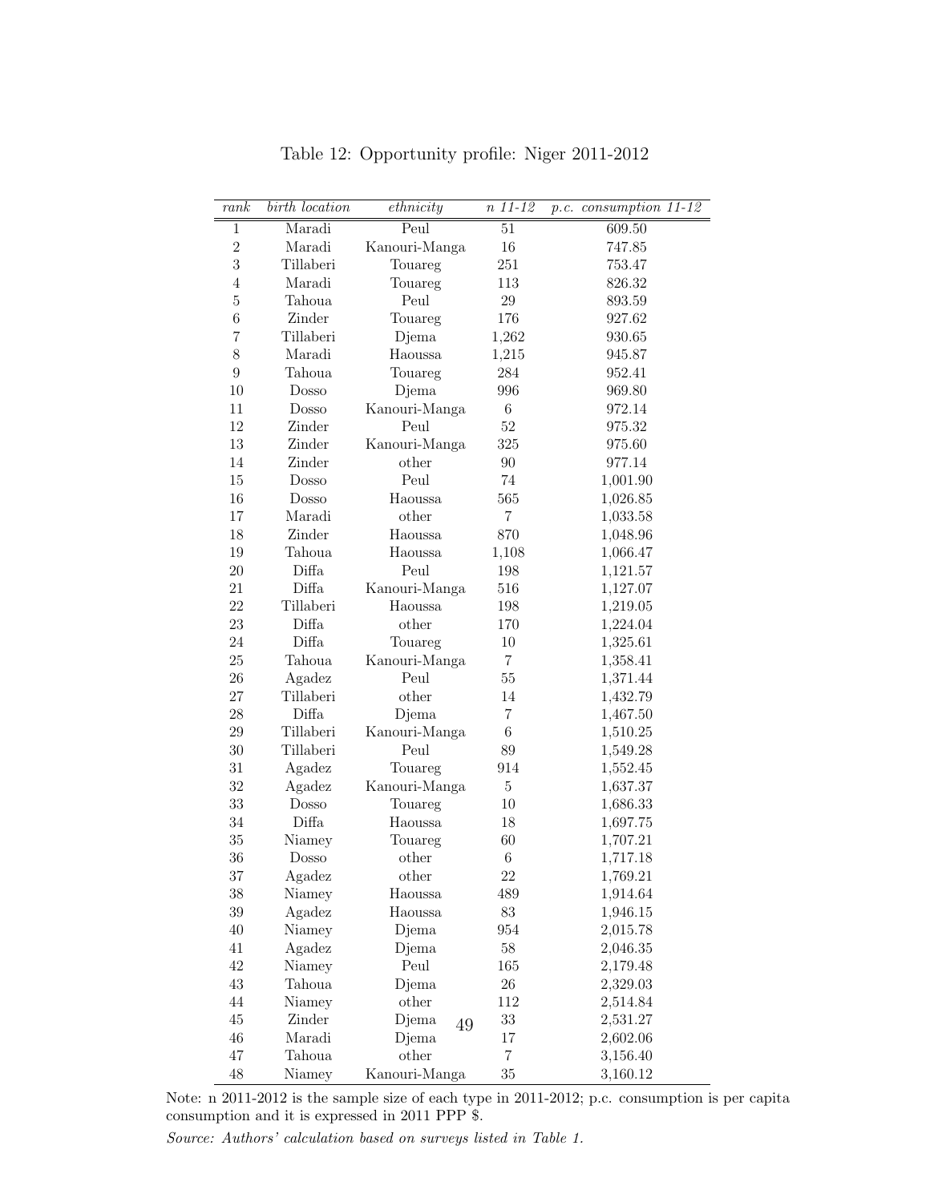Table 12: Opportunity profile: Niger 2011-2012

| *rank* | *birth location* | *ethnicity* | *n 11-12* | *p.c. consumption 11-12* |
|---|---|---|---|---|
| 1 | Maradi | Peul | 51 | 609.50 |
| 2 | Maradi | Kanouri-Manga | 16 | 747.85 |
| 3 | Tillaberi | Touareg | 251 | 753.47 |
| 4 | Maradi | Touareg | 113 | 826.32 |
| 5 | Tahoua | Peul | 29 | 893.59 |
| 6 | Zinder | Touareg | 176 | 927.62 |
| 7 | Tillaberi | Djema | 1,262 | 930.65 |
| 8 | Maradi | Haoussa | 1,215 | 945.87 |
| 9 | Tahoua | Touareg | 284 | 952.41 |
| 10 | Dosso | Djema | 996 | 969.80 |
| 11 | Dosso | Kanouri-Manga | 6 | 972.14 |
| 12 | Zinder | Peul | 52 | 975.32 |
| 13 | Zinder | Kanouri-Manga | 325 | 975.60 |
| 14 | Zinder | other | 90 | 977.14 |
| 15 | Dosso | Peul | 74 | 1,001.90 |
| 16 | Dosso | Haoussa | 565 | 1,026.85 |
| 17 | Maradi | other | 7 | 1,033.58 |
| 18 | Zinder | Haoussa | 870 | 1,048.96 |
| 19 | Tahoua | Haoussa | 1,108 | 1,066.47 |
| 20 | Diffa | Peul | 198 | 1,121.57 |
| 21 | Diffa | Kanouri-Manga | 516 | 1,127.07 |
| 22 | Tillaberi | Haoussa | 198 | 1,219.05 |
| 23 | Diffa | other | 170 | 1,224.04 |
| 24 | Diffa | Touareg | 10 | 1,325.61 |
| 25 | Tahoua | Kanouri-Manga | 7 | 1,358.41 |
| 26 | Agadez | Peul | 55 | 1,371.44 |
| 27 | Tillaberi | other | 14 | 1,432.79 |
| 28 | Diffa | Djema | 7 | 1,467.50 |
| 29 | Tillaberi | Kanouri-Manga | 6 | 1,510.25 |
| 30 | Tillaberi | Peul | 89 | 1,549.28 |
| 31 | Agadez | Touareg | 914 | 1,552.45 |
| 32 | Agadez | Kanouri-Manga | 5 | 1,637.37 |
| 33 | Dosso | Touareg | 10 | 1,686.33 |
| 34 | Diffa | Haoussa | 18 | 1,697.75 |
| 35 | Niamey | Touareg | 60 | 1,707.21 |
| 36 | Dosso | other | 6 | 1,717.18 |
| 37 | Agadez | other | 22 | 1,769.21 |
| 38 | Niamey | Haoussa | 489 | 1,914.64 |
| 39 | Agadez | Haoussa | 83 | 1,946.15 |
| 40 | Niamey | Djema | 954 | 2,015.78 |
| 41 | Agadez | Djema | 58 | 2,046.35 |
| 42 | Niamey | Peul | 165 | 2,179.48 |
| 43 | Tahoua | Djema | 26 | 2,329.03 |
| 44 | Niamey | other | 112 | 2,514.84 |
| 45 | Zinder | Djema | 33 | 2,531.27 |
| 46 | Maradi | Djema | 17 | 2,602.06 |
| 47 | Tahoua | other | 7 | 3,156.40 |
| 48 | Niamey | Kanouri-Manga | 35 | 3,160.12 |

Note: n 2011-2012 is the sample size of each type in 2011-2012; p.c. consumption is per capita consumption and it is expressed in 2011 PPP $.

*Source: Authors' calculation based on surveys listed in Table 1.*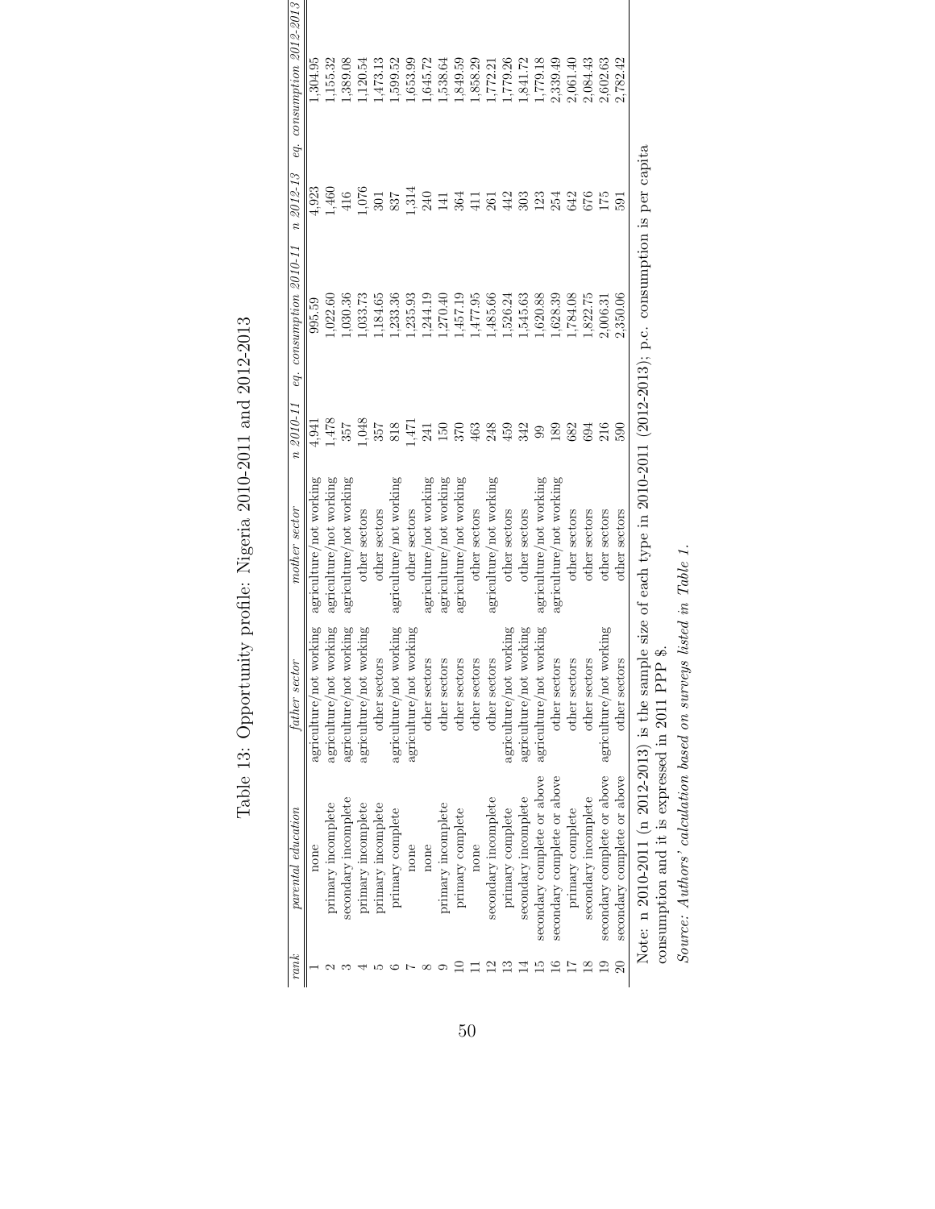Table 13: Opportunity profile: Nigeria 2010-2011 and 2012-2013

| *rank* | *parental education* | *father sector* | *mother sector* | *n 2010-11* | *eq. consumption 2010-11* | *n 2012-13* | *eq. consumption 2012-2013* |
|---|---|---|---|---|---|---|---|
| 1 | none | agriculture/not working | agriculture/not working | 4,941 | 995.59 | 4,923 | 1,304.95 |
| 2 | primary incomplete | agriculture/not working | agriculture/not working | 1,478 | 1,022.60 | 1,460 | 1,155.32 |
| 3 | secondary incomplete | agriculture/not working | agriculture/not working | 357 | 1,030.36 | 416 | 1,389.08 |
| 4 | primary incomplete | agriculture/not working | other sectors | 1,048 | 1,033.73 | 1,076 | 1,120.54 |
| 5 | primary incomplete | other sectors | other sectors | 357 | 1,184.65 | 301 | 1,473.13 |
| 6 | primary complete | agriculture/not working | agriculture/not working | 818 | 1,233.36 | 837 | 1,599.52 |
| 7 | none | agriculture/not working | other sectors | 1,471 | 1,235.93 | 1,314 | 1,653.99 |
| 8 | none | other sectors | agriculture/not working | 241 | 1,244.19 | 240 | 1,645.72 |
| 9 | primary incomplete | other sectors | agriculture/not working | 150 | 1,270.40 | 141 | 1,538.64 |
| 10 | primary complete | other sectors | agriculture/not working | 370 | 1,457.19 | 364 | 1,849.59 |
| 11 | none | other sectors | other sectors | 463 | 1,477.95 | 411 | 1,858.29 |
| 12 | secondary incomplete | other sectors | agriculture/not working | 248 | 1,485.66 | 261 | 1,772.21 |
| 13 | primary complete | agriculture/not working | other sectors | 459 | 1,526.24 | 442 | 1,779.26 |
| 14 | secondary incomplete | agriculture/not working | other sectors | 342 | 1,545.63 | 303 | 1,841.72 |
| 15 | secondary complete or above | agriculture/not working | agriculture/not working | 99 | 1,620.88 | 123 | 1,779.18 |
| 16 | secondary complete or above | other sectors | agriculture/not working | 189 | 1,628.39 | 254 | 2,339.49 |
| 17 | primary complete | other sectors | other sectors | 682 | 1,784.08 | 642 | 2,061.40 |
| 18 | secondary incomplete | other sectors | other sectors | 694 | 1,822.75 | 676 | 2,084.43 |
| 19 | secondary complete or above | agriculture/not working | other sectors | 216 | 2,006.31 | 175 | 2,602.63 |
| 20 | secondary complete or above | other sectors | other sectors | 590 | 2,350.06 | 591 | 2,782.42 |

Note: n 2010-2011 (n 2012-2013) is the sample size of each type in 2010-2011 (2012-2013); p.c. consumption is per capita consumption and it is expressed in 2011 PPP $.

*Source: Authors' calculation based on surveys listed in Table 1.*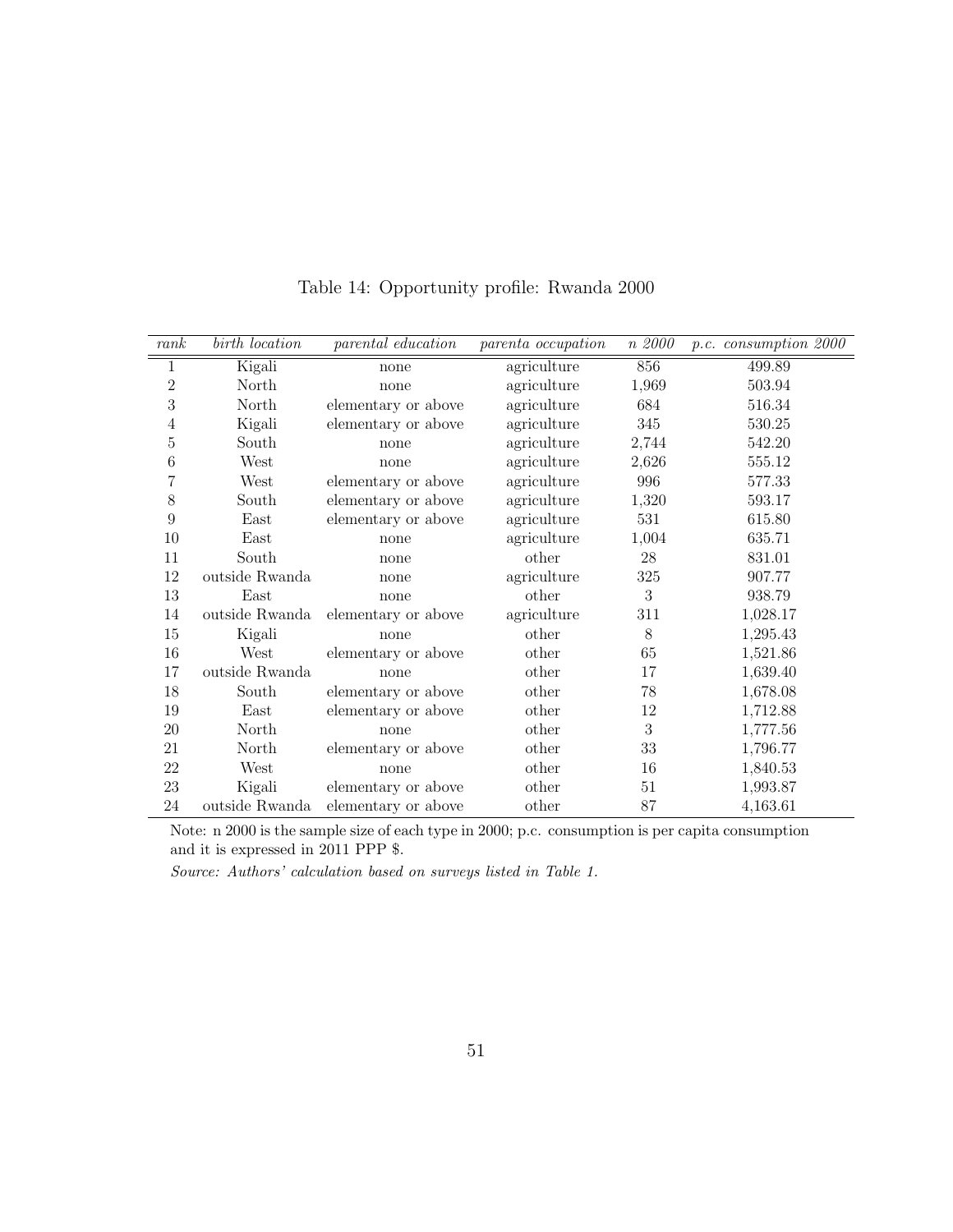Table 14: Opportunity profile: Rwanda 2000

| *rank* | *birth location* | *parental education* | *parenta occupation* | *n 2000* | *p.c. consumption 2000* |
|---|---|---|---|---|---|
| 1 | Kigali | none | agriculture | 856 | 499.89 |
| 2 | North | none | agriculture | 1,969 | 503.94 |
| 3 | North | elementary or above | agriculture | 684 | 516.34 |
| 4 | Kigali | elementary or above | agriculture | 345 | 530.25 |
| 5 | South | none | agriculture | 2,744 | 542.20 |
| 6 | West | none | agriculture | 2,626 | 555.12 |
| 7 | West | elementary or above | agriculture | 996 | 577.33 |
| 8 | South | elementary or above | agriculture | 1,320 | 593.17 |
| 9 | East | elementary or above | agriculture | 531 | 615.80 |
| 10 | East | none | agriculture | 1,004 | 635.71 |
| 11 | South | none | other | 28 | 831.01 |
| 12 | outside Rwanda | none | agriculture | 325 | 907.77 |
| 13 | East | none | other | 3 | 938.79 |
| 14 | outside Rwanda | elementary or above | agriculture | 311 | 1,028.17 |
| 15 | Kigali | none | other | 8 | 1,295.43 |
| 16 | West | elementary or above | other | 65 | 1,521.86 |
| 17 | outside Rwanda | none | other | 17 | 1,639.40 |
| 18 | South | elementary or above | other | 78 | 1,678.08 |
| 19 | East | elementary or above | other | 12 | 1,712.88 |
| 20 | North | none | other | 3 | 1,777.56 |
| 21 | North | elementary or above | other | 33 | 1,796.77 |
| 22 | West | none | other | 16 | 1,840.53 |
| 23 | Kigali | elementary or above | other | 51 | 1,993.87 |
| 24 | outside Rwanda | elementary or above | other | 87 | 4,163.61 |

Note: n 2000 is the sample size of each type in 2000; p.c. consumption is per capita consumption and it is expressed in 2011 PPP $.

*Source: Authors' calculation based on surveys listed in Table 1.*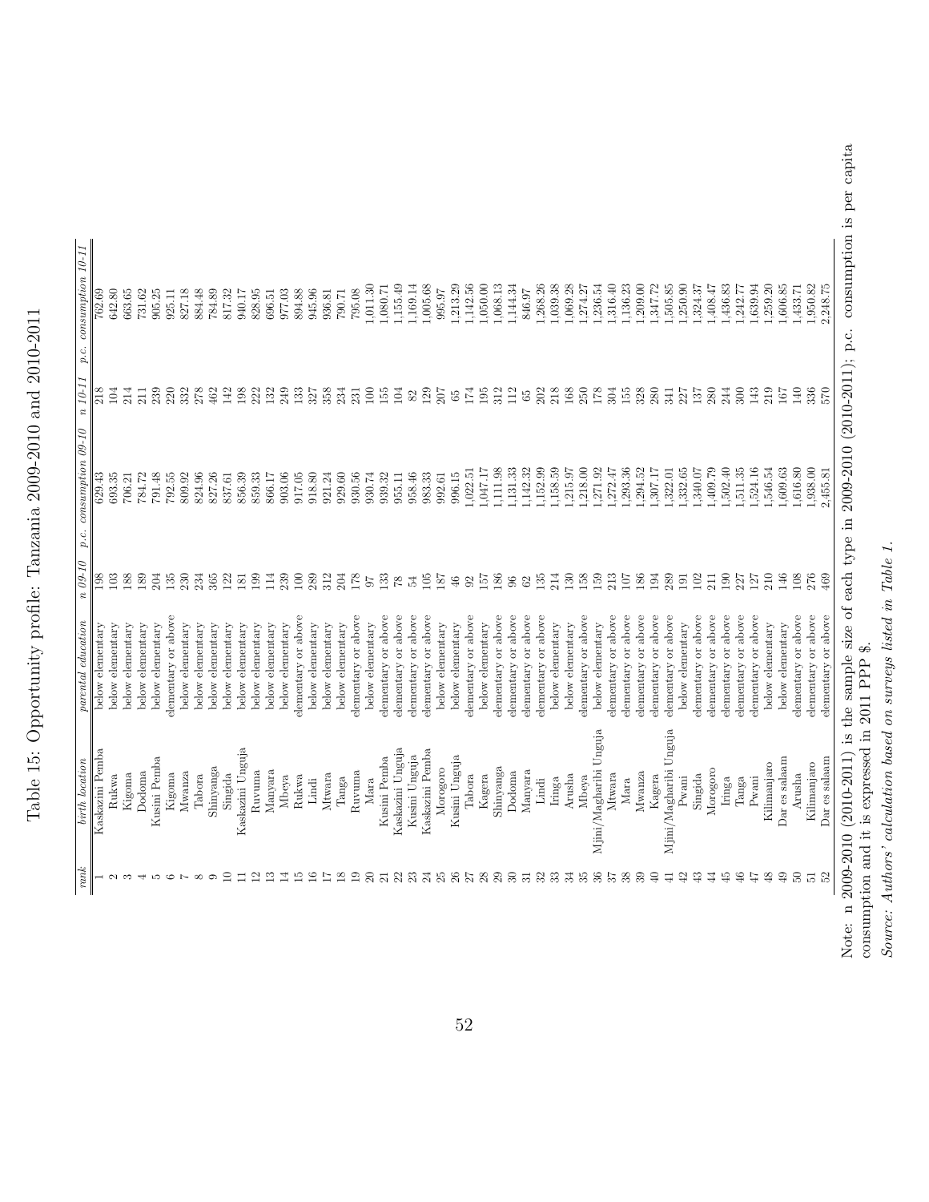# Table 15: Opportunity profile: Tanzania 2009-2010 and 2010-2011

| *rank* | *birth location* | *parental education* | *n 09-10* | *p.c. consumption 09-10* | *n 10-11* | *p.c. consumption 10-11* |
|---|---|---|---|---|---|---|
| 1 | Kaskazini Pemba | below elementary | 198 | 629.43 | 218 | 762.69 |
| 2 | Rukwa | below elementary | 103 | 693.35 | 104 | 642.80 |
| 3 | Kigoma | below elementary | 188 | 706.21 | 214 | 663.65 |
| 4 | Dodoma | below elementary | 189 | 784.72 | 211 | 731.62 |
| 5 | Kusini Pemba | below elementary | 204 | 791.48 | 239 | 905.25 |
| 6 | Kigoma | elementary or above | 135 | 792.55 | 220 | 925.11 |
| 7 | Mwanza | below elementary | 230 | 809.92 | 332 | 827.18 |
| 8 | Tabora | below elementary | 234 | 824.96 | 278 | 884.48 |
| 9 | Shinyanga | below elementary | 365 | 827.26 | 462 | 784.89 |
| 10 | Singida | below elementary | 122 | 837.61 | 142 | 817.32 |
| 11 | Kaskazini Unguja | below elementary | 181 | 856.39 | 198 | 940.17 |
| 12 | Ruvuma | below elementary | 199 | 859.33 | 222 | 828.95 |
| 13 | Manyara | below elementary | 114 | 866.17 | 132 | 696.51 |
| 14 | Mbeya | below elementary | 239 | 903.06 | 249 | 977.03 |
| 15 | Rukwa | elementary or above | 100 | 917.05 | 133 | 894.88 |
| 16 | Lindi | below elementary | 289 | 918.80 | 327 | 945.96 |
| 17 | Mtwara | below elementary | 312 | 921.24 | 358 | 936.81 |
| 18 | Tanga | below elementary | 204 | 929.60 | 234 | 790.71 |
| 19 | Ruvuma | elementary or above | 178 | 930.56 | 231 | 795.08 |
| 20 | Mara | below elementary | 97 | 930.74 | 100 | 1,011.30 |
| 21 | Kusini Pemba | elementary or above | 133 | 939.32 | 155 | 1,080.71 |
| 22 | Kaskazini Unguja | elementary or above | 78 | 955.11 | 104 | 1,155.49 |
| 23 | Kusini Unguja | elementary or above | 54 | 958.46 | 82 | 1,169.14 |
| 24 | Kaskazini Pemba | elementary or above | 105 | 983.33 | 129 | 1,005.68 |
| 25 | Morogoro | below elementary | 187 | 992.61 | 207 | 995.97 |
| 26 | Kusini Unguja | below elementary | 46 | 996.15 | 65 | 1,213.29 |
| 27 | Tabora | elementary or above | 92 | 1,022.51 | 174 | 1,142.56 |
| 28 | Kagera | below elementary | 157 | 1,047.17 | 195 | 1,050.00 |
| 29 | Shinyanga | elementary or above | 186 | 1,111.98 | 312 | 1,068.13 |
| 30 | Dodoma | elementary or above | 96 | 1,131.33 | 112 | 1,144.34 |
| 31 | Manyara | elementary or above | 62 | 1,142.32 | 65 | 846.97 |
| 32 | Lindi | elementary or above | 135 | 1,152.99 | 202 | 1,268.26 |
| 33 | Iringa | below elementary | 214 | 1,158.59 | 218 | 1,039.38 |
| 34 | Arusha | below elementary | 130 | 1,215.97 | 168 | 1,069.28 |
| 35 | Mbeya | elementary or above | 158 | 1,218.00 | 250 | 1,274.27 |
| 36 | Mjini/Magharibi Unguja | below elementary | 159 | 1,271.92 | 178 | 1,236.54 |
| 37 | Mtwara | elementary or above | 213 | 1,272.47 | 304 | 1,316.40 |
| 38 | Mara | elementary or above | 107 | 1,293.36 | 155 | 1,136.23 |
| 39 | Mwanza | elementary or above | 186 | 1,294.52 | 328 | 1,209.00 |
| 40 | Kagera | elementary or above | 194 | 1,307.17 | 280 | 1,347.72 |
| 41 | Mjini/Magharibi Unguja | elementary or above | 289 | 1,322.01 | 341 | 1,505.85 |
| 42 | Pwani | below elementary | 191 | 1,332.65 | 227 | 1,250.90 |
| 43 | Singida | elementary or above | 102 | 1,340.07 | 137 | 1,324.37 |
| 44 | Morogoro | elementary or above | 211 | 1,409.79 | 280 | 1,408.47 |
| 45 | Iringa | elementary or above | 190 | 1,502.40 | 244 | 1,436.83 |
| 46 | Tanga | elementary or above | 227 | 1,511.35 | 300 | 1,242.77 |
| 47 | Pwani | elementary or above | 127 | 1,524.16 | 143 | 1,639.94 |
| 48 | Kilimanjaro | below elementary | 210 | 1,546.54 | 219 | 1,259.20 |
| 49 | Dar es salaam | below elementary | 146 | 1,609.63 | 167 | 1,606.85 |
| 50 | Arusha | elementary or above | 108 | 1,616.80 | 140 | 1,433.71 |
| 51 | Kilimanjaro | elementary or above | 276 | 1,938.00 | 336 | 1,950.82 |
| 52 | Dar es salaam | elementary or above | 469 | 2,455.81 | 570 | 2,248.75 |

Note: n 2009-2010 (2010-2011) is the sample size of each type in 2009-2010 (2010-2011); p.c. consumption is per capita consumption and it is expressed in 2011 PPP $.

*Source: Authors' calculation based on surveys listed in Table 1.*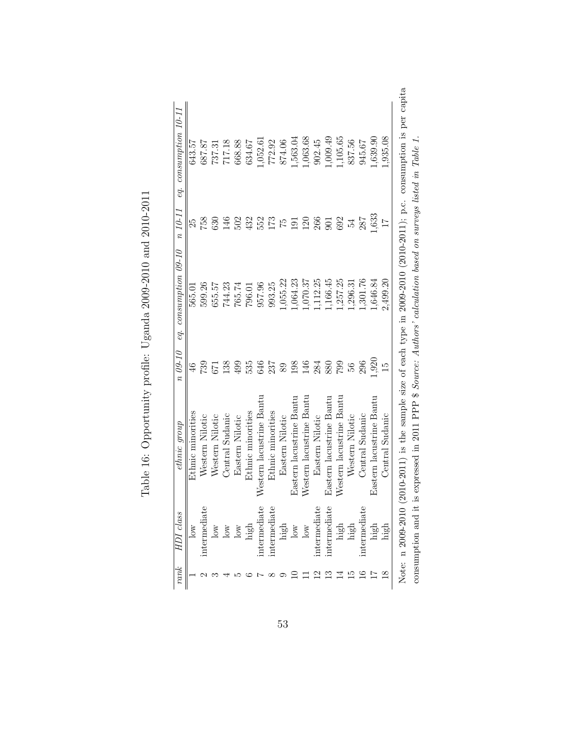Table 16: Opportunity profile: Uganda 2009-2010 and 2010-2011

| *rank* | *HDI class* | *ethnic group* | *n 09-10* | *eq. consumption 09-10* | *n 10-11* | *eq. consumption 10-11* |
|---|---|---|---|---|---|---|
| 1 | low | Ethnic minorities | 46 | 565.01 | 25 | 643.57 |
| 2 | intermediate | Western Nilotic | 739 | 599.26 | 758 | 687.87 |
| 3 | low | Western Nilotic | 671 | 655.57 | 630 | 737.31 |
| 4 | low | Central Sudanic | 138 | 744.23 | 146 | 717.18 |
| 5 | low | Eastern Nilotic | 499 | 765.74 | 502 | 668.88 |
| 6 | high | Ethnic minorities | 535 | 796.01 | 432 | 634.67 |
| 7 | intermediate | Western lacustrine Bantu | 646 | 957.96 | 552 | 1,052.61 |
| 8 | intermediate | Ethnic minorities | 237 | 993.25 | 173 | 772.92 |
| 9 | high | Eastern Nilotic | 89 | 1,055.22 | 75 | 874.06 |
| 10 | low | Eastern lacustrine Bantu | 198 | 1,064.23 | 191 | 1,563.04 |
| 11 | low | Western lacustrine Bantu | 146 | 1,070.37 | 120 | 1,063.68 |
| 12 | intermediate | Eastern Nilotic | 284 | 1,112.25 | 266 | 902.45 |
| 13 | intermediate | Eastern lacustrine Bantu | 880 | 1,166.45 | 901 | 1,009.49 |
| 14 | high | Western lacustrine Bantu | 799 | 1,257.25 | 692 | 1,105.65 |
| 15 | high | Western Nilotic | 56 | 1,296.31 | 54 | 837.56 |
| 16 | intermediate | Central Sudanic | 296 | 1,301.76 | 287 | 945.67 |
| 17 | high | Eastern lacustrine Bantu | 1,920 | 1,646.84 | 1,633 | 1,639.90 |
| 18 | high | Central Sudanic | 15 | 2,499.20 | 17 | 1,935.08 |

Note: n 2009-2010 (2010-2011) is the sample size of each type in 2009-2010 (2010-2011); p.c. consumption is per capita consumption and it is expressed in 2011 PPP $ *Source: Authors' calculation based on surveys listed in Table 1.*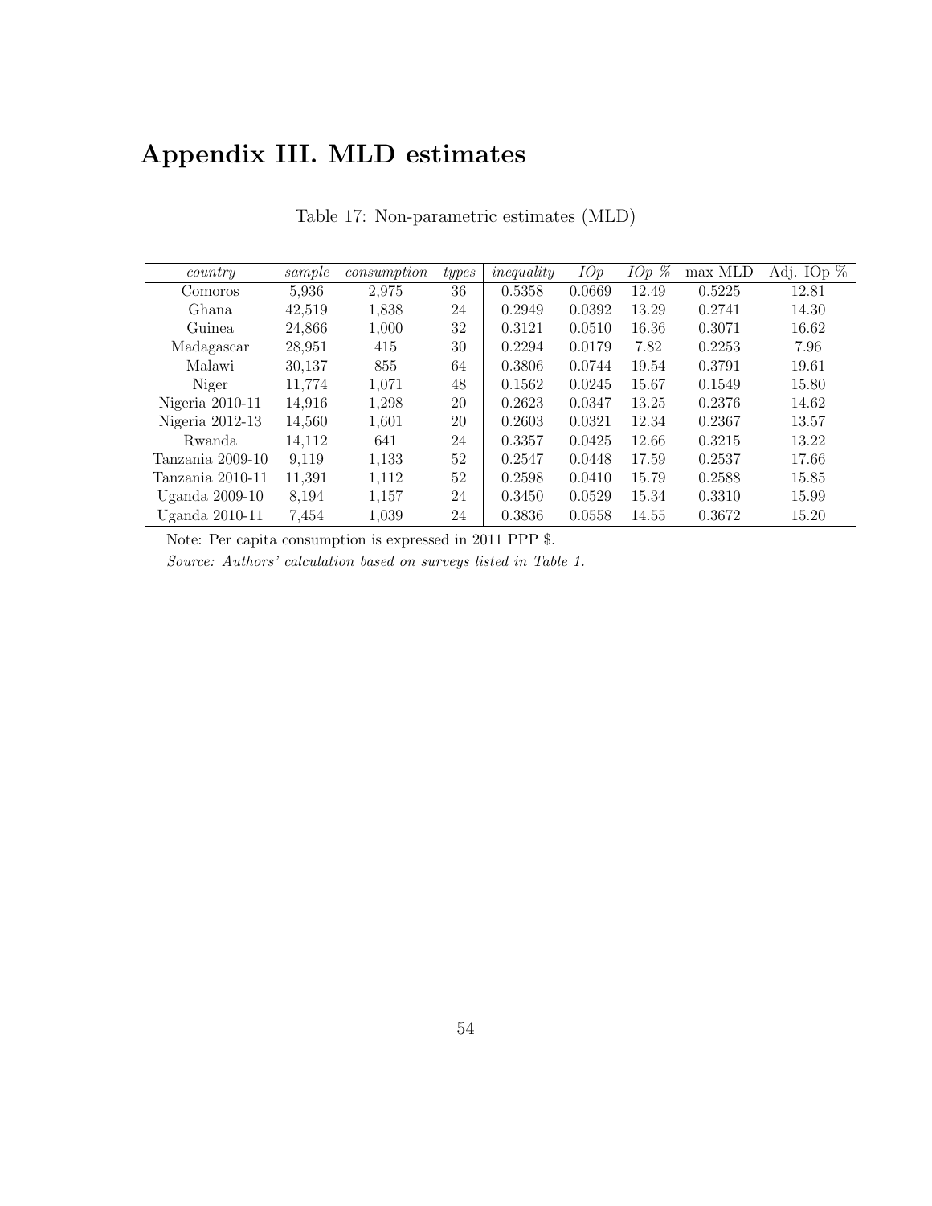# Appendix III. MLD estimates

Table 17: Non-parametric estimates (MLD)

| *country* | *sample* | *consumption* | *types* | *inequality* | *IOp* | *IOp %* | max MLD | Adj. IOp % |
|---|---|---|---|---|---|---|---|---|
| Comoros | 5,936 | 2,975 | 36 | 0.5358 | 0.0669 | 12.49 | 0.5225 | 12.81 |
| Ghana | 42,519 | 1,838 | 24 | 0.2949 | 0.0392 | 13.29 | 0.2741 | 14.30 |
| Guinea | 24,866 | 1,000 | 32 | 0.3121 | 0.0510 | 16.36 | 0.3071 | 16.62 |
| Madagascar | 28,951 | 415 | 30 | 0.2294 | 0.0179 | 7.82 | 0.2253 | 7.96 |
| Malawi | 30,137 | 855 | 64 | 0.3806 | 0.0744 | 19.54 | 0.3791 | 19.61 |
| Niger | 11,774 | 1,071 | 48 | 0.1562 | 0.0245 | 15.67 | 0.1549 | 15.80 |
| Nigeria 2010-11 | 14,916 | 1,298 | 20 | 0.2623 | 0.0347 | 13.25 | 0.2376 | 14.62 |
| Nigeria 2012-13 | 14,560 | 1,601 | 20 | 0.2603 | 0.0321 | 12.34 | 0.2367 | 13.57 |
| Rwanda | 14,112 | 641 | 24 | 0.3357 | 0.0425 | 12.66 | 0.3215 | 13.22 |
| Tanzania 2009-10 | 9,119 | 1,133 | 52 | 0.2547 | 0.0448 | 17.59 | 0.2537 | 17.66 |
| Tanzania 2010-11 | 11,391 | 1,112 | 52 | 0.2598 | 0.0410 | 15.79 | 0.2588 | 15.85 |
| Uganda 2009-10 | 8,194 | 1,157 | 24 | 0.3450 | 0.0529 | 15.34 | 0.3310 | 15.99 |
| Uganda 2010-11 | 7,454 | 1,039 | 24 | 0.3836 | 0.0558 | 14.55 | 0.3672 | 15.20 |

Note: Per capita consumption is expressed in 2011 PPP $.

*Source: Authors' calculation based on surveys listed in Table 1.*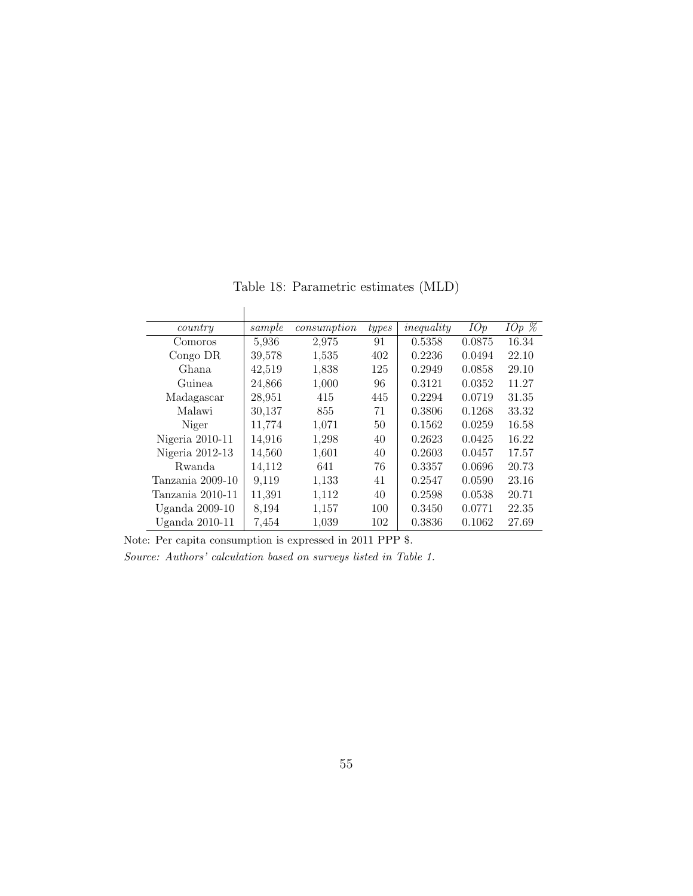Table 18: Parametric estimates (MLD)

| *country* | *sample* | *consumption* | *types* | *inequality* | *IOp* | *IOp %* |
|---|---|---|---|---|---|---|
| Comoros | 5,936 | 2,975 | 91 | 0.5358 | 0.0875 | 16.34 |
| Congo DR | 39,578 | 1,535 | 402 | 0.2236 | 0.0494 | 22.10 |
| Ghana | 42,519 | 1,838 | 125 | 0.2949 | 0.0858 | 29.10 |
| Guinea | 24,866 | 1,000 | 96 | 0.3121 | 0.0352 | 11.27 |
| Madagascar | 28,951 | 415 | 445 | 0.2294 | 0.0719 | 31.35 |
| Malawi | 30,137 | 855 | 71 | 0.3806 | 0.1268 | 33.32 |
| Niger | 11,774 | 1,071 | 50 | 0.1562 | 0.0259 | 16.58 |
| Nigeria 2010-11 | 14,916 | 1,298 | 40 | 0.2623 | 0.0425 | 16.22 |
| Nigeria 2012-13 | 14,560 | 1,601 | 40 | 0.2603 | 0.0457 | 17.57 |
| Rwanda | 14,112 | 641 | 76 | 0.3357 | 0.0696 | 20.73 |
| Tanzania 2009-10 | 9,119 | 1,133 | 41 | 0.2547 | 0.0590 | 23.16 |
| Tanzania 2010-11 | 11,391 | 1,112 | 40 | 0.2598 | 0.0538 | 20.71 |
| Uganda 2009-10 | 8,194 | 1,157 | 100 | 0.3450 | 0.0771 | 22.35 |
| Uganda 2010-11 | 7,454 | 1,039 | 102 | 0.3836 | 0.1062 | 27.69 |

Note: Per capita consumption is expressed in 2011 PPP $.

*Source: Authors' calculation based on surveys listed in Table 1.*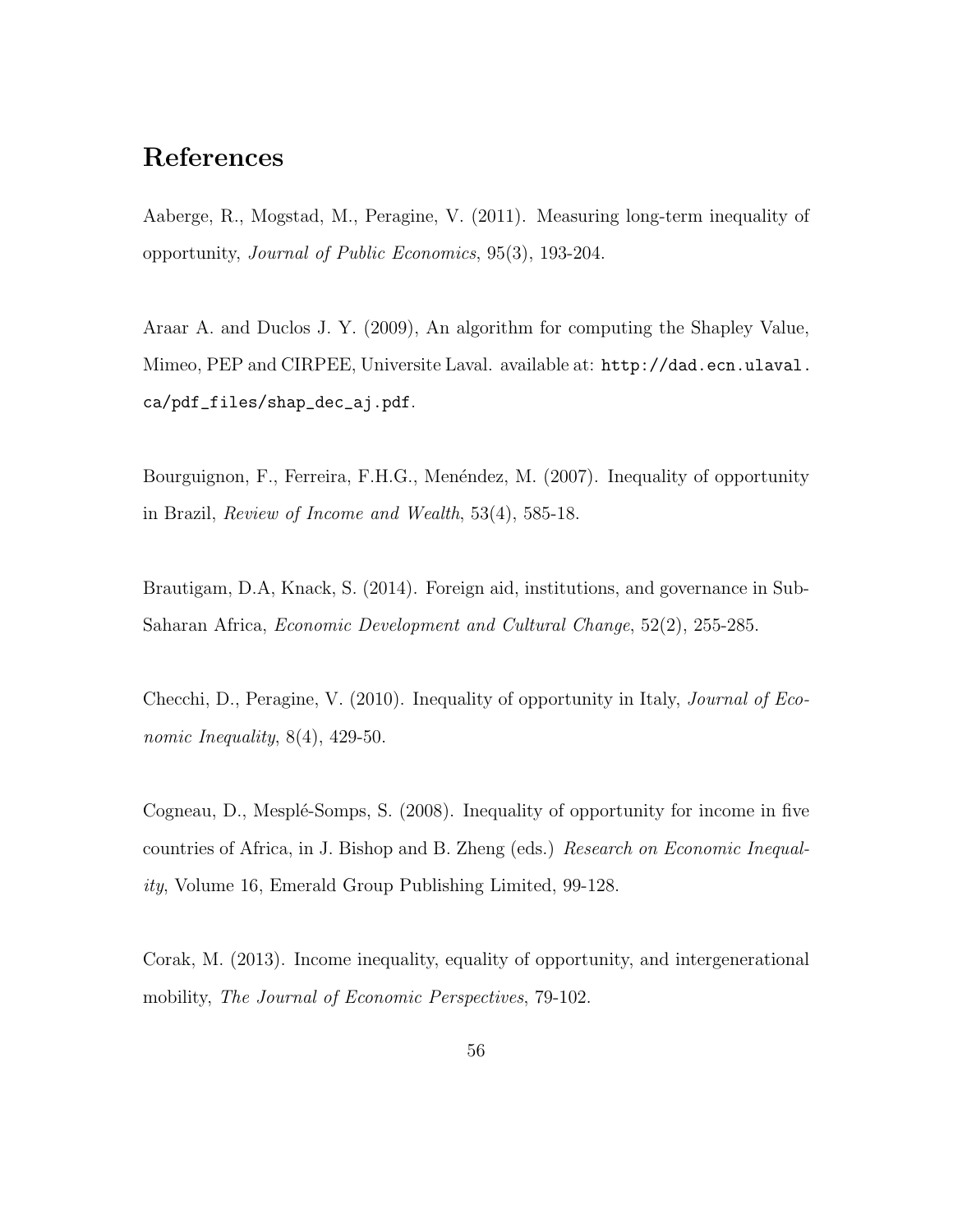# References

Aaberge, R., Mogstad, M., Peragine, V. (2011). Measuring long-term inequality of opportunity, *Journal of Public Economics*, 95(3), 193-204.

Araar A. and Duclos J. Y. (2009), An algorithm for computing the Shapley Value, Mimeo, PEP and CIRPEE, Universite Laval. available at: `http://dad.ecn.ulaval.ca/pdf_files/shap_dec_aj.pdf`.

Bourguignon, F., Ferreira, F.H.G., Menéndez, M. (2007). Inequality of opportunity in Brazil, *Review of Income and Wealth*, 53(4), 585-18.

Brautigam, D.A, Knack, S. (2014). Foreign aid, institutions, and governance in Sub-Saharan Africa, *Economic Development and Cultural Change*, 52(2), 255-285.

Checchi, D., Peragine, V. (2010). Inequality of opportunity in Italy, *Journal of Economic Inequality*, 8(4), 429-50.

Cogneau, D., Mesplé-Somps, S. (2008). Inequality of opportunity for income in five countries of Africa, in J. Bishop and B. Zheng (eds.) *Research on Economic Inequality*, Volume 16, Emerald Group Publishing Limited, 99-128.

Corak, M. (2013). Income inequality, equality of opportunity, and intergenerational mobility, *The Journal of Economic Perspectives*, 79-102.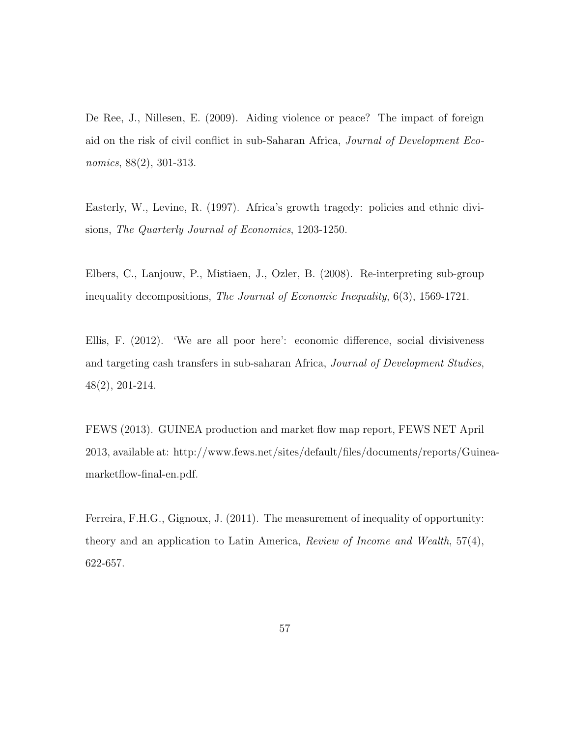De Ree, J., Nillesen, E. (2009). Aiding violence or peace? The impact of foreign aid on the risk of civil conflict in sub-Saharan Africa, *Journal of Development Economics*, 88(2), 301-313.

Easterly, W., Levine, R. (1997). Africa's growth tragedy: policies and ethnic divisions, *The Quarterly Journal of Economics*, 1203-1250.

Elbers, C., Lanjouw, P., Mistiaen, J., Ozler, B. (2008). Re-interpreting sub-group inequality decompositions, *The Journal of Economic Inequality*, 6(3), 1569-1721.

Ellis, F. (2012). 'We are all poor here': economic difference, social divisiveness and targeting cash transfers in sub-saharan Africa, *Journal of Development Studies*, 48(2), 201-214.

FEWS (2013). GUINEA production and market flow map report, FEWS NET April 2013, available at: http://www.fews.net/sites/default/files/documents/reports/Guinea-marketflow-final-en.pdf.

Ferreira, F.H.G., Gignoux, J. (2011). The measurement of inequality of opportunity: theory and an application to Latin America, *Review of Income and Wealth*, 57(4), 622-657.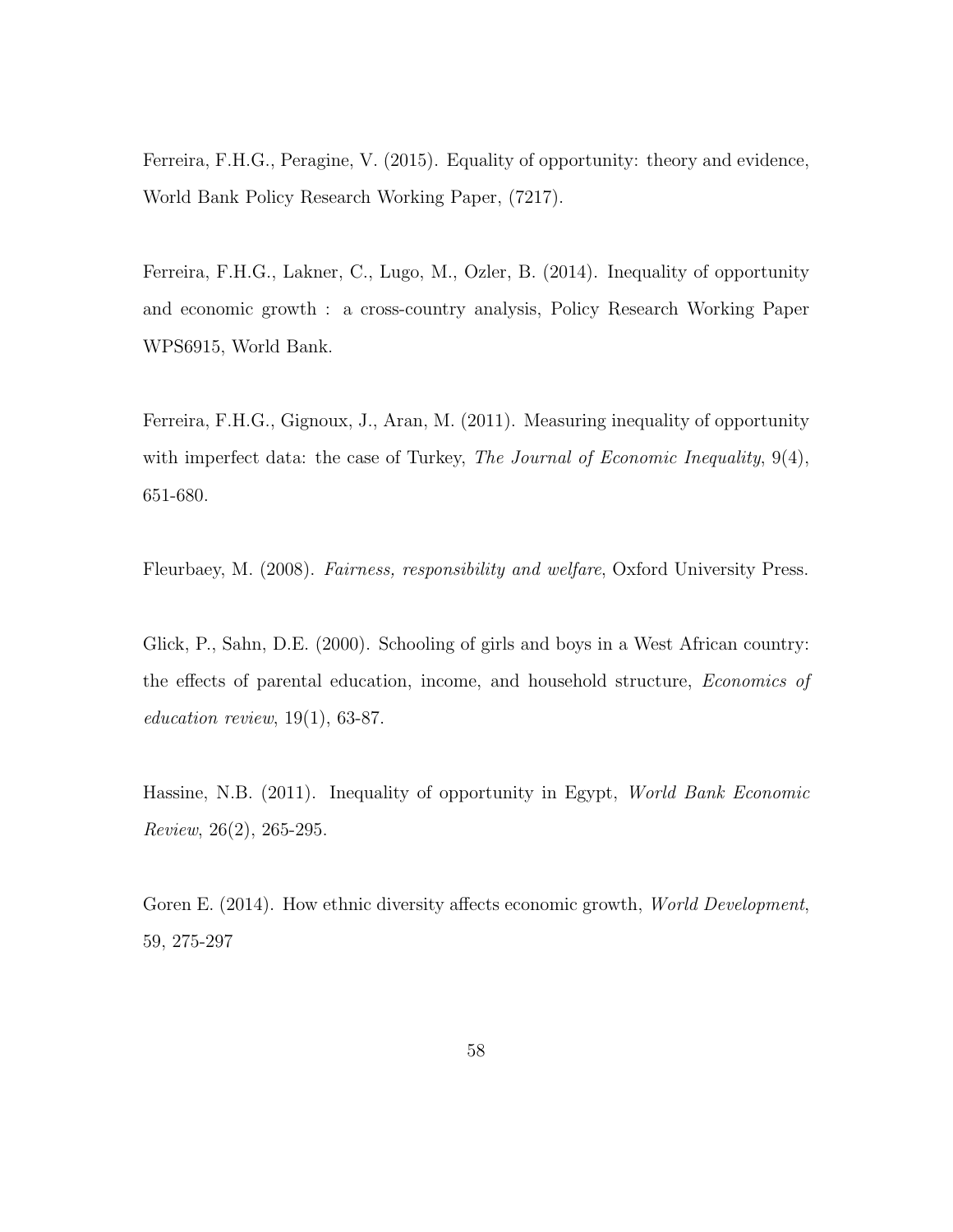Ferreira, F.H.G., Peragine, V. (2015). Equality of opportunity: theory and evidence, World Bank Policy Research Working Paper, (7217).

Ferreira, F.H.G., Lakner, C., Lugo, M., Ozler, B. (2014). Inequality of opportunity and economic growth : a cross-country analysis, Policy Research Working Paper WPS6915, World Bank.

Ferreira, F.H.G., Gignoux, J., Aran, M. (2011). Measuring inequality of opportunity with imperfect data: the case of Turkey, *The Journal of Economic Inequality*, 9(4), 651-680.

Fleurbaey, M. (2008). *Fairness, responsibility and welfare*, Oxford University Press.

Glick, P., Sahn, D.E. (2000). Schooling of girls and boys in a West African country: the effects of parental education, income, and household structure, *Economics of education review*, 19(1), 63-87.

Hassine, N.B. (2011). Inequality of opportunity in Egypt, *World Bank Economic Review*, 26(2), 265-295.

Goren E. (2014). How ethnic diversity affects economic growth, *World Development*, 59, 275-297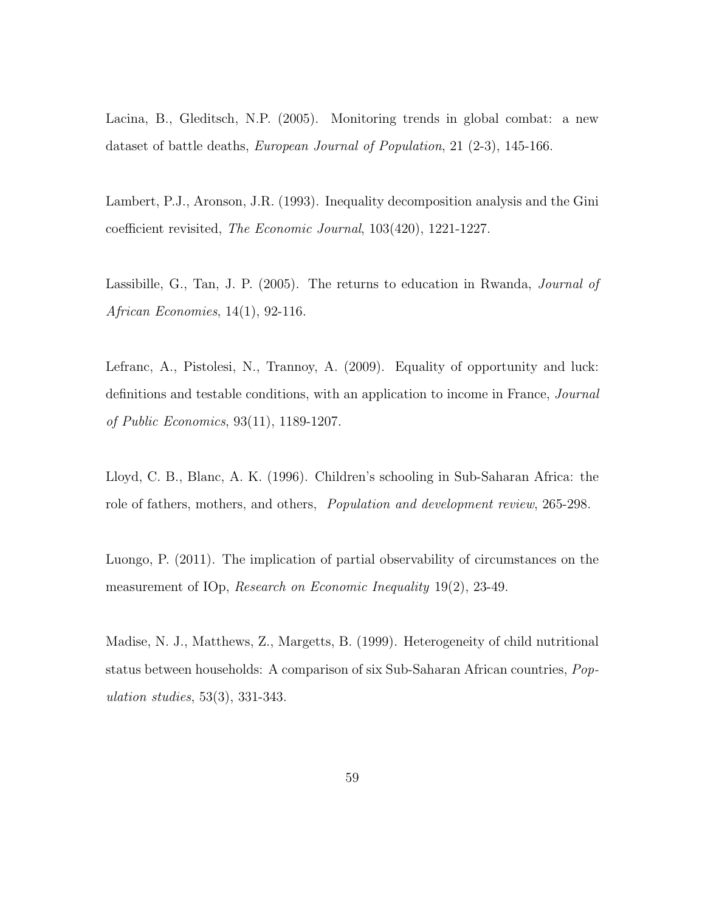Lacina, B., Gleditsch, N.P. (2005). Monitoring trends in global combat: a new dataset of battle deaths, *European Journal of Population*, 21 (2-3), 145-166.

Lambert, P.J., Aronson, J.R. (1993). Inequality decomposition analysis and the Gini coefficient revisited, *The Economic Journal*, 103(420), 1221-1227.

Lassibille, G., Tan, J. P. (2005). The returns to education in Rwanda, *Journal of African Economies*, 14(1), 92-116.

Lefranc, A., Pistolesi, N., Trannoy, A. (2009). Equality of opportunity and luck: definitions and testable conditions, with an application to income in France, *Journal of Public Economics*, 93(11), 1189-1207.

Lloyd, C. B., Blanc, A. K. (1996). Children's schooling in Sub-Saharan Africa: the role of fathers, mothers, and others, *Population and development review*, 265-298.

Luongo, P. (2011). The implication of partial observability of circumstances on the measurement of IOp, *Research on Economic Inequality* 19(2), 23-49.

Madise, N. J., Matthews, Z., Margetts, B. (1999). Heterogeneity of child nutritional status between households: A comparison of six Sub-Saharan African countries, *Population studies*, 53(3), 331-343.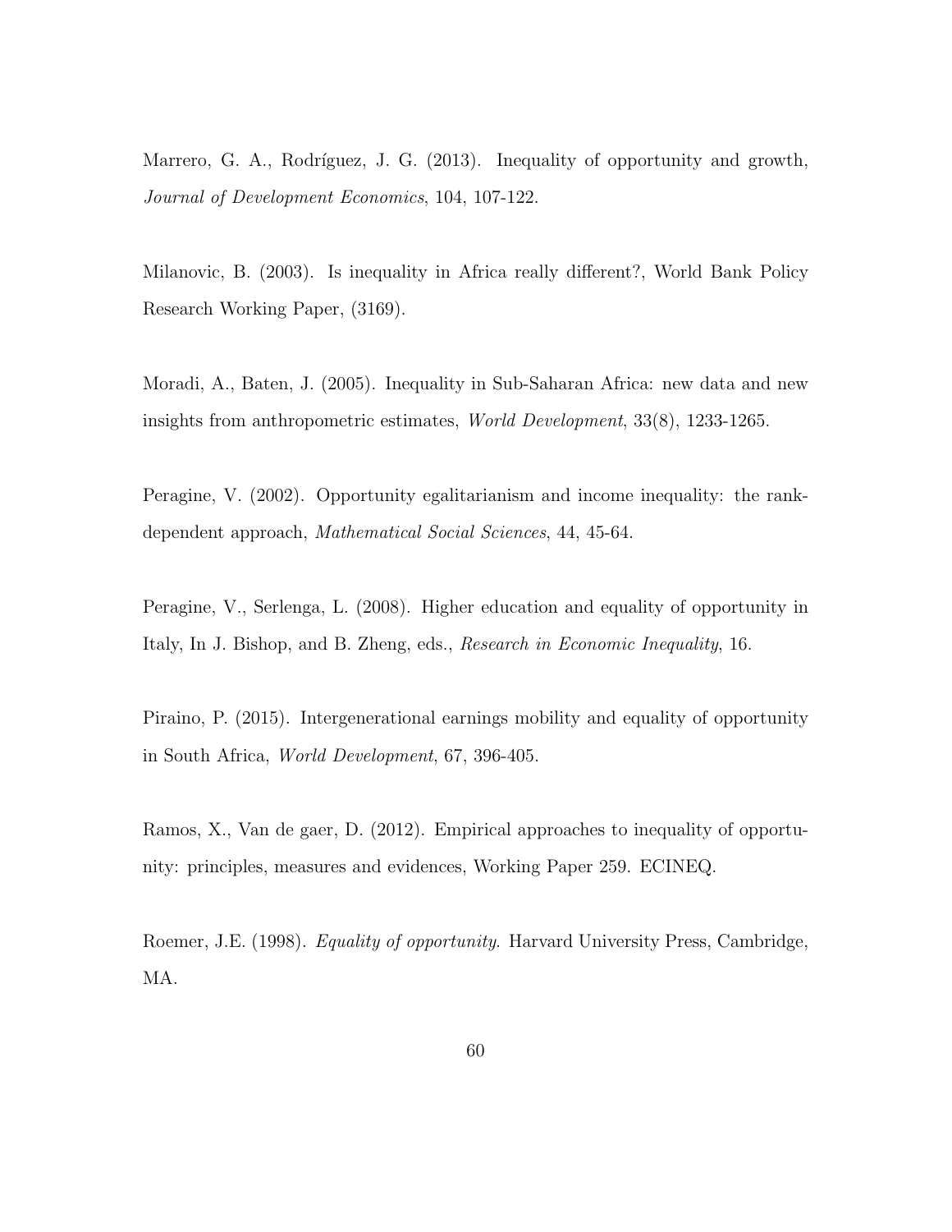Marrero, G. A., Rodríguez, J. G. (2013). Inequality of opportunity and growth, *Journal of Development Economics*, 104, 107-122.

Milanovic, B. (2003). Is inequality in Africa really different?, World Bank Policy Research Working Paper, (3169).

Moradi, A., Baten, J. (2005). Inequality in Sub-Saharan Africa: new data and new insights from anthropometric estimates, *World Development*, 33(8), 1233-1265.

Peragine, V. (2002). Opportunity egalitarianism and income inequality: the rank-dependent approach, *Mathematical Social Sciences*, 44, 45-64.

Peragine, V., Serlenga, L. (2008). Higher education and equality of opportunity in Italy, In J. Bishop, and B. Zheng, eds., *Research in Economic Inequality*, 16.

Piraino, P. (2015). Intergenerational earnings mobility and equality of opportunity in South Africa, *World Development*, 67, 396-405.

Ramos, X., Van de gaer, D. (2012). Empirical approaches to inequality of opportunity: principles, measures and evidences, Working Paper 259. ECINEQ.

Roemer, J.E. (1998). *Equality of opportunity*. Harvard University Press, Cambridge, MA.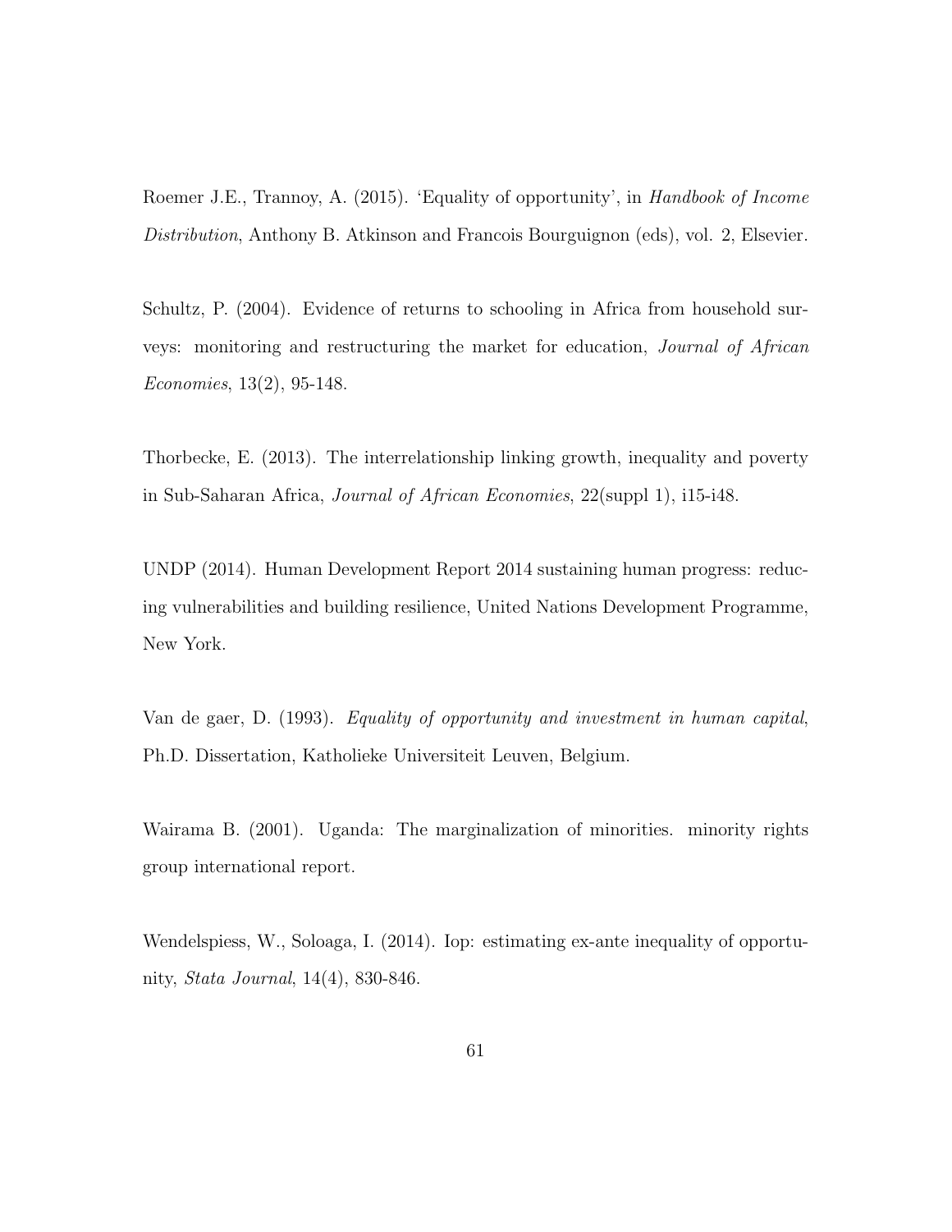Roemer J.E., Trannoy, A. (2015). 'Equality of opportunity', in *Handbook of Income Distribution*, Anthony B. Atkinson and Francois Bourguignon (eds), vol. 2, Elsevier.

Schultz, P. (2004). Evidence of returns to schooling in Africa from household surveys: monitoring and restructuring the market for education, *Journal of African Economies*, 13(2), 95-148.

Thorbecke, E. (2013). The interrelationship linking growth, inequality and poverty in Sub-Saharan Africa, *Journal of African Economies*, 22(suppl 1), i15-i48.

UNDP (2014). Human Development Report 2014 sustaining human progress: reducing vulnerabilities and building resilience, United Nations Development Programme, New York.

Van de gaer, D. (1993). *Equality of opportunity and investment in human capital*, Ph.D. Dissertation, Katholieke Universiteit Leuven, Belgium.

Wairama B. (2001). Uganda: The marginalization of minorities. minority rights group international report.

Wendelspiess, W., Soloaga, I. (2014). Iop: estimating ex-ante inequality of opportunity, *Stata Journal*, 14(4), 830-846.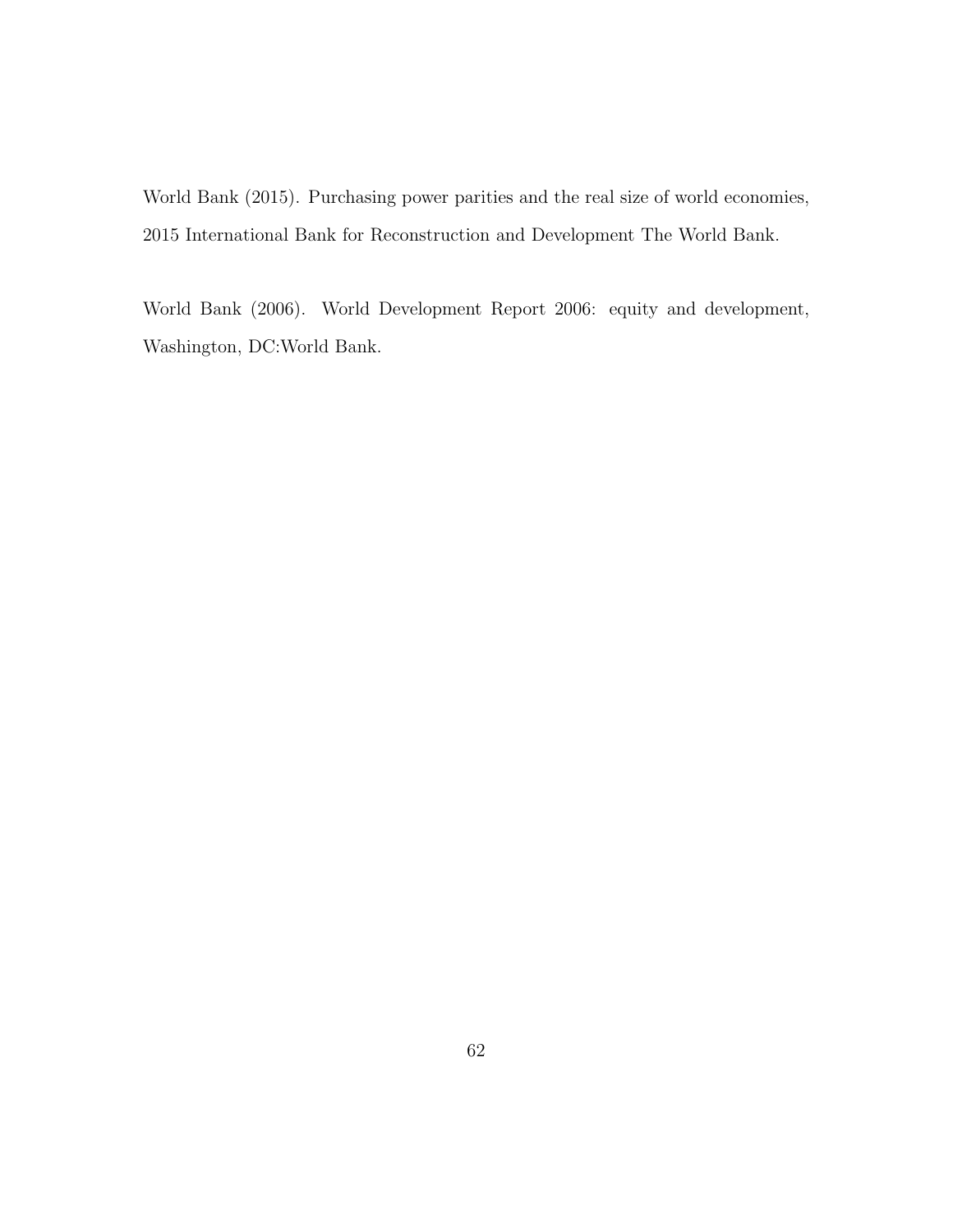World Bank (2015). Purchasing power parities and the real size of world economies, 2015 International Bank for Reconstruction and Development The World Bank.

World Bank (2006). World Development Report 2006: equity and development, Washington, DC:World Bank.